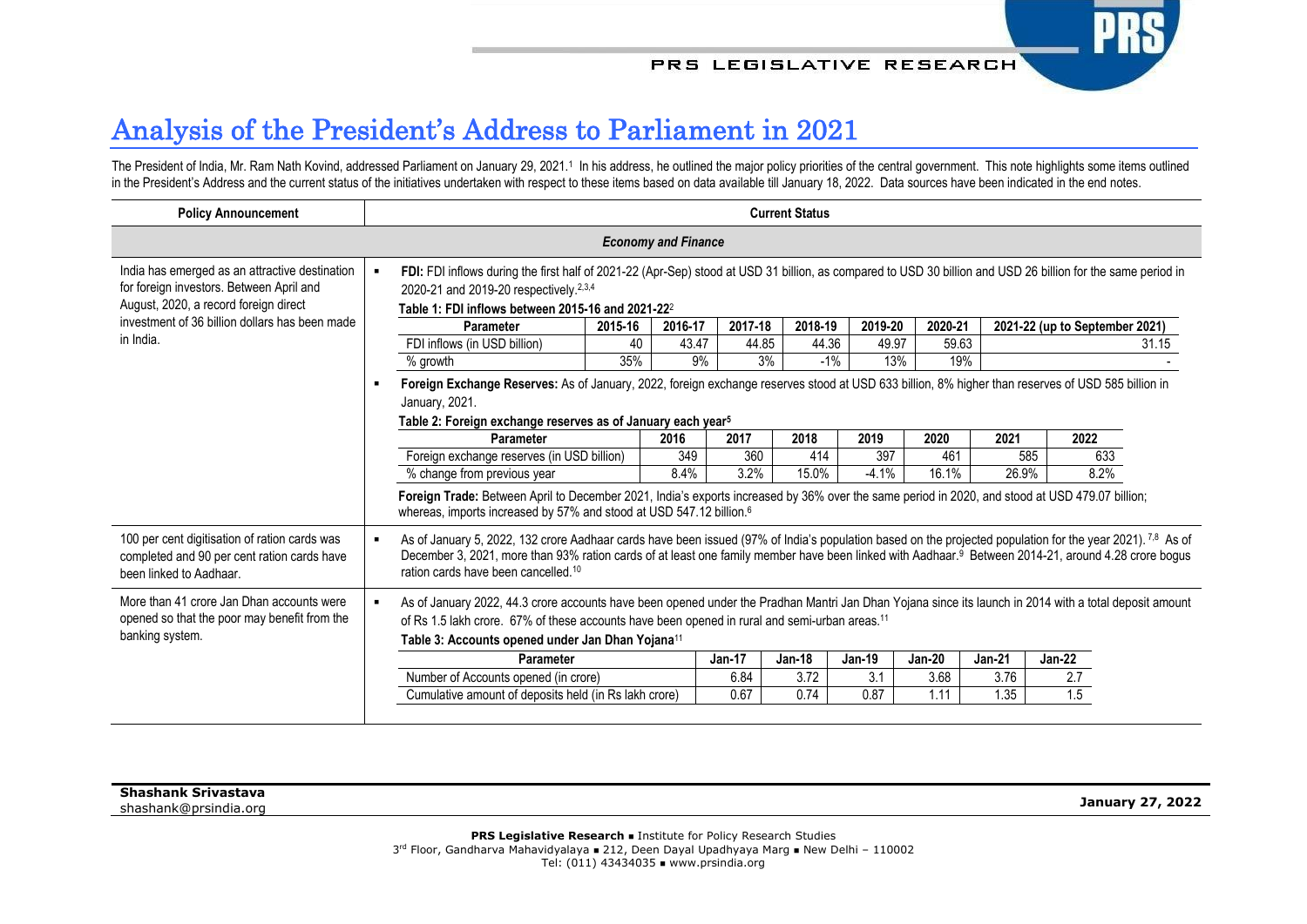# Analysis of the President's Address to Parliament in 2021

The President of India, Mr. Ram Nath Kovind, addressed Parliament on January 29, 2021.[1] In his address, he outlined the major policy priorities of the central government. This note highlights some items outlined in the President's Address and the current status of the initiatives undertaken with respect to these items based on data available till January 18, 2022. Data sources have been indicated in the end notes.

| Policy Announcement | Current Status |
|---|---|
| ***Economy and Finance*** | |
| India has emerged as an attractive destination for foreign investors. Between April and August, 2020, a record foreign direct investment of 36 billion dollars has been made in India. | ▪ **FDI:** FDI inflows during the first half of 2021-22 (Apr-Sep) stood at USD 31 billion, as compared to USD 30 billion and USD 26 billion for the same period in 2020-21 and 2019-20 respectively.[2,3,4] |

**Table 1: FDI inflows between 2015-16 and 2021-22**[2]

| Parameter | 2015-16 | 2016-17 | 2017-18 | 2018-19 | 2019-20 | 2020-21 | 2021-22 (up to September 2021) |
|---|---|---|---|---|---|---|---|
| FDI inflows (in USD billion) | 40 | 43.47 | 44.85 | 44.36 | 49.97 | 59.63 | 31.15 |
| % growth | 35% | 9% | 3% | -1% | 13% | 19% | - |

▪ **Foreign Exchange Reserves:** As of January, 2022, foreign exchange reserves stood at USD 633 billion, 8% higher than reserves of USD 585 billion in January, 2021.

**Table 2: Foreign exchange reserves as of January each year**[5]

| Parameter | 2016 | 2017 | 2018 | 2019 | 2020 | 2021 | 2022 |
|---|---|---|---|---|---|---|---|
| Foreign exchange reserves (in USD billion) | 349 | 360 | 414 | 397 | 461 | 585 | 633 |
| % change from previous year | 8.4% | 3.2% | 15.0% | -4.1% | 16.1% | 26.9% | 8.2% |

**Foreign Trade:** Between April to December 2021, India's exports increased by 36% over the same period in 2020, and stood at USD 479.07 billion; whereas, imports increased by 57% and stood at USD 547.12 billion.[6]

| Policy Announcement | Current Status |
|---|---|
| 100 per cent digitisation of ration cards was completed and 90 per cent ration cards have been linked to Aadhaar. | ▪ As of January 5, 2022, 132 crore Aadhaar cards have been issued (97% of India's population based on the projected population for the year 2021).[7,8] As of December 3, 2021, more than 93% ration cards of at least one family member have been linked with Aadhaar.[9] Between 2014-21, around 4.28 crore bogus ration cards have been cancelled.[10] |
| More than 41 crore Jan Dhan accounts were opened so that the poor may benefit from the banking system. | ▪ As of January 2022, 44.3 crore accounts have been opened under the Pradhan Mantri Jan Dhan Yojana since its launch in 2014 with a total deposit amount of Rs 1.5 lakh crore. 67% of these accounts have been opened in rural and semi-urban areas.[11] |

**Table 3: Accounts opened under Jan Dhan Yojana**[11]

| Parameter | Jan-17 | Jan-18 | Jan-19 | Jan-20 | Jan-21 | Jan-22 |
|---|---|---|---|---|---|---|
| Number of Accounts opened (in crore) | 6.84 | 3.72 | 3.1 | 3.68 | 3.76 | 2.7 |
| Cumulative amount of deposits held (in Rs lakh crore) | 0.67 | 0.74 | 0.87 | 1.11 | 1.35 | 1.5 |

**Shashank Srivastava**
shashank@prsindia.org

**January 27, 2022**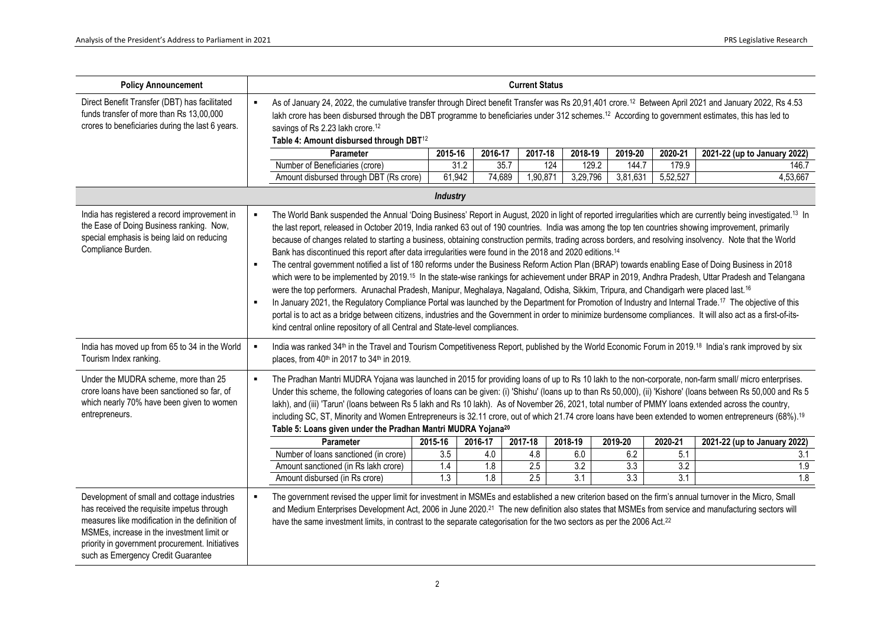| Policy Announcement | Current Status |
|---|---|
| Direct Benefit Transfer (DBT) has facilitated funds transfer of more than Rs 13,00,000 crores to beneficiaries during the last 6 years. | ▪ As of January 24, 2022, the cumulative transfer through Direct benefit Transfer was Rs 20,91,401 crore.[12] Between April 2021 and January 2022, Rs 4.53 lakh crore has been disbursed through the DBT programme to beneficiaries under 312 schemes.[12] According to government estimates, this has led to savings of Rs 2.23 lakh crore.[12] |

**Table 4: Amount disbursed through DBT**[12]

| Parameter | 2015-16 | 2016-17 | 2017-18 | 2018-19 | 2019-20 | 2020-21 | 2021-22 (up to January 2022) |
|---|---|---|---|---|---|---|---|
| Number of Beneficiaries (crore) | 31.2 | 35.7 | 124 | 129.2 | 144.7 | 179.9 | 146.7 |
| Amount disbursed through DBT (Rs crore) | 61,942 | 74,689 | 1,90,871 | 3,29,796 | 3,81,631 | 5,52,527 | 4,53,667 |

***Industry***

| Policy Announcement | Current Status |
|---|---|
| India has registered a record improvement in the Ease of Doing Business ranking. Now, special emphasis is being laid on reducing Compliance Burden. | ▪ The World Bank suspended the Annual 'Doing Business' Report in August, 2020 in light of reported irregularities which are currently being investigated.[13] In the last report, released in October 2019, India ranked 63 out of 190 countries. India was among the top ten countries showing improvement, primarily because of changes related to starting a business, obtaining construction permits, trading across borders, and resolving insolvency. Note that the World Bank has discontinued this report after data irregularities were found in the 2018 and 2020 editions.[14]<br>▪ The central government notified a list of 180 reforms under the Business Reform Action Plan (BRAP) towards enabling Ease of Doing Business in 2018 which were to be implemented by 2019.[15] In the state-wise rankings for achievement under BRAP in 2019, Andhra Pradesh, Uttar Pradesh and Telangana were the top performers. Arunachal Pradesh, Manipur, Meghalaya, Nagaland, Odisha, Sikkim, Tripura, and Chandigarh were placed last.[16]<br>▪ In January 2021, the Regulatory Compliance Portal was launched by the Department for Promotion of Industry and Internal Trade.[17] The objective of this portal is to act as a bridge between citizens, industries and the Government in order to minimize burdensome compliances. It will also act as a first-of-its-kind central online repository of all Central and State-level compliances. |
| India has moved up from 65 to 34 in the World Tourism Index ranking. | ▪ India was ranked 34th in the Travel and Tourism Competitiveness Report, published by the World Economic Forum in 2019.[18] India's rank improved by six places, from 40th in 2017 to 34th in 2019. |
| Under the MUDRA scheme, more than 25 crore loans have been sanctioned so far, of which nearly 70% have been given to women entrepreneurs. | ▪ The Pradhan Mantri MUDRA Yojana was launched in 2015 for providing loans of up to Rs 10 lakh to the non-corporate, non-farm small/ micro enterprises. Under this scheme, the following categories of loans can be given: (i) 'Shishu' (loans up to than Rs 50,000), (ii) 'Kishore' (loans between Rs 50,000 and Rs 5 lakh), and (iii) 'Tarun' (loans between Rs 5 lakh and Rs 10 lakh). As of November 26, 2021, total number of PMMY loans extended across the country, including SC, ST, Minority and Women Entrepreneurs is 32.11 crore, out of which 21.74 crore loans have been extended to women entrepreneurs (68%).[19] |

**Table 5: Loans given under the Pradhan Mantri MUDRA Yojana**[20]

| Parameter | 2015-16 | 2016-17 | 2017-18 | 2018-19 | 2019-20 | 2020-21 | 2021-22 (up to January 2022) |
|---|---|---|---|---|---|---|---|
| Number of loans sanctioned (in crore) | 3.5 | 4.0 | 4.8 | 6.0 | 6.2 | 5.1 | 3.1 |
| Amount sanctioned (in Rs lakh crore) | 1.4 | 1.8 | 2.5 | 3.2 | 3.3 | 3.2 | 1.9 |
| Amount disbursed (in Rs crore) | 1.3 | 1.8 | 2.5 | 3.1 | 3.3 | 3.1 | 1.8 |

| Policy Announcement | Current Status |
|---|---|
| Development of small and cottage industries has received the requisite impetus through measures like modification in the definition of MSMEs, increase in the investment limit or priority in government procurement. Initiatives such as Emergency Credit Guarantee | ▪ The government revised the upper limit for investment in MSMEs and established a new criterion based on the firm's annual turnover in the Micro, Small and Medium Enterprises Development Act, 2006 in June 2020.[21] The new definition also states that MSMEs from service and manufacturing sectors will have the same investment limits, in contrast to the separate categorisation for the two sectors as per the 2006 Act.[22] |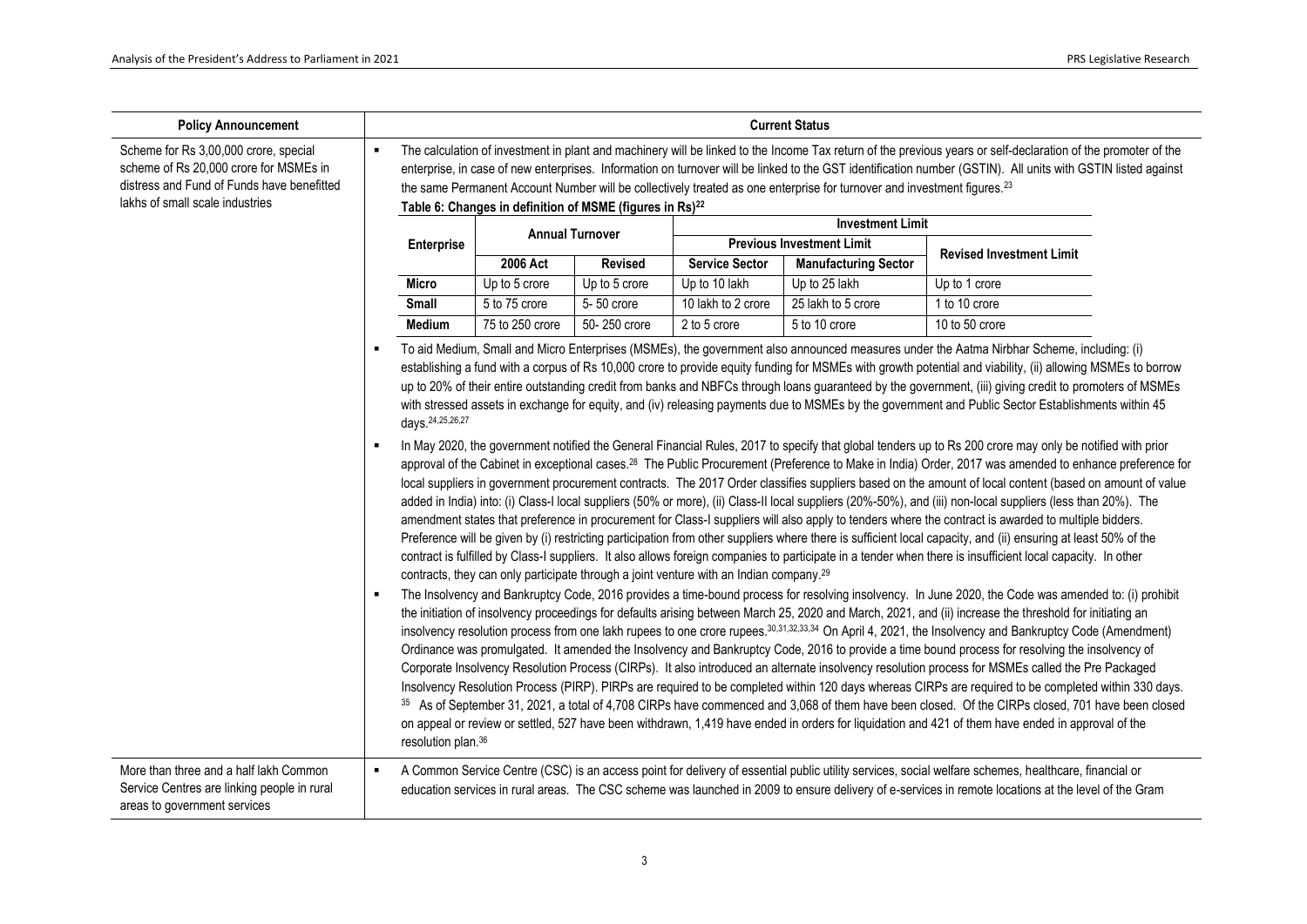| Policy Announcement | Current Status |
|---|---|
| Scheme for Rs 3,00,000 crore, special scheme of Rs 20,000 crore for MSMEs in distress and Fund of Funds have benefitted lakhs of small scale industries | ▪ The calculation of investment in plant and machinery will be linked to the Income Tax return of the previous years or self-declaration of the promoter of the enterprise, in case of new enterprises. Information on turnover will be linked to the GST identification number (GSTIN). All units with GSTIN listed against the same Permanent Account Number will be collectively treated as one enterprise for turnover and investment figures.[23] |

**Table 6: Changes in definition of MSME (figures in Rs)[22]**

| Enterprise | Annual Turnover | | Investment Limit | | |
|---|---|---|---|---|---|
| | | | Previous Investment Limit | | Revised Investment Limit |
| | 2006 Act | Revised | Service Sector | Manufacturing Sector | |
| Micro | Up to 5 crore | Up to 5 crore | Up to 10 lakh | Up to 25 lakh | Up to 1 crore |
| Small | 5 to 75 crore | 5- 50 crore | 10 lakh to 2 crore | 25 lakh to 5 crore | 1 to 10 crore |
| Medium | 75 to 250 crore | 50- 250 crore | 2 to 5 crore | 5 to 10 crore | 10 to 50 crore |

- To aid Medium, Small and Micro Enterprises (MSMEs), the government also announced measures under the Aatma Nirbhar Scheme, including: (i) establishing a fund with a corpus of Rs 10,000 crore to provide equity funding for MSMEs with growth potential and viability, (ii) allowing MSMEs to borrow up to 20% of their entire outstanding credit from banks and NBFCs through loans guaranteed by the government, (iii) giving credit to promoters of MSMEs with stressed assets in exchange for equity, and (iv) releasing payments due to MSMEs by the government and Public Sector Establishments within 45 days.[24,25,26,27]
- In May 2020, the government notified the General Financial Rules, 2017 to specify that global tenders up to Rs 200 crore may only be notified with prior approval of the Cabinet in exceptional cases.[28] The Public Procurement (Preference to Make in India) Order, 2017 was amended to enhance preference for local suppliers in government procurement contracts. The 2017 Order classifies suppliers based on the amount of local content (based on amount of value added in India) into: (i) Class-I local suppliers (50% or more), (ii) Class-II local suppliers (20%-50%), and (iii) non-local suppliers (less than 20%). The amendment states that preference in procurement for Class-I suppliers will also apply to tenders where the contract is awarded to multiple bidders. Preference will be given by (i) restricting participation from other suppliers where there is sufficient local capacity, and (ii) ensuring at least 50% of the contract is fulfilled by Class-I suppliers. It also allows foreign companies to participate in a tender when there is insufficient local capacity. In other contracts, they can only participate through a joint venture with an Indian company.[29]
- The Insolvency and Bankruptcy Code, 2016 provides a time-bound process for resolving insolvency. In June 2020, the Code was amended to: (i) prohibit the initiation of insolvency proceedings for defaults arising between March 25, 2020 and March, 2021, and (ii) increase the threshold for initiating an insolvency resolution process from one lakh rupees to one crore rupees.[30,31,32,33,34] On April 4, 2021, the Insolvency and Bankruptcy Code (Amendment) Ordinance was promulgated. It amended the Insolvency and Bankruptcy Code, 2016 to provide a time bound process for resolving the insolvency of Corporate Insolvency Resolution Process (CIRPs). It also introduced an alternate insolvency resolution process for MSMEs called the Pre Packaged Insolvency Resolution Process (PIRP). PIRPs are required to be completed within 120 days whereas CIRPs are required to be completed within 330 days.[35] As of September 31, 2021, a total of 4,708 CIRPs have commenced and 3,068 of them have been closed. Of the CIRPs closed, 701 have been closed on appeal or review or settled, 527 have been withdrawn, 1,419 have ended in orders for liquidation and 421 of them have ended in approval of the resolution plan.[36]

| Policy Announcement | Current Status |
|---|---|
| More than three and a half lakh Common Service Centres are linking people in rural areas to government services | ▪ A Common Service Centre (CSC) is an access point for delivery of essential public utility services, social welfare schemes, healthcare, financial or education services in rural areas. The CSC scheme was launched in 2009 to ensure delivery of e-services in remote locations at the level of the Gram |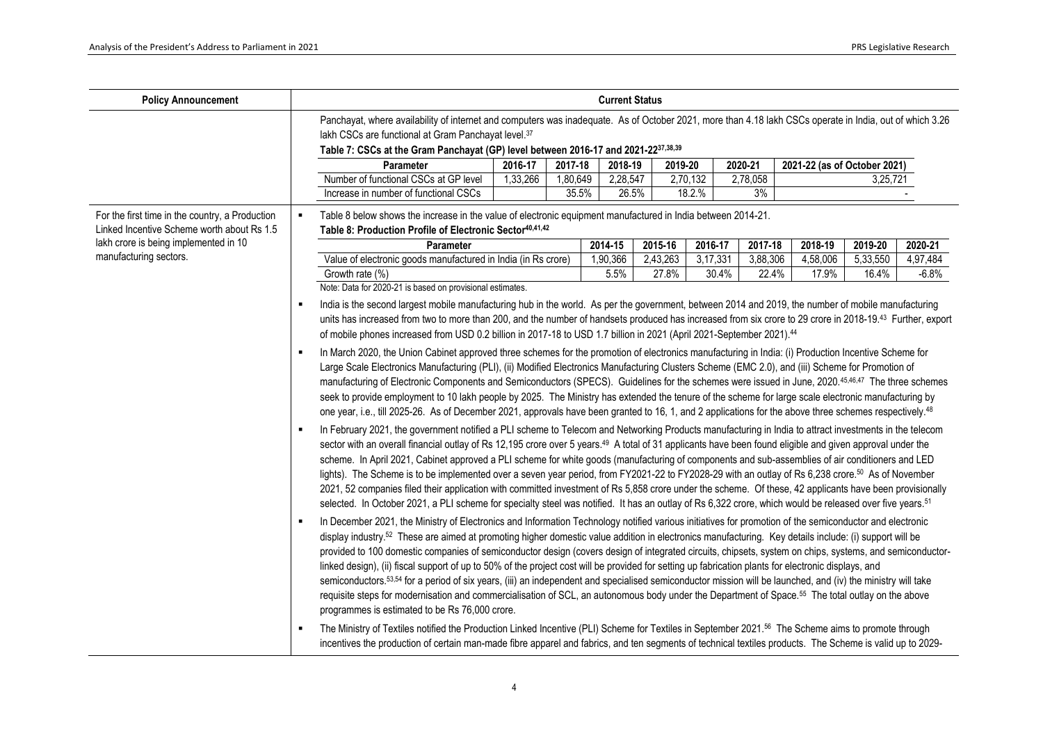| Policy Announcement | Current Status |
|---|---|
| | Panchayat, where availability of internet and computers was inadequate. As of October 2021, more than 4.18 lakh CSCs operate in India, out of which 3.26 lakh CSCs are functional at Gram Panchayat level.[37] |

**Table 7: CSCs at the Gram Panchayat (GP) level between 2016-17 and 2021-22[37,38,39]**

| Parameter | 2016-17 | 2017-18 | 2018-19 | 2019-20 | 2020-21 | 2021-22 (as of October 2021) |
|---|---|---|---|---|---|---|
| Number of functional CSCs at GP level | 1,33,266 | 1,80,649 | 2,28,547 | 2,70,132 | 2,78,058 | 3,25,721 |
| Increase in number of functional CSCs | | 35.5% | 26.5% | 18.2.% | 3% | - |

**Policy Announcement:** For the first time in the country, a Production Linked Incentive Scheme worth about Rs 1.5 lakh crore is being implemented in 10 manufacturing sectors.

**Current Status:**

- Table 8 below shows the increase in the value of electronic equipment manufactured in India between 2014-21.

**Table 8: Production Profile of Electronic Sector[40,41,42]**

| Parameter | 2014-15 | 2015-16 | 2016-17 | 2017-18 | 2018-19 | 2019-20 | 2020-21 |
|---|---|---|---|---|---|---|---|
| Value of electronic goods manufactured in India (in Rs crore) | 1,90,366 | 2,43,263 | 3,17,331 | 3,88,306 | 4,58,006 | 5,33,550 | 4,97,484 |
| Growth rate (%) | 5.5% | 27.8% | 30.4% | 22.4% | 17.9% | 16.4% | -6.8% |

Note: Data for 2020-21 is based on provisional estimates.

- India is the second largest mobile manufacturing hub in the world. As per the government, between 2014 and 2019, the number of mobile manufacturing units has increased from two to more than 200, and the number of handsets produced has increased from six crore to 29 crore in 2018-19.[43] Further, export of mobile phones increased from USD 0.2 billion in 2017-18 to USD 1.7 billion in 2021 (April 2021-September 2021).[44]
- In March 2020, the Union Cabinet approved three schemes for the promotion of electronics manufacturing in India: (i) Production Incentive Scheme for Large Scale Electronics Manufacturing (PLI), (ii) Modified Electronics Manufacturing Clusters Scheme (EMC 2.0), and (iii) Scheme for Promotion of manufacturing of Electronic Components and Semiconductors (SPECS). Guidelines for the schemes were issued in June, 2020.[45,46,47] The three schemes seek to provide employment to 10 lakh people by 2025. The Ministry has extended the tenure of the scheme for large scale electronic manufacturing by one year, i.e., till 2025-26. As of December 2021, approvals have been granted to 16, 1, and 2 applications for the above three schemes respectively.[48]
- In February 2021, the government notified a PLI scheme to Telecom and Networking Products manufacturing in India to attract investments in the telecom sector with an overall financial outlay of Rs 12,195 crore over 5 years.[49] A total of 31 applicants have been found eligible and given approval under the scheme. In April 2021, Cabinet approved a PLI scheme for white goods (manufacturing of components and sub-assemblies of air conditioners and LED lights). The Scheme is to be implemented over a seven year period, from FY2021-22 to FY2028-29 with an outlay of Rs 6,238 crore.[50] As of November 2021, 52 companies filed their application with committed investment of Rs 5,858 crore under the scheme. Of these, 42 applicants have been provisionally selected. In October 2021, a PLI scheme for specialty steel was notified. It has an outlay of Rs 6,322 crore, which would be released over five years.[51]
- In December 2021, the Ministry of Electronics and Information Technology notified various initiatives for promotion of the semiconductor and electronic display industry.[52] These are aimed at promoting higher domestic value addition in electronics manufacturing. Key details include: (i) support will be provided to 100 domestic companies of semiconductor design (covers design of integrated circuits, chipsets, system on chips, systems, and semiconductor-linked design), (ii) fiscal support of up to 50% of the project cost will be provided for setting up fabrication plants for electronic displays, and semiconductors.[53,54] for a period of six years, (iii) an independent and specialised semiconductor mission will be launched, and (iv) the ministry will take requisite steps for modernisation and commercialisation of SCL, an autonomous body under the Department of Space.[55] The total outlay on the above programmes is estimated to be Rs 76,000 crore.
- The Ministry of Textiles notified the Production Linked Incentive (PLI) Scheme for Textiles in September 2021.[56] The Scheme aims to promote through incentives the production of certain man-made fibre apparel and fabrics, and ten segments of technical textiles products. The Scheme is valid up to 2029-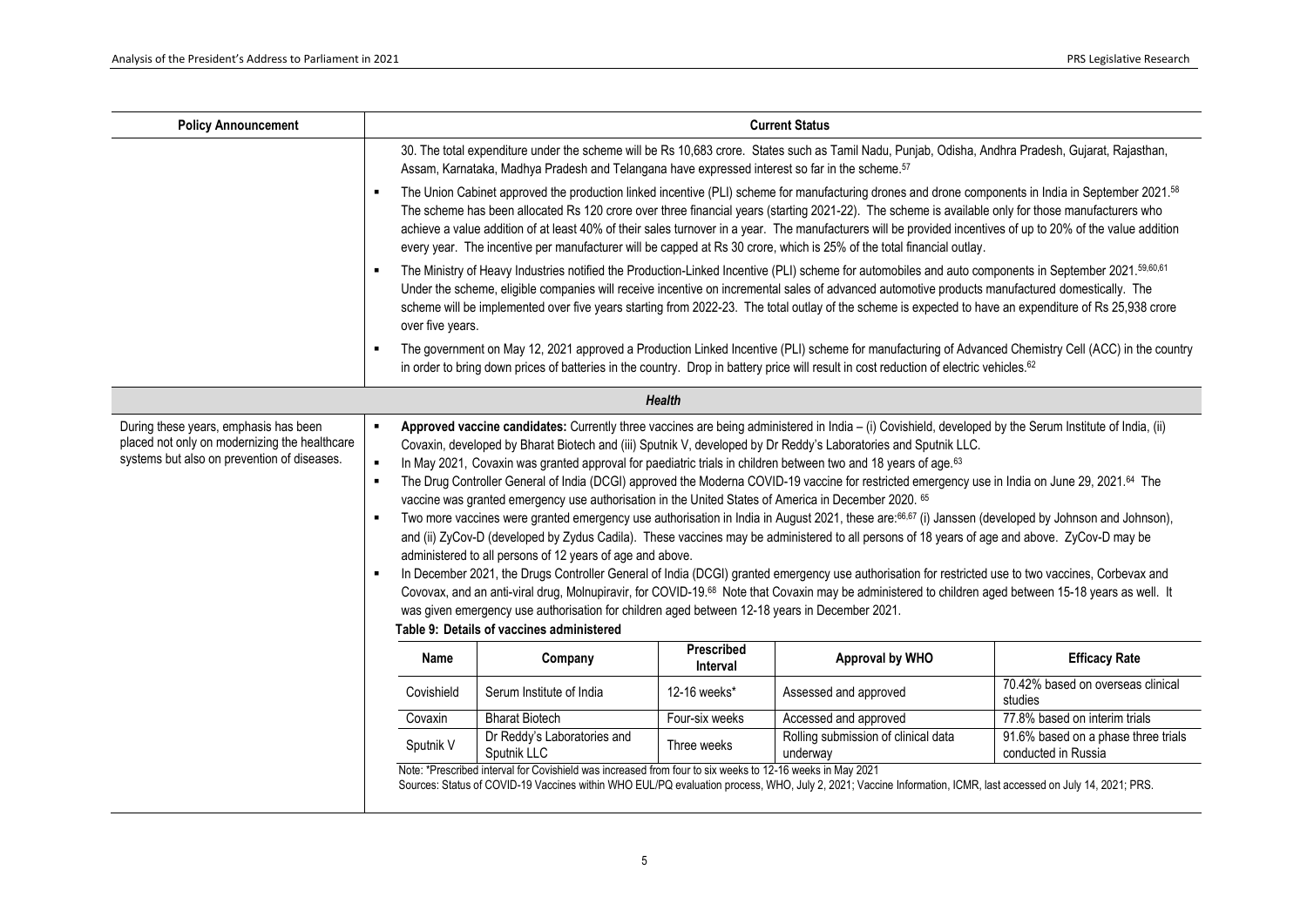| Policy Announcement | Current Status |
|---|---|
| | 30. The total expenditure under the scheme will be Rs 10,683 crore. States such as Tamil Nadu, Punjab, Odisha, Andhra Pradesh, Gujarat, Rajasthan, Assam, Karnataka, Madhya Pradesh and Telangana have expressed interest so far in the scheme.[57] <br>▪ The Union Cabinet approved the production linked incentive (PLI) scheme for manufacturing drones and drone components in India in September 2021.[58] The scheme has been allocated Rs 120 crore over three financial years (starting 2021-22). The scheme is available only for those manufacturers who achieve a value addition of at least 40% of their sales turnover in a year. The manufacturers will be provided incentives of up to 20% of the value addition every year. The incentive per manufacturer will be capped at Rs 30 crore, which is 25% of the total financial outlay. <br>▪ The Ministry of Heavy Industries notified the Production-Linked Incentive (PLI) scheme for automobiles and auto components in September 2021.[59,60,61] Under the scheme, eligible companies will receive incentive on incremental sales of advanced automotive products manufactured domestically. The scheme will be implemented over five years starting from 2022-23. The total outlay of the scheme is expected to have an expenditure of Rs 25,938 crore over five years. <br>▪ The government on May 12, 2021 approved a Production Linked Incentive (PLI) scheme for manufacturing of Advanced Chemistry Cell (ACC) in the country in order to bring down prices of batteries in the country. Drop in battery price will result in cost reduction of electric vehicles.[62] |
| ***Health*** | |
| During these years, emphasis has been placed not only on modernizing the healthcare systems but also on prevention of diseases. | ▪ **Approved vaccine candidates:** Currently three vaccines are being administered in India – (i) Covishield, developed by the Serum Institute of India, (ii) Covaxin, developed by Bharat Biotech and (iii) Sputnik V, developed by Dr Reddy's Laboratories and Sputnik LLC. <br>▪ In May 2021, Covaxin was granted approval for paediatric trials in children between two and 18 years of age.[63] <br>▪ The Drug Controller General of India (DCGI) approved the Moderna COVID-19 vaccine for restricted emergency use in India on June 29, 2021.[64] The vaccine was granted emergency use authorisation in the United States of America in December 2020.[65] <br>▪ Two more vaccines were granted emergency use authorisation in India in August 2021, these are:[66,67] (i) Janssen (developed by Johnson and Johnson), and (ii) ZyCov-D (developed by Zydus Cadila). These vaccines may be administered to all persons of 18 years of age and above. ZyCov-D may be administered to all persons of 12 years of age and above. <br>▪ In December 2021, the Drugs Controller General of India (DCGI) granted emergency use authorisation for restricted use to two vaccines, Corbevax and Covovax, and an anti-viral drug, Molnupiravir, for COVID-19.[68] Note that Covaxin may be administered to children aged between 15-18 years as well. It was given emergency use authorisation for children aged between 12-18 years in December 2021. |

**Table 9: Details of vaccines administered**

| Name | Company | Prescribed Interval | Approval by WHO | Efficacy Rate |
|---|---|---|---|---|
| Covishield | Serum Institute of India | 12-16 weeks* | Assessed and approved | 70.42% based on overseas clinical studies |
| Covaxin | Bharat Biotech | Four-six weeks | Accessed and approved | 77.8% based on interim trials |
| Sputnik V | Dr Reddy's Laboratories and Sputnik LLC | Three weeks | Rolling submission of clinical data underway | 91.6% based on a phase three trials conducted in Russia |

Note: *Prescribed interval for Covishield was increased from four to six weeks to 12-16 weeks in May 2021

Sources: Status of COVID-19 Vaccines within WHO EUL/PQ evaluation process, WHO, July 2, 2021; Vaccine Information, ICMR, last accessed on July 14, 2021; PRS.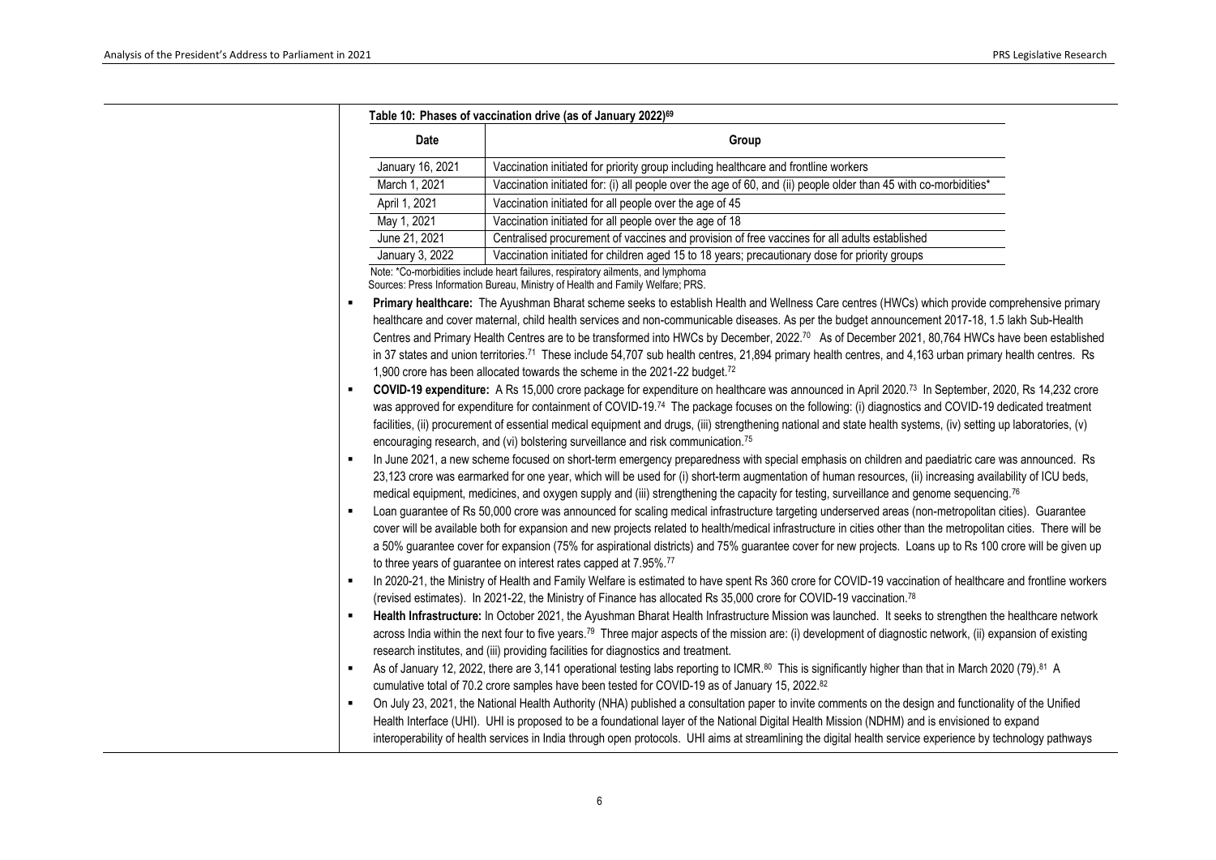**Table 10: Phases of vaccination drive (as of January 2022)[69]**

| Date | Group |
|---|---|
| January 16, 2021 | Vaccination initiated for priority group including healthcare and frontline workers |
| March 1, 2021 | Vaccination initiated for: (i) all people over the age of 60, and (ii) people older than 45 with co-morbidities* |
| April 1, 2021 | Vaccination initiated for all people over the age of 45 |
| May 1, 2021 | Vaccination initiated for all people over the age of 18 |
| June 21, 2021 | Centralised procurement of vaccines and provision of free vaccines for all adults established |
| January 3, 2022 | Vaccination initiated for children aged 15 to 18 years; precautionary dose for priority groups |

Note: *Co-morbidities include heart failures, respiratory ailments, and lymphoma
Sources: Press Information Bureau, Ministry of Health and Family Welfare; PRS.

- **Primary healthcare:** The Ayushman Bharat scheme seeks to establish Health and Wellness Care centres (HWCs) which provide comprehensive primary healthcare and cover maternal, child health services and non-communicable diseases. As per the budget announcement 2017-18, 1.5 lakh Sub-Health Centres and Primary Health Centres are to be transformed into HWCs by December, 2022.[70] As of December 2021, 80,764 HWCs have been established in 37 states and union territories.[71] These include 54,707 sub health centres, 21,894 primary health centres, and 4,163 urban primary health centres. Rs 1,900 crore has been allocated towards the scheme in the 2021-22 budget.[72]
- **COVID-19 expenditure:** A Rs 15,000 crore package for expenditure on healthcare was announced in April 2020.[73] In September, 2020, Rs 14,232 crore was approved for expenditure for containment of COVID-19.[74] The package focuses on the following: (i) diagnostics and COVID-19 dedicated treatment facilities, (ii) procurement of essential medical equipment and drugs, (iii) strengthening national and state health systems, (iv) setting up laboratories, (v) encouraging research, and (vi) bolstering surveillance and risk communication.[75]
- In June 2021, a new scheme focused on short-term emergency preparedness with special emphasis on children and paediatric care was announced. Rs 23,123 crore was earmarked for one year, which will be used for (i) short-term augmentation of human resources, (ii) increasing availability of ICU beds, medical equipment, medicines, and oxygen supply and (iii) strengthening the capacity for testing, surveillance and genome sequencing.[76]
- Loan guarantee of Rs 50,000 crore was announced for scaling medical infrastructure targeting underserved areas (non-metropolitan cities). Guarantee cover will be available both for expansion and new projects related to health/medical infrastructure in cities other than the metropolitan cities. There will be a 50% guarantee cover for expansion (75% for aspirational districts) and 75% guarantee cover for new projects. Loans up to Rs 100 crore will be given up to three years of guarantee on interest rates capped at 7.95%.[77]
- In 2020-21, the Ministry of Health and Family Welfare is estimated to have spent Rs 360 crore for COVID-19 vaccination of healthcare and frontline workers (revised estimates). In 2021-22, the Ministry of Finance has allocated Rs 35,000 crore for COVID-19 vaccination.[78]
- **Health Infrastructure:** In October 2021, the Ayushman Bharat Health Infrastructure Mission was launched. It seeks to strengthen the healthcare network across India within the next four to five years.[79] Three major aspects of the mission are: (i) development of diagnostic network, (ii) expansion of existing research institutes, and (iii) providing facilities for diagnostics and treatment.
- As of January 12, 2022, there are 3,141 operational testing labs reporting to ICMR.[80] This is significantly higher than that in March 2020 (79).[81] A cumulative total of 70.2 crore samples have been tested for COVID-19 as of January 15, 2022.[82]
- On July 23, 2021, the National Health Authority (NHA) published a consultation paper to invite comments on the design and functionality of the Unified Health Interface (UHI). UHI is proposed to be a foundational layer of the National Digital Health Mission (NDHM) and is envisioned to expand interoperability of health services in India through open protocols. UHI aims at streamlining the digital health service experience by technology pathways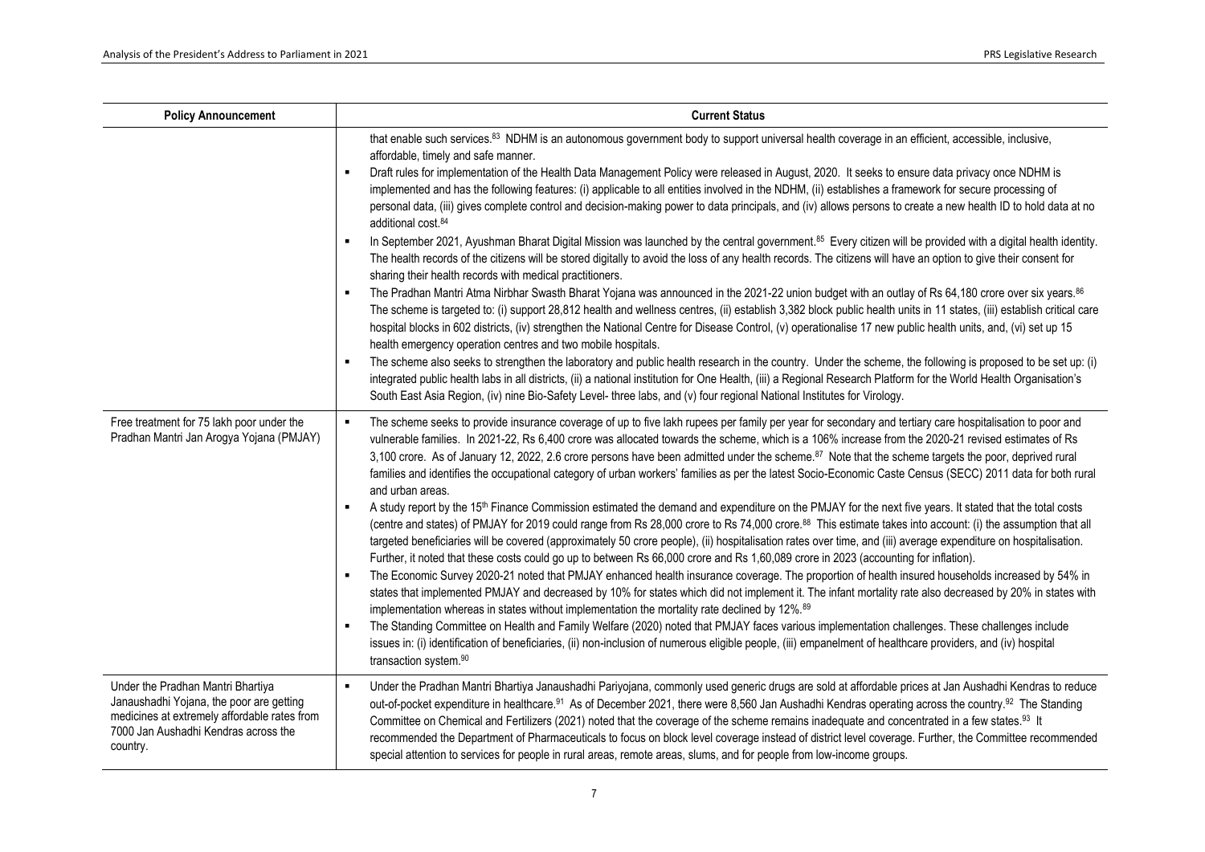| Policy Announcement | Current Status |
|---|---|
| | that enable such services.[83] NDHM is an autonomous government body to support universal health coverage in an efficient, accessible, inclusive, affordable, timely and safe manner.<br>▪ Draft rules for implementation of the Health Data Management Policy were released in August, 2020. It seeks to ensure data privacy once NDHM is implemented and has the following features: (i) applicable to all entities involved in the NDHM, (ii) establishes a framework for secure processing of personal data, (iii) gives complete control and decision-making power to data principals, and (iv) allows persons to create a new health ID to hold data at no additional cost.[84]<br>▪ In September 2021, Ayushman Bharat Digital Mission was launched by the central government.[85] Every citizen will be provided with a digital health identity. The health records of the citizens will be stored digitally to avoid the loss of any health records. The citizens will have an option to give their consent for sharing their health records with medical practitioners.<br>▪ The Pradhan Mantri Atma Nirbhar Swasth Bharat Yojana was announced in the 2021-22 union budget with an outlay of Rs 64,180 crore over six years.[86] The scheme is targeted to: (i) support 28,812 health and wellness centres, (ii) establish 3,382 block public health units in 11 states, (iii) establish critical care hospital blocks in 602 districts, (iv) strengthen the National Centre for Disease Control, (v) operationalise 17 new public health units, and, (vi) set up 15 health emergency operation centres and two mobile hospitals.<br>▪ The scheme also seeks to strengthen the laboratory and public health research in the country. Under the scheme, the following is proposed to be set up: (i) integrated public health labs in all districts, (ii) a national institution for One Health, (iii) a Regional Research Platform for the World Health Organisation's South East Asia Region, (iv) nine Bio-Safety Level- three labs, and (v) four regional National Institutes for Virology. |
| Free treatment for 75 lakh poor under the Pradhan Mantri Jan Arogya Yojana (PMJAY) | ▪ The scheme seeks to provide insurance coverage of up to five lakh rupees per family per year for secondary and tertiary care hospitalisation to poor and vulnerable families. In 2021-22, Rs 6,400 crore was allocated towards the scheme, which is a 106% increase from the 2020-21 revised estimates of Rs 3,100 crore. As of January 12, 2022, 2.6 crore persons have been admitted under the scheme.[87] Note that the scheme targets the poor, deprived rural families and identifies the occupational category of urban workers' families as per the latest Socio-Economic Caste Census (SECC) 2011 data for both rural and urban areas.<br>▪ A study report by the 15th Finance Commission estimated the demand and expenditure on the PMJAY for the next five years. It stated that the total costs (centre and states) of PMJAY for 2019 could range from Rs 28,000 crore to Rs 74,000 crore.[88] This estimate takes into account: (i) the assumption that all targeted beneficiaries will be covered (approximately 50 crore people), (ii) hospitalisation rates over time, and (iii) average expenditure on hospitalisation. Further, it noted that these costs could go up to between Rs 66,000 crore and Rs 1,60,089 crore in 2023 (accounting for inflation).<br>▪ The Economic Survey 2020-21 noted that PMJAY enhanced health insurance coverage. The proportion of health insured households increased by 54% in states that implemented PMJAY and decreased by 10% for states which did not implement it. The infant mortality rate also decreased by 20% in states with implementation whereas in states without implementation the mortality rate declined by 12%.[89]<br>▪ The Standing Committee on Health and Family Welfare (2020) noted that PMJAY faces various implementation challenges. These challenges include issues in: (i) identification of beneficiaries, (ii) non-inclusion of numerous eligible people, (iii) empanelment of healthcare providers, and (iv) hospital transaction system.[90] |
| Under the Pradhan Mantri Bhartiya Janaushadhi Yojana, the poor are getting medicines at extremely affordable rates from 7000 Jan Aushadhi Kendras across the country. | ▪ Under the Pradhan Mantri Bhartiya Janaushadhi Pariyojana, commonly used generic drugs are sold at affordable prices at Jan Aushadhi Kendras to reduce out-of-pocket expenditure in healthcare.[91] As of December 2021, there were 8,560 Jan Aushadhi Kendras operating across the country.[92] The Standing Committee on Chemical and Fertilizers (2021) noted that the coverage of the scheme remains inadequate and concentrated in a few states.[93] It recommended the Department of Pharmaceuticals to focus on block level coverage instead of district level coverage. Further, the Committee recommended special attention to services for people in rural areas, remote areas, slums, and for people from low-income groups. |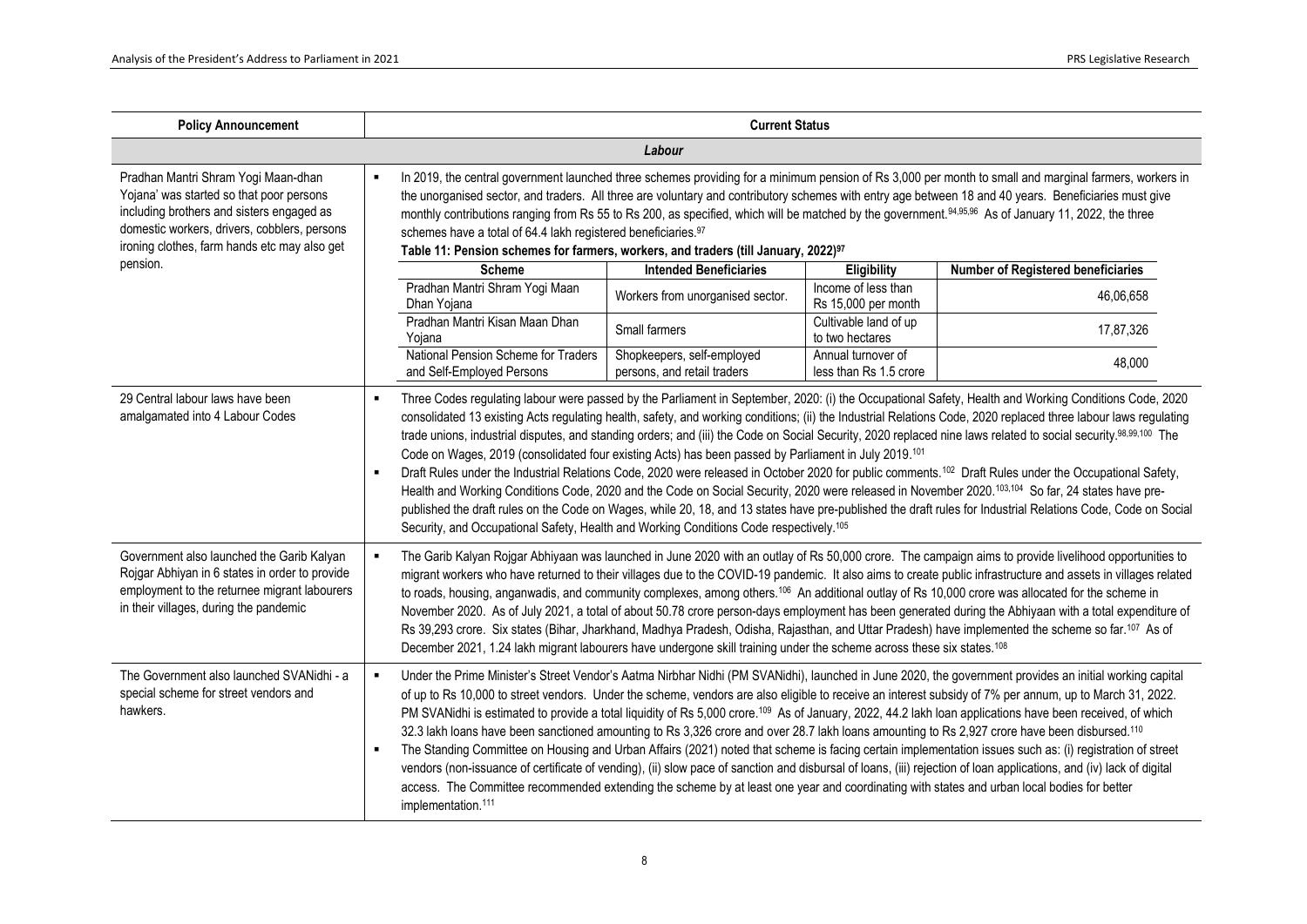| Policy Announcement | Current Status |
|---|---|
| | ***Labour*** |
| Pradhan Mantri Shram Yogi Maan-dhan Yojana' was started so that poor persons including brothers and sisters engaged as domestic workers, drivers, cobblers, persons ironing clothes, farm hands etc may also get pension. | ▪ In 2019, the central government launched three schemes providing for a minimum pension of Rs 3,000 per month to small and marginal farmers, workers in the unorganised sector, and traders. All three are voluntary and contributory schemes with entry age between 18 and 40 years. Beneficiaries must give monthly contributions ranging from Rs 55 to Rs 200, as specified, which will be matched by the government.[94,95,96] As of January 11, 2022, the three schemes have a total of 64.4 lakh registered beneficiaries.[97] |

**Table 11: Pension schemes for farmers, workers, and traders (till January, 2022)[97]**

| Scheme | Intended Beneficiaries | Eligibility | Number of Registered beneficiaries |
|---|---|---|---|
| Pradhan Mantri Shram Yogi Maan Dhan Yojana | Workers from unorganised sector. | Income of less than Rs 15,000 per month | 46,06,658 |
| Pradhan Mantri Kisan Maan Dhan Yojana | Small farmers | Cultivable land of up to two hectares | 17,87,326 |
| National Pension Scheme for Traders and Self-Employed Persons | Shopkeepers, self-employed persons, and retail traders | Annual turnover of less than Rs 1.5 crore | 48,000 |

| Policy Announcement | Current Status |
|---|---|
| 29 Central labour laws have been amalgamated into 4 Labour Codes | ▪ Three Codes regulating labour were passed by the Parliament in September, 2020: (i) the Occupational Safety, Health and Working Conditions Code, 2020 consolidated 13 existing Acts regulating health, safety, and working conditions; (ii) the Industrial Relations Code, 2020 replaced three labour laws regulating trade unions, industrial disputes, and standing orders; and (iii) the Code on Social Security, 2020 replaced nine laws related to social security.[98,99,100] The Code on Wages, 2019 (consolidated four existing Acts) has been passed by Parliament in July 2019.[101] <br> ▪ Draft Rules under the Industrial Relations Code, 2020 were released in October 2020 for public comments.[102] Draft Rules under the Occupational Safety, Health and Working Conditions Code, 2020 and the Code on Social Security, 2020 were released in November 2020.[103,104] So far, 24 states have pre-published the draft rules on the Code on Wages, while 20, 18, and 13 states have pre-published the draft rules for Industrial Relations Code, Code on Social Security, and Occupational Safety, Health and Working Conditions Code respectively.[105] |
| Government also launched the Garib Kalyan Rojgar Abhiyan in 6 states in order to provide employment to the returnee migrant labourers in their villages, during the pandemic | ▪ The Garib Kalyan Rojgar Abhiyaan was launched in June 2020 with an outlay of Rs 50,000 crore. The campaign aims to provide livelihood opportunities to migrant workers who have returned to their villages due to the COVID-19 pandemic. It also aims to create public infrastructure and assets in villages related to roads, housing, anganwadis, and community complexes, among others.[106] An additional outlay of Rs 10,000 crore was allocated for the scheme in November 2020. As of July 2021, a total of about 50.78 crore person-days employment has been generated during the Abhiyaan with a total expenditure of Rs 39,293 crore. Six states (Bihar, Jharkhand, Madhya Pradesh, Odisha, Rajasthan, and Uttar Pradesh) have implemented the scheme so far.[107] As of December 2021, 1.24 lakh migrant labourers have undergone skill training under the scheme across these six states.[108] |
| The Government also launched SVANidhi - a special scheme for street vendors and hawkers. | ▪ Under the Prime Minister's Street Vendor's Aatma Nirbhar Nidhi (PM SVANidhi), launched in June 2020, the government provides an initial working capital of up to Rs 10,000 to street vendors. Under the scheme, vendors are also eligible to receive an interest subsidy of 7% per annum, up to March 31, 2022. PM SVANidhi is estimated to provide a total liquidity of Rs 5,000 crore.[109] As of January, 2022, 44.2 lakh loan applications have been received, of which 32.3 lakh loans have been sanctioned amounting to Rs 3,326 crore and over 28.7 lakh loans amounting to Rs 2,927 crore have been disbursed.[110] <br> ▪ The Standing Committee on Housing and Urban Affairs (2021) noted that scheme is facing certain implementation issues such as: (i) registration of street vendors (non-issuance of certificate of vending), (ii) slow pace of sanction and disbursal of loans, (iii) rejection of loan applications, and (iv) lack of digital access. The Committee recommended extending the scheme by at least one year and coordinating with states and urban local bodies for better implementation.[111] |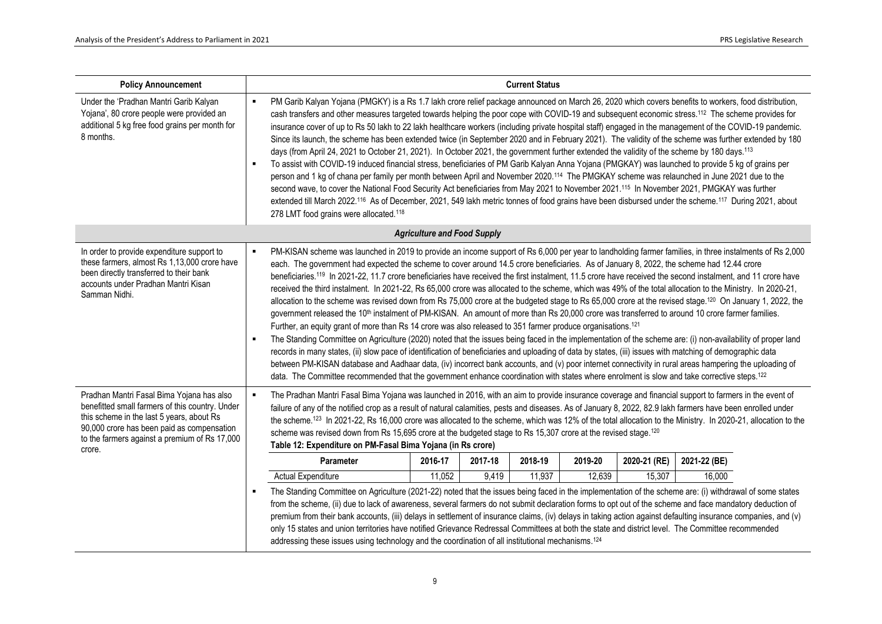| Policy Announcement | Current Status |
|---|---|
| Under the 'Pradhan Mantri Garib Kalyan Yojana', 80 crore people were provided an additional 5 kg free food grains per month for 8 months. | ▪ PM Garib Kalyan Yojana (PMGKY) is a Rs 1.7 lakh crore relief package announced on March 26, 2020 which covers benefits to workers, food distribution, cash transfers and other measures targeted towards helping the poor cope with COVID-19 and subsequent economic stress.[112] The scheme provides for insurance cover of up to Rs 50 lakh to 22 lakh healthcare workers (including private hospital staff) engaged in the management of the COVID-19 pandemic. Since its launch, the scheme has been extended twice (in September 2020 and in February 2021). The validity of the scheme was further extended by 180 days (from April 24, 2021 to October 21, 2021). In October 2021, the government further extended the validity of the scheme by 180 days.[113] <br> ▪ To assist with COVID-19 induced financial stress, beneficiaries of PM Garib Kalyan Anna Yojana (PMGKAY) was launched to provide 5 kg of grains per person and 1 kg of chana per family per month between April and November 2020.[114] The PMGKAY scheme was relaunched in June 2021 due to the second wave, to cover the National Food Security Act beneficiaries from May 2021 to November 2021.[115] In November 2021, PMGKAY was further extended till March 2022.[116] As of December, 2021, 549 lakh metric tonnes of food grains have been disbursed under the scheme.[117] During 2021, about 278 LMT food grains were allocated.[118] |
| | ***Agriculture and Food Supply*** |
| In order to provide expenditure support to these farmers, almost Rs 1,13,000 crore have been directly transferred to their bank accounts under Pradhan Mantri Kisan Samman Nidhi. | ▪ PM-KISAN scheme was launched in 2019 to provide an income support of Rs 6,000 per year to landholding farmer families, in three instalments of Rs 2,000 each. The government had expected the scheme to cover around 14.5 crore beneficiaries. As of January 8, 2022, the scheme had 12.44 crore beneficiaries.[119] In 2021-22, 11.7 crore beneficiaries have received the first instalment, 11.5 crore have received the second instalment, and 11 crore have received the third instalment. In 2021-22, Rs 65,000 crore was allocated to the scheme, which was 49% of the total allocation to the Ministry. In 2020-21, allocation to the scheme was revised down from Rs 75,000 crore at the budgeted stage to Rs 65,000 crore at the revised stage.[120] On January 1, 2022, the government released the 10th instalment of PM-KISAN. An amount of more than Rs 20,000 crore was transferred to around 10 crore farmer families. Further, an equity grant of more than Rs 14 crore was also released to 351 farmer produce organisations.[121] <br> ▪ The Standing Committee on Agriculture (2020) noted that the issues being faced in the implementation of the scheme are: (i) non-availability of proper land records in many states, (ii) slow pace of identification of beneficiaries and uploading of data by states, (iii) issues with matching of demographic data between PM-KISAN database and Aadhaar data, (iv) incorrect bank accounts, and (v) poor internet connectivity in rural areas hampering the uploading of data. The Committee recommended that the government enhance coordination with states where enrolment is slow and take corrective steps.[122] |
| Pradhan Mantri Fasal Bima Yojana has also benefitted small farmers of this country. Under this scheme in the last 5 years, about Rs 90,000 crore has been paid as compensation to the farmers against a premium of Rs 17,000 crore. | ▪ The Pradhan Mantri Fasal Bima Yojana was launched in 2016, with an aim to provide insurance coverage and financial support to farmers in the event of failure of any of the notified crop as a result of natural calamities, pests and diseases. As of January 8, 2022, 82.9 lakh farmers have been enrolled under the scheme.[123] In 2021-22, Rs 16,000 crore was allocated to the scheme, which was 12% of the total allocation to the Ministry. In 2020-21, allocation to the scheme was revised down from Rs 15,695 crore at the budgeted stage to Rs 15,307 crore at the revised stage.[120] <br> **Table 12: Expenditure on PM-Fasal Bima Yojana (in Rs crore)** <br> Parameter: 2016-17 / 2017-18 / 2018-19 / 2019-20 / 2020-21 (RE) / 2021-22 (BE) <br> Actual Expenditure: 11,052 / 9,419 / 11,937 / 12,639 / 15,307 / 16,000 <br> ▪ The Standing Committee on Agriculture (2021-22) noted that the issues being faced in the implementation of the scheme are: (i) withdrawal of some states from the scheme, (ii) due to lack of awareness, several farmers do not submit declaration forms to opt out of the scheme and face mandatory deduction of premium from their bank accounts, (iii) delays in settlement of insurance claims, (iv) delays in taking action against defaulting insurance companies, and (v) only 15 states and union territories have notified Grievance Redressal Committees at both the state and district level. The Committee recommended addressing these issues using technology and the coordination of all institutional mechanisms.[124] |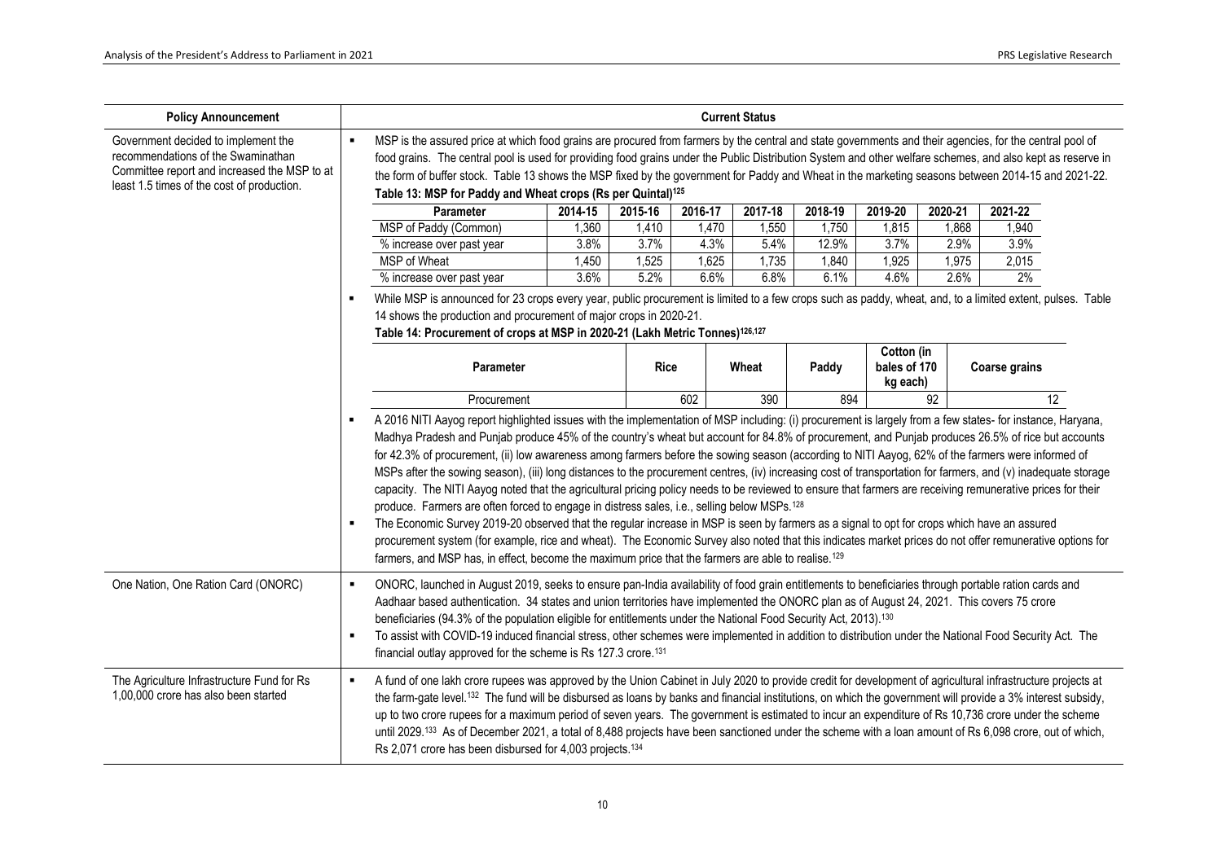| Policy Announcement | Current Status |
|---|---|
| Government decided to implement the recommendations of the Swaminathan Committee report and increased the MSP to at least 1.5 times of the cost of production. | ▪ MSP is the assured price at which food grains are procured from farmers by the central and state governments and their agencies, for the central pool of food grains. The central pool is used for providing food grains under the Public Distribution System and other welfare schemes, and also kept as reserve in the form of buffer stock. Table 13 shows the MSP fixed by the government for Paddy and Wheat in the marketing seasons between 2014-15 and 2021-22. |

**Table 13: MSP for Paddy and Wheat crops (Rs per Quintal)[125]**

| Parameter | 2014-15 | 2015-16 | 2016-17 | 2017-18 | 2018-19 | 2019-20 | 2020-21 | 2021-22 |
|---|---|---|---|---|---|---|---|---|
| MSP of Paddy (Common) | 1,360 | 1,410 | 1,470 | 1,550 | 1,750 | 1,815 | 1,868 | 1,940 |
| % increase over past year | 3.8% | 3.7% | 4.3% | 5.4% | 12.9% | 3.7% | 2.9% | 3.9% |
| MSP of Wheat | 1,450 | 1,525 | 1,625 | 1,735 | 1,840 | 1,925 | 1,975 | 2,015 |
| % increase over past year | 3.6% | 5.2% | 6.6% | 6.8% | 6.1% | 4.6% | 2.6% | 2% |

▪ While MSP is announced for 23 crops every year, public procurement is limited to a few crops such as paddy, wheat, and, to a limited extent, pulses. Table 14 shows the production and procurement of major crops in 2020-21.

**Table 14: Procurement of crops at MSP in 2020-21 (Lakh Metric Tonnes)[126,127]**

| Parameter | Rice | Wheat | Paddy | Cotton (in bales of 170 kg each) | Coarse grains |
|---|---|---|---|---|---|
| Procurement | 602 | 390 | 894 | 92 | 12 |

▪ A 2016 NITI Aayog report highlighted issues with the implementation of MSP including: (i) procurement is largely from a few states- for instance, Haryana, Madhya Pradesh and Punjab produce 45% of the country's wheat but account for 84.8% of procurement, and Punjab produces 26.5% of rice but accounts for 42.3% of procurement, (ii) low awareness among farmers before the sowing season (according to NITI Aayog, 62% of the farmers were informed of MSPs after the sowing season), (iii) long distances to the procurement centres, (iv) increasing cost of transportation for farmers, and (v) inadequate storage capacity. The NITI Aayog noted that the agricultural pricing policy needs to be reviewed to ensure that farmers are receiving remunerative prices for their produce. Farmers are often forced to engage in distress sales, i.e., selling below MSPs.[128]

▪ The Economic Survey 2019-20 observed that the regular increase in MSP is seen by farmers as a signal to opt for crops which have an assured procurement system (for example, rice and wheat). The Economic Survey also noted that this indicates market prices do not offer remunerative options for farmers, and MSP has, in effect, become the maximum price that the farmers are able to realise.[129]

| Policy Announcement | Current Status |
|---|---|
| One Nation, One Ration Card (ONORC) | ▪ ONORC, launched in August 2019, seeks to ensure pan-India availability of food grain entitlements to beneficiaries through portable ration cards and Aadhaar based authentication. 34 states and union territories have implemented the ONORC plan as of August 24, 2021. This covers 75 crore beneficiaries (94.3% of the population eligible for entitlements under the National Food Security Act, 2013).[130] ▪ To assist with COVID-19 induced financial stress, other schemes were implemented in addition to distribution under the National Food Security Act. The financial outlay approved for the scheme is Rs 127.3 crore.[131] |
| The Agriculture Infrastructure Fund for Rs 1,00,000 crore has also been started | ▪ A fund of one lakh crore rupees was approved by the Union Cabinet in July 2020 to provide credit for development of agricultural infrastructure projects at the farm-gate level.[132] The fund will be disbursed as loans by banks and financial institutions, on which the government will provide a 3% interest subsidy, up to two crore rupees for a maximum period of seven years. The government is estimated to incur an expenditure of Rs 10,736 crore under the scheme until 2029.[133] As of December 2021, a total of 8,488 projects have been sanctioned under the scheme with a loan amount of Rs 6,098 crore, out of which, Rs 2,071 crore has been disbursed for 4,003 projects.[134] |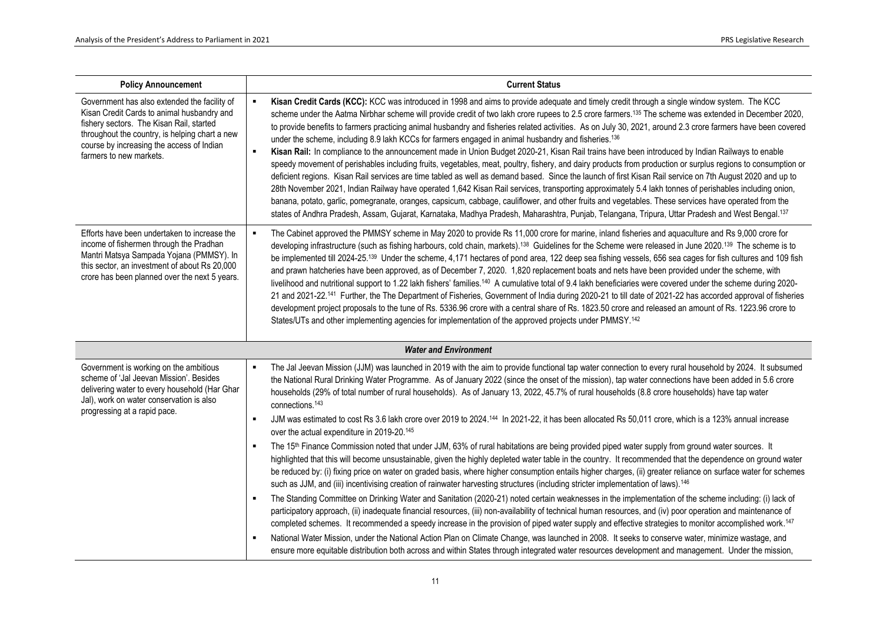| Policy Announcement | Current Status |
|---|---|
| Government has also extended the facility of Kisan Credit Cards to animal husbandry and fishery sectors. The Kisan Rail, started throughout the country, is helping chart a new course by increasing the access of Indian farmers to new markets. | ▪ **Kisan Credit Cards (KCC):** KCC was introduced in 1998 and aims to provide adequate and timely credit through a single window system. The KCC scheme under the Aatma Nirbhar scheme will provide credit of two lakh crore rupees to 2.5 crore farmers.[135] The scheme was extended in December 2020, to provide benefits to farmers practicing animal husbandry and fisheries related activities. As on July 30, 2021, around 2.3 crore farmers have been covered under the scheme, including 8.9 lakh KCCs for farmers engaged in animal husbandry and fisheries.[136] <br> ▪ **Kisan Rail:** In compliance to the announcement made in Union Budget 2020-21, Kisan Rail trains have been introduced by Indian Railways to enable speedy movement of perishables including fruits, vegetables, meat, poultry, fishery, and dairy products from production or surplus regions to consumption or deficient regions. Kisan Rail services are time tabled as well as demand based. Since the launch of first Kisan Rail service on 7th August 2020 and up to 28th November 2021, Indian Railway have operated 1,642 Kisan Rail services, transporting approximately 5.4 lakh tonnes of perishables including onion, banana, potato, garlic, pomegranate, oranges, capsicum, cabbage, cauliflower, and other fruits and vegetables. These services have operated from the states of Andhra Pradesh, Assam, Gujarat, Karnataka, Madhya Pradesh, Maharashtra, Punjab, Telangana, Tripura, Uttar Pradesh and West Bengal.[137] |
| Efforts have been undertaken to increase the income of fishermen through the Pradhan Mantri Matsya Sampada Yojana (PMMSY). In this sector, an investment of about Rs 20,000 crore has been planned over the next 5 years. | ▪ The Cabinet approved the PMMSY scheme in May 2020 to provide Rs 11,000 crore for marine, inland fisheries and aquaculture and Rs 9,000 crore for developing infrastructure (such as fishing harbours, cold chain, markets).[138] Guidelines for the Scheme were released in June 2020.[139] The scheme is to be implemented till 2024-25.[139] Under the scheme, 4,171 hectares of pond area, 122 deep sea fishing vessels, 656 sea cages for fish cultures and 109 fish and prawn hatcheries have been approved, as of December 7, 2020. 1,820 replacement boats and nets have been provided under the scheme, with livelihood and nutritional support to 1.22 lakh fishers' families.[140] A cumulative total of 9.4 lakh beneficiaries were covered under the scheme during 2020-21 and 2021-22.[141] Further, the The Department of Fisheries, Government of India during 2020-21 to till date of 2021-22 has accorded approval of fisheries development project proposals to the tune of Rs. 5336.96 crore with a central share of Rs. 1823.50 crore and released an amount of Rs. 1223.96 crore to States/UTs and other implementing agencies for implementation of the approved projects under PMMSY.[142] |
| ***Water and Environment*** | |
| Government is working on the ambitious scheme of 'Jal Jeevan Mission'. Besides delivering water to every household (Har Ghar Jal), work on water conservation is also progressing at a rapid pace. | ▪ The Jal Jeevan Mission (JJM) was launched in 2019 with the aim to provide functional tap water connection to every rural household by 2024. It subsumed the National Rural Drinking Water Programme. As of January 2022 (since the onset of the mission), tap water connections have been added in 5.6 crore households (29% of total number of rural households). As of January 13, 2022, 45.7% of rural households (8.8 crore households) have tap water connections.[143] <br> ▪ JJM was estimated to cost Rs 3.6 lakh crore over 2019 to 2024.[144] In 2021-22, it has been allocated Rs 50,011 crore, which is a 123% annual increase over the actual expenditure in 2019-20.[145] <br> ▪ The 15th Finance Commission noted that under JJM, 63% of rural habitations are being provided piped water supply from ground water sources. It highlighted that this will become unsustainable, given the highly depleted water table in the country. It recommended that the dependence on ground water be reduced by: (i) fixing price on water on graded basis, where higher consumption entails higher charges, (ii) greater reliance on surface water for schemes such as JJM, and (iii) incentivising creation of rainwater harvesting structures (including stricter implementation of laws).[146] <br> ▪ The Standing Committee on Drinking Water and Sanitation (2020-21) noted certain weaknesses in the implementation of the scheme including: (i) lack of participatory approach, (ii) inadequate financial resources, (iii) non-availability of technical human resources, and (iv) poor operation and maintenance of completed schemes. It recommended a speedy increase in the provision of piped water supply and effective strategies to monitor accomplished work.[147] <br> ▪ National Water Mission, under the National Action Plan on Climate Change, was launched in 2008. It seeks to conserve water, minimize wastage, and ensure more equitable distribution both across and within States through integrated water resources development and management. Under the mission, |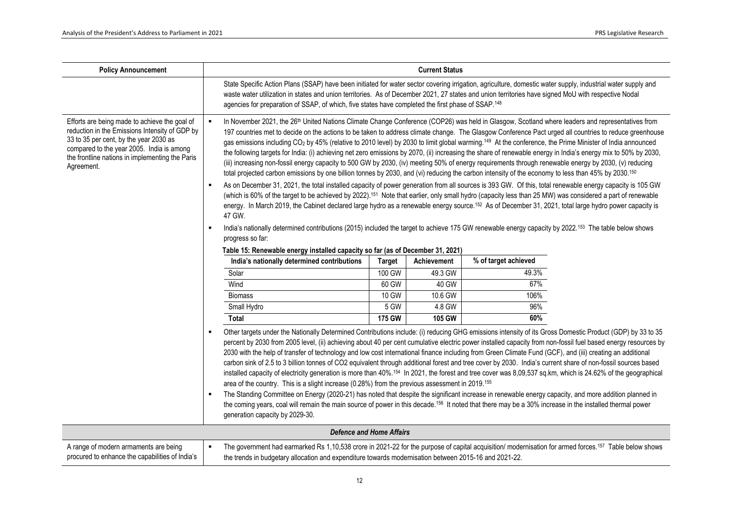| Policy Announcement | Current Status |
|---|---|
| | State Specific Action Plans (SSAP) have been initiated for water sector covering irrigation, agriculture, domestic water supply, industrial water supply and waste water utilization in states and union territories. As of December 2021, 27 states and union territories have signed MoU with respective Nodal agencies for preparation of SSAP, of which, five states have completed the first phase of SSAP.[148] |
| Efforts are being made to achieve the goal of reduction in the Emissions Intensity of GDP by 33 to 35 per cent, by the year 2030 as compared to the year 2005. India is among the frontline nations in implementing the Paris Agreement. | ▪ In November 2021, the 26th United Nations Climate Change Conference (COP26) was held in Glasgow, Scotland where leaders and representatives from 197 countries met to decide on the actions to be taken to address climate change. The Glasgow Conference Pact urged all countries to reduce greenhouse gas emissions including $CO_2$ by 45% (relative to 2010 level) by 2030 to limit global warming.[149] At the conference, the Prime Minister of India announced the following targets for India: (i) achieving net zero emissions by 2070, (ii) increasing the share of renewable energy in India's energy mix to 50% by 2030, (iii) increasing non-fossil energy capacity to 500 GW by 2030, (iv) meeting 50% of energy requirements through renewable energy by 2030, (v) reducing total projected carbon emissions by one billion tonnes by 2030, and (vi) reducing the carbon intensity of the economy to less than 45% by 2030.[150] <br>▪ As on December 31, 2021, the total installed capacity of power generation from all sources is 393 GW. Of this, total renewable energy capacity is 105 GW (which is 60% of the target to be achieved by 2022).[151] Note that earlier, only small hydro (capacity less than 25 MW) was considered a part of renewable energy. In March 2019, the Cabinet declared large hydro as a renewable energy source.[152] As of December 31, 2021, total large hydro power capacity is 47 GW. <br>▪ India's nationally determined contributions (2015) included the target to achieve 175 GW renewable energy capacity by 2022.[153] The table below shows progress so far: |

**Table 15: Renewable energy installed capacity so far (as of December 31, 2021)**

| India's nationally determined contributions | Target | Achievement | % of target achieved |
|---|---|---|---|
| Solar | 100 GW | 49.3 GW | 49.3% |
| Wind | 60 GW | 40 GW | 67% |
| Biomass | 10 GW | 10.6 GW | 106% |
| Small Hydro | 5 GW | 4.8 GW | 96% |
| **Total** | **175 GW** | **105 GW** | **60%** |

- Other targets under the Nationally Determined Contributions include: (i) reducing GHG emissions intensity of its Gross Domestic Product (GDP) by 33 to 35 percent by 2030 from 2005 level, (ii) achieving about 40 per cent cumulative electric power installed capacity from non-fossil fuel based energy resources by 2030 with the help of transfer of technology and low cost international finance including from Green Climate Fund (GCF), and (iii) creating an additional carbon sink of 2.5 to 3 billion tonnes of CO2 equivalent through additional forest and tree cover by 2030. India's current share of non-fossil sources based installed capacity of electricity generation is more than 40%.[154] In 2021, the forest and tree cover was 8,09,537 sq.km, which is 24.62% of the geographical area of the country. This is a slight increase (0.28%) from the previous assessment in 2019.[155]
- The Standing Committee on Energy (2020-21) has noted that despite the significant increase in renewable energy capacity, and more addition planned in the coming years, coal will remain the main source of power in this decade.[156] It noted that there may be a 30% increase in the installed thermal power generation capacity by 2029-30.

***Defence and Home Affairs***

| Policy Announcement | Current Status |
|---|---|
| A range of modern armaments are being procured to enhance the capabilities of India's | ▪ The government had earmarked Rs 1,10,538 crore in 2021-22 for the purpose of capital acquisition/ modernisation for armed forces.[157] Table below shows the trends in budgetary allocation and expenditure towards modernisation between 2015-16 and 2021-22. |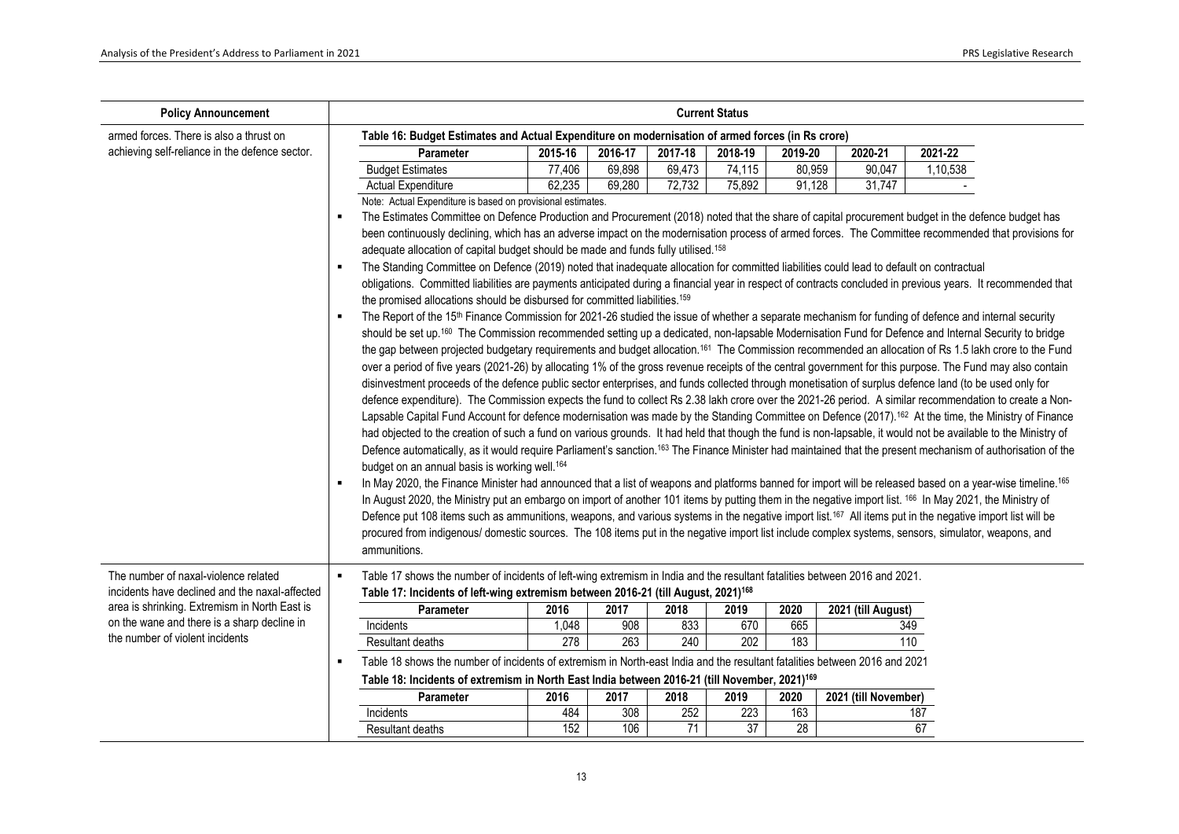| Policy Announcement | Current Status |
|---|---|
| armed forces. There is also a thrust on achieving self-reliance in the defence sector. | **Table 16: Budget Estimates and Actual Expenditure on modernisation of armed forces (in Rs crore)** (see table below) |
| The number of naxal-violence related incidents have declined and the naxal-affected area is shrinking. Extremism in North East is on the wane and there is a sharp decline in the number of violent incidents | See below |

**Table 16: Budget Estimates and Actual Expenditure on modernisation of armed forces (in Rs crore)**

| Parameter | 2015-16 | 2016-17 | 2017-18 | 2018-19 | 2019-20 | 2020-21 | 2021-22 |
|---|---|---|---|---|---|---|---|
| Budget Estimates | 77,406 | 69,898 | 69,473 | 74,115 | 80,959 | 90,047 | 1,10,538 |
| Actual Expenditure | 62,235 | 69,280 | 72,732 | 75,892 | 91,128 | 31,747 | - |

Note: Actual Expenditure is based on provisional estimates.

- The Estimates Committee on Defence Production and Procurement (2018) noted that the share of capital procurement budget in the defence budget has been continuously declining, which has an adverse impact on the modernisation process of armed forces. The Committee recommended that provisions for adequate allocation of capital budget should be made and funds fully utilised.[158]
- The Standing Committee on Defence (2019) noted that inadequate allocation for committed liabilities could lead to default on contractual obligations. Committed liabilities are payments anticipated during a financial year in respect of contracts concluded in previous years. It recommended that the promised allocations should be disbursed for committed liabilities.[159]
- The Report of the 15th Finance Commission for 2021-26 studied the issue of whether a separate mechanism for funding of defence and internal security should be set up.[160] The Commission recommended setting up a dedicated, non-lapsable Modernisation Fund for Defence and Internal Security to bridge the gap between projected budgetary requirements and budget allocation.[161] The Commission recommended an allocation of Rs 1.5 lakh crore to the Fund over a period of five years (2021-26) by allocating 1% of the gross revenue receipts of the central government for this purpose. The Fund may also contain disinvestment proceeds of the defence public sector enterprises, and funds collected through monetisation of surplus defence land (to be used only for defence expenditure). The Commission expects the fund to collect Rs 2.38 lakh crore over the 2021-26 period. A similar recommendation to create a Non-Lapsable Capital Fund Account for defence modernisation was made by the Standing Committee on Defence (2017).[162] At the time, the Ministry of Finance had objected to the creation of such a fund on various grounds. It had held that though the fund is non-lapsable, it would not be available to the Ministry of Defence automatically, as it would require Parliament's sanction.[163] The Finance Minister had maintained that the present mechanism of authorisation of the budget on an annual basis is working well.[164]
- In May 2020, the Finance Minister had announced that a list of weapons and platforms banned for import will be released based on a year-wise timeline.[165] In August 2020, the Ministry put an embargo on import of another 101 items by putting them in the negative import list.[166] In May 2021, the Ministry of Defence put 108 items such as ammunitions, weapons, and various systems in the negative import list.[167] All items put in the negative import list will be procured from indigenous/ domestic sources. The 108 items put in the negative import list include complex systems, sensors, simulator, weapons, and ammunitions.

- Table 17 shows the number of incidents of left-wing extremism in India and the resultant fatalities between 2016 and 2021.

**Table 17: Incidents of left-wing extremism between 2016-21 (till August, 2021)[168]**

| Parameter | 2016 | 2017 | 2018 | 2019 | 2020 | 2021 (till August) |
|---|---|---|---|---|---|---|
| Incidents | 1,048 | 908 | 833 | 670 | 665 | 349 |
| Resultant deaths | 278 | 263 | 240 | 202 | 183 | 110 |

- Table 18 shows the number of incidents of extremism in North-east India and the resultant fatalities between 2016 and 2021

**Table 18: Incidents of extremism in North East India between 2016-21 (till November, 2021)[169]**

| Parameter | 2016 | 2017 | 2018 | 2019 | 2020 | 2021 (till November) |
|---|---|---|---|---|---|---|
| Incidents | 484 | 308 | 252 | 223 | 163 | 187 |
| Resultant deaths | 152 | 106 | 71 | 37 | 28 | 67 |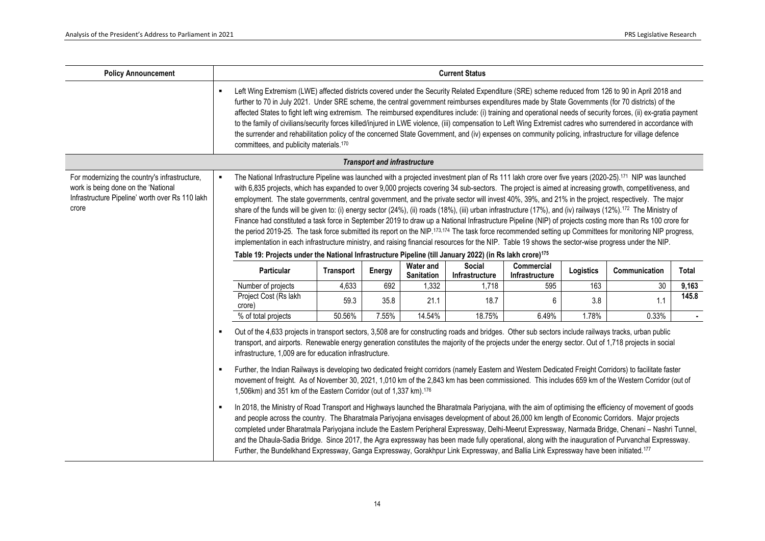| Policy Announcement | Current Status |
|---|---|
| | ▪ Left Wing Extremism (LWE) affected districts covered under the Security Related Expenditure (SRE) scheme reduced from 126 to 90 in April 2018 and further to 70 in July 2021. Under SRE scheme, the central government reimburses expenditures made by State Governments (for 70 districts) of the affected States to fight left wing extremism. The reimbursed expenditures include: (i) training and operational needs of security forces, (ii) ex-gratia payment to the family of civilians/security forces killed/injured in LWE violence, (iii) compensation to Left Wing Extremist cadres who surrendered in accordance with the surrender and rehabilitation policy of the concerned State Government, and (iv) expenses on community policing, infrastructure for village defence committees, and publicity materials.[170] |

***Transport and infrastructure***

**Policy Announcement:** For modernizing the country's infrastructure, work is being done on the 'National Infrastructure Pipeline' worth over Rs 110 lakh crore

**Current Status:**

- The National Infrastructure Pipeline was launched with a projected investment plan of Rs 111 lakh crore over five years (2020-25).[171] NIP was launched with 6,835 projects, which has expanded to over 9,000 projects covering 34 sub-sectors. The project is aimed at increasing growth, competitiveness, and employment. The state governments, central government, and the private sector will invest 40%, 39%, and 21% in the project, respectively. The major share of the funds will be given to: (i) energy sector (24%), (ii) roads (18%), (iii) urban infrastructure (17%), and (iv) railways (12%).[172] The Ministry of Finance had constituted a task force in September 2019 to draw up a National Infrastructure Pipeline (NIP) of projects costing more than Rs 100 crore for the period 2019-25. The task force submitted its report on the NIP.[173,174] The task force recommended setting up Committees for monitoring NIP progress, implementation in each infrastructure ministry, and raising financial resources for the NIP. Table 19 shows the sector-wise progress under the NIP.

**Table 19: Projects under the National Infrastructure Pipeline (till January 2022) (in Rs lakh crore)[175]**

| Particular | Transport | Energy | Water and Sanitation | Social Infrastructure | Commercial Infrastructure | Logistics | Communication | Total |
|---|---|---|---|---|---|---|---|---|
| Number of projects | 4,633 | 692 | 1,332 | 1,718 | 595 | 163 | 30 | **9,163** |
| Project Cost (Rs lakh crore) | 59.3 | 35.8 | 21.1 | 18.7 | 6 | 3.8 | 1.1 | **145.8** |
| % of total projects | 50.56% | 7.55% | 14.54% | 18.75% | 6.49% | 1.78% | 0.33% | - |

- Out of the 4,633 projects in transport sectors, 3,508 are for constructing roads and bridges. Other sub sectors include railways tracks, urban public transport, and airports. Renewable energy generation constitutes the majority of the projects under the energy sector. Out of 1,718 projects in social infrastructure, 1,009 are for education infrastructure.
- Further, the Indian Railways is developing two dedicated freight corridors (namely Eastern and Western Dedicated Freight Corridors) to facilitate faster movement of freight. As of November 30, 2021, 1,010 km of the 2,843 km has been commissioned. This includes 659 km of the Western Corridor (out of 1,506km) and 351 km of the Eastern Corridor (out of 1,337 km).[176]
- In 2018, the Ministry of Road Transport and Highways launched the Bharatmala Pariyojana, with the aim of optimising the efficiency of movement of goods and people across the country. The Bharatmala Pariyojana envisages development of about 26,000 km length of Economic Corridors. Major projects completed under Bharatmala Pariyojana include the Eastern Peripheral Expressway, Delhi-Meerut Expressway, Narmada Bridge, Chenani – Nashri Tunnel, and the Dhaula-Sadia Bridge. Since 2017, the Agra expressway has been made fully operational, along with the inauguration of Purvanchal Expressway. Further, the Bundelkhand Expressway, Ganga Expressway, Gorakhpur Link Expressway, and Ballia Link Expressway have been initiated.[177]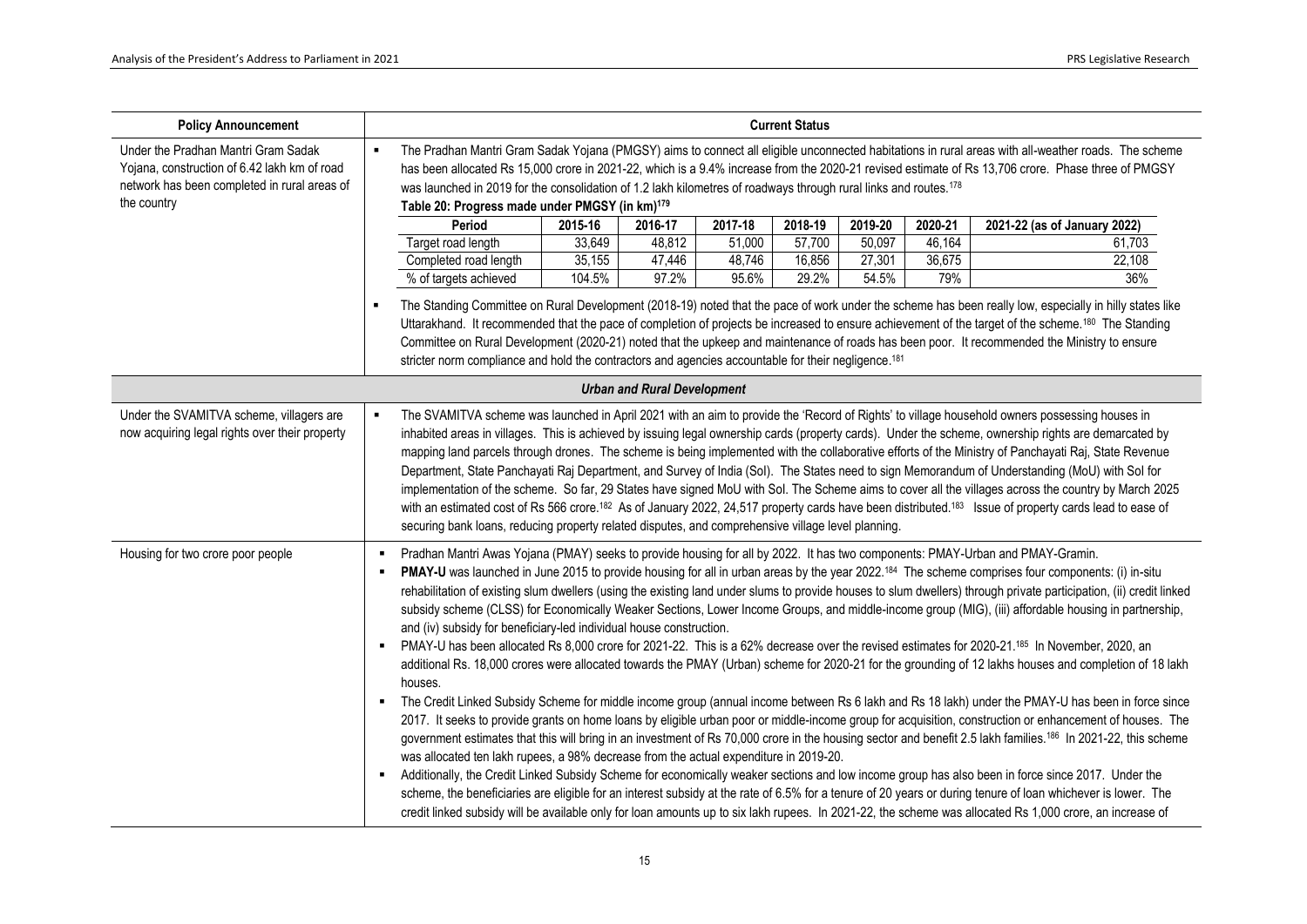| Policy Announcement | Current Status |
|---|---|
| Under the Pradhan Mantri Gram Sadak Yojana, construction of 6.42 lakh km of road network has been completed in rural areas of the country | ▪ The Pradhan Mantri Gram Sadak Yojana (PMGSY) aims to connect all eligible unconnected habitations in rural areas with all-weather roads. The scheme has been allocated Rs 15,000 crore in 2021-22, which is a 9.4% increase from the 2020-21 revised estimate of Rs 13,706 crore. Phase three of PMGSY was launched in 2019 for the consolidation of 1.2 lakh kilometres of roadways through rural links and routes.[178] |

**Table 20: Progress made under PMGSY (in km)[179]**

| Period | 2015-16 | 2016-17 | 2017-18 | 2018-19 | 2019-20 | 2020-21 | 2021-22 (as of January 2022) |
|---|---|---|---|---|---|---|---|
| Target road length | 33,649 | 48,812 | 51,000 | 57,700 | 50,097 | 46,164 | 61,703 |
| Completed road length | 35,155 | 47,446 | 48,746 | 16,856 | 27,301 | 36,675 | 22,108 |
| % of targets achieved | 104.5% | 97.2% | 95.6% | 29.2% | 54.5% | 79% | 36% |

▪ The Standing Committee on Rural Development (2018-19) noted that the pace of work under the scheme has been really low, especially in hilly states like Uttarakhand. It recommended that the pace of completion of projects be increased to ensure achievement of the target of the scheme.[180] The Standing Committee on Rural Development (2020-21) noted that the upkeep and maintenance of roads has been poor. It recommended the Ministry to ensure stricter norm compliance and hold the contractors and agencies accountable for their negligence.[181]

***Urban and Rural Development***

| Policy Announcement | Current Status |
|---|---|
| Under the SVAMITVA scheme, villagers are now acquiring legal rights over their property | ▪ The SVAMITVA scheme was launched in April 2021 with an aim to provide the 'Record of Rights' to village household owners possessing houses in inhabited areas in villages. This is achieved by issuing legal ownership cards (property cards). Under the scheme, ownership rights are demarcated by mapping land parcels through drones. The scheme is being implemented with the collaborative efforts of the Ministry of Panchayati Raj, State Revenue Department, State Panchayati Raj Department, and Survey of India (SoI). The States need to sign Memorandum of Understanding (MoU) with SoI for implementation of the scheme. So far, 29 States have signed MoU with SoI. The Scheme aims to cover all the villages across the country by March 2025 with an estimated cost of Rs 566 crore.[182] As of January 2022, 24,517 property cards have been distributed.[183] Issue of property cards lead to ease of securing bank loans, reducing property related disputes, and comprehensive village level planning. |
| Housing for two crore poor people | ▪ Pradhan Mantri Awas Yojana (PMAY) seeks to provide housing for all by 2022. It has two components: PMAY-Urban and PMAY-Gramin.<br>▪ **PMAY-U** was launched in June 2015 to provide housing for all in urban areas by the year 2022.[184] The scheme comprises four components: (i) in-situ rehabilitation of existing slum dwellers (using the existing land under slums to provide houses to slum dwellers) through private participation, (ii) credit linked subsidy scheme (CLSS) for Economically Weaker Sections, Lower Income Groups, and middle-income group (MIG), (iii) affordable housing in partnership, and (iv) subsidy for beneficiary-led individual house construction.<br>▪ PMAY-U has been allocated Rs 8,000 crore for 2021-22. This is a 62% decrease over the revised estimates for 2020-21.[185] In November, 2020, an additional Rs. 18,000 crores were allocated towards the PMAY (Urban) scheme for 2020-21 for the grounding of 12 lakhs houses and completion of 18 lakh houses.<br>▪ The Credit Linked Subsidy Scheme for middle income group (annual income between Rs 6 lakh and Rs 18 lakh) under the PMAY-U has been in force since 2017. It seeks to provide grants on home loans by eligible urban poor or middle-income group for acquisition, construction or enhancement of houses. The government estimates that this will bring in an investment of Rs 70,000 crore in the housing sector and benefit 2.5 lakh families.[186] In 2021-22, this scheme was allocated ten lakh rupees, a 98% decrease from the actual expenditure in 2019-20.<br>▪ Additionally, the Credit Linked Subsidy Scheme for economically weaker sections and low income group has also been in force since 2017. Under the scheme, the beneficiaries are eligible for an interest subsidy at the rate of 6.5% for a tenure of 20 years or during tenure of loan whichever is lower. The credit linked subsidy will be available only for loan amounts up to six lakh rupees. In 2021-22, the scheme was allocated Rs 1,000 crore, an increase of |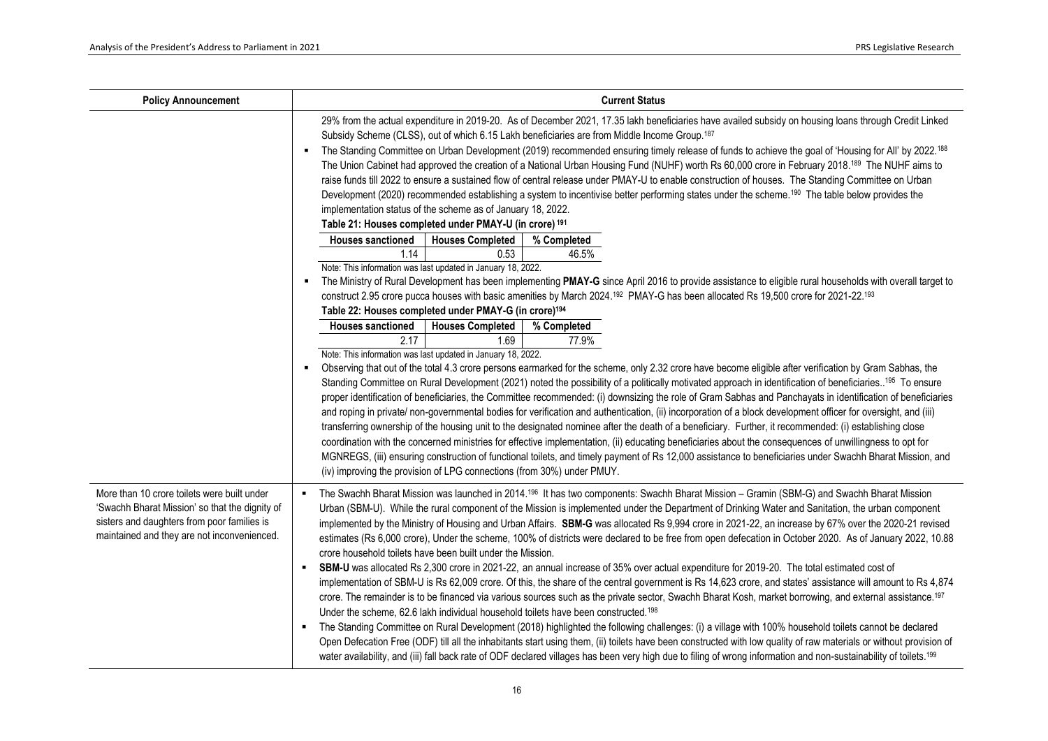| Policy Announcement | Current Status |
|---|---|
| | 29% from the actual expenditure in 2019-20. As of December 2021, 17.35 lakh beneficiaries have availed subsidy on housing loans through Credit Linked Subsidy Scheme (CLSS), out of which 6.15 Lakh beneficiaries are from Middle Income Group.[187]<br>▪ The Standing Committee on Urban Development (2019) recommended ensuring timely release of funds to achieve the goal of 'Housing for All' by 2022.[188] The Union Cabinet had approved the creation of a National Urban Housing Fund (NUHF) worth Rs 60,000 crore in February 2018.[189] The NUHF aims to raise funds till 2022 to ensure a sustained flow of central release under PMAY-U to enable construction of houses. The Standing Committee on Urban Development (2020) recommended establishing a system to incentivise better performing states under the scheme.[190] The table below provides the implementation status of the scheme as of January 18, 2022.<br>**Table 21: Houses completed under PMAY-U (in crore)[191]**<br>Houses sanctioned: 1.14 ; Houses Completed: 0.53 ; % Completed: 46.5%<br>Note: This information was last updated in January 18, 2022.<br>▪ The Ministry of Rural Development has been implementing **PMAY-G** since April 2016 to provide assistance to eligible rural households with overall target to construct 2.95 crore pucca houses with basic amenities by March 2024.[192] PMAY-G has been allocated Rs 19,500 crore for 2021-22.[193]<br>**Table 22: Houses completed under PMAY-G (in crore)[194]**<br>Houses sanctioned: 2.17 ; Houses Completed: 1.69 ; % Completed: 77.9%<br>Note: This information was last updated in January 18, 2022.<br>▪ Observing that out of the total 4.3 crore persons earmarked for the scheme, only 2.32 crore have become eligible after verification by Gram Sabhas, the Standing Committee on Rural Development (2021) noted the possibility of a politically motivated approach in identification of beneficiaries..[195] To ensure proper identification of beneficiaries, the Committee recommended: (i) downsizing the role of Gram Sabhas and Panchayats in identification of beneficiaries and roping in private/ non-governmental bodies for verification and authentication, (ii) incorporation of a block development officer for oversight, and (iii) transferring ownership of the housing unit to the designated nominee after the death of a beneficiary. Further, it recommended: (i) establishing close coordination with the concerned ministries for effective implementation, (ii) educating beneficiaries about the consequences of unwillingness to opt for MGNREGS, (iii) ensuring construction of functional toilets, and timely payment of Rs 12,000 assistance to beneficiaries under Swachh Bharat Mission, and (iv) improving the provision of LPG connections (from 30%) under PMUY. |
| More than 10 crore toilets were built under 'Swachh Bharat Mission' so that the dignity of sisters and daughters from poor families is maintained and they are not inconvenienced. | ▪ The Swachh Bharat Mission was launched in 2014.[196] It has two components: Swachh Bharat Mission – Gramin (SBM-G) and Swachh Bharat Mission Urban (SBM-U). While the rural component of the Mission is implemented under the Department of Drinking Water and Sanitation, the urban component implemented by the Ministry of Housing and Urban Affairs. **SBM-G** was allocated Rs 9,994 crore in 2021-22, an increase by 67% over the 2020-21 revised estimates (Rs 6,000 crore), Under the scheme, 100% of districts were declared to be free from open defecation in October 2020. As of January 2022, 10.88 crore household toilets have been built under the Mission.<br>▪ **SBM-U** was allocated Rs 2,300 crore in 2021-22, an annual increase of 35% over actual expenditure for 2019-20. The total estimated cost of implementation of SBM-U is Rs 62,009 crore. Of this, the share of the central government is Rs 14,623 crore, and states' assistance will amount to Rs 4,874 crore. The remainder is to be financed via various sources such as the private sector, Swachh Bharat Kosh, market borrowing, and external assistance.[197] Under the scheme, 62.6 lakh individual household toilets have been constructed.[198]<br>▪ The Standing Committee on Rural Development (2018) highlighted the following challenges: (i) a village with 100% household toilets cannot be declared Open Defecation Free (ODF) till all the inhabitants start using them, (ii) toilets have been constructed with low quality of raw materials or without provision of water availability, and (iii) fall back rate of ODF declared villages has been very high due to filing of wrong information and non-sustainability of toilets.[199] |

**Table 21: Houses completed under PMAY-U (in crore)[191]**

| Houses sanctioned | Houses Completed | % Completed |
|---|---|---|
| 1.14 | 0.53 | 46.5% |

**Table 22: Houses completed under PMAY-G (in crore)[194]**

| Houses sanctioned | Houses Completed | % Completed |
|---|---|---|
| 2.17 | 1.69 | 77.9% |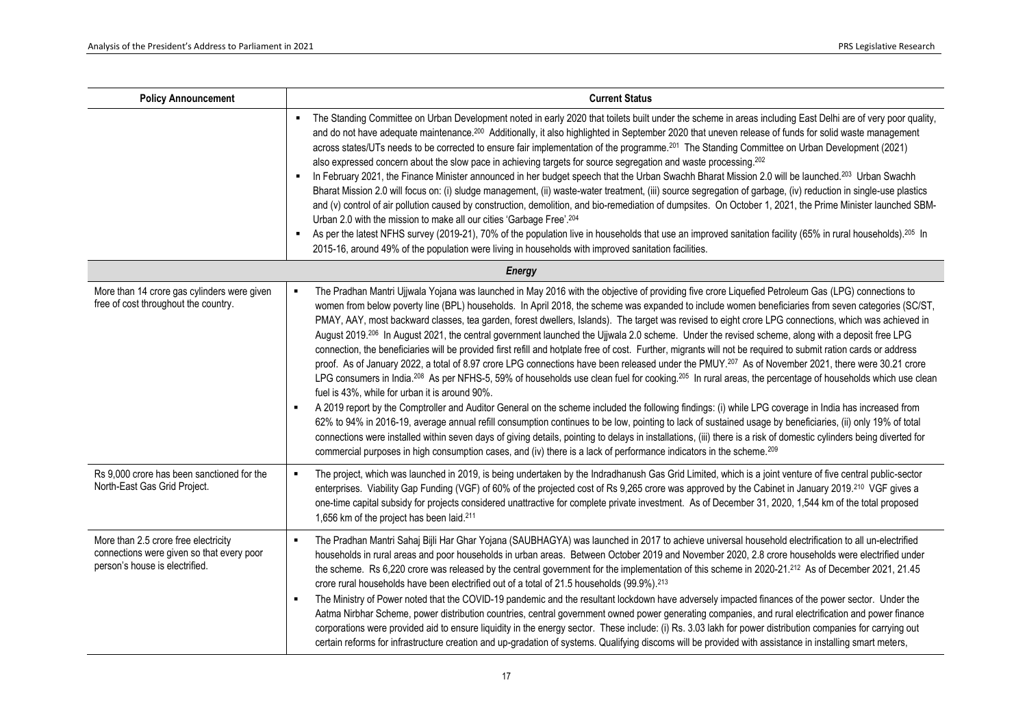| Policy Announcement | Current Status |
|---|---|
| | ▪ The Standing Committee on Urban Development noted in early 2020 that toilets built under the scheme in areas including East Delhi are of very poor quality, and do not have adequate maintenance.[200] Additionally, it also highlighted in September 2020 that uneven release of funds for solid waste management across states/UTs needs to be corrected to ensure fair implementation of the programme.[201] The Standing Committee on Urban Development (2021) also expressed concern about the slow pace in achieving targets for source segregation and waste processing.[202]<br>▪ In February 2021, the Finance Minister announced in her budget speech that the Urban Swachh Bharat Mission 2.0 will be launched.[203] Urban Swachh Bharat Mission 2.0 will focus on: (i) sludge management, (ii) waste-water treatment, (iii) source segregation of garbage, (iv) reduction in single-use plastics and (v) control of air pollution caused by construction, demolition, and bio-remediation of dumpsites. On October 1, 2021, the Prime Minister launched SBM-Urban 2.0 with the mission to make all our cities 'Garbage Free'.[204]<br>▪ As per the latest NFHS survey (2019-21), 70% of the population live in households that use an improved sanitation facility (65% in rural households).[205] In 2015-16, around 49% of the population were living in households with improved sanitation facilities. |
| ***Energy*** | |
| More than 14 crore gas cylinders were given free of cost throughout the country. | ▪ The Pradhan Mantri Ujjwala Yojana was launched in May 2016 with the objective of providing five crore Liquefied Petroleum Gas (LPG) connections to women from below poverty line (BPL) households. In April 2018, the scheme was expanded to include women beneficiaries from seven categories (SC/ST, PMAY, AAY, most backward classes, tea garden, forest dwellers, Islands). The target was revised to eight crore LPG connections, which was achieved in August 2019.[206] In August 2021, the central government launched the Ujjwala 2.0 scheme. Under the revised scheme, along with a deposit free LPG connection, the beneficiaries will be provided first refill and hotplate free of cost. Further, migrants will not be required to submit ration cards or address proof. As of January 2022, a total of 8.97 crore LPG connections have been released under the PMUY.[207] As of November 2021, there were 30.21 crore LPG consumers in India.[208] As per NFHS-5, 59% of households use clean fuel for cooking.[205] In rural areas, the percentage of households which use clean fuel is 43%, while for urban it is around 90%.<br>▪ A 2019 report by the Comptroller and Auditor General on the scheme included the following findings: (i) while LPG coverage in India has increased from 62% to 94% in 2016-19, average annual refill consumption continues to be low, pointing to lack of sustained usage by beneficiaries, (ii) only 19% of total connections were installed within seven days of giving details, pointing to delays in installations, (iii) there is a risk of domestic cylinders being diverted for commercial purposes in high consumption cases, and (iv) there is a lack of performance indicators in the scheme.[209] |
| Rs 9,000 crore has been sanctioned for the North-East Gas Grid Project. | ▪ The project, which was launched in 2019, is being undertaken by the Indradhanush Gas Grid Limited, which is a joint venture of five central public-sector enterprises. Viability Gap Funding (VGF) of 60% of the projected cost of Rs 9,265 crore was approved by the Cabinet in January 2019.[210] VGF gives a one-time capital subsidy for projects considered unattractive for complete private investment. As of December 31, 2020, 1,544 km of the total proposed 1,656 km of the project has been laid.[211] |
| More than 2.5 crore free electricity connections were given so that every poor person's house is electrified. | ▪ The Pradhan Mantri Sahaj Bijli Har Ghar Yojana (SAUBHAGYA) was launched in 2017 to achieve universal household electrification to all un-electrified households in rural areas and poor households in urban areas. Between October 2019 and November 2020, 2.8 crore households were electrified under the scheme. Rs 6,220 crore was released by the central government for the implementation of this scheme in 2020-21.[212] As of December 2021, 21.45 crore rural households have been electrified out of a total of 21.5 households (99.9%).[213]<br>▪ The Ministry of Power noted that the COVID-19 pandemic and the resultant lockdown have adversely impacted finances of the power sector. Under the Aatma Nirbhar Scheme, power distribution countries, central government owned power generating companies, and rural electrification and power finance corporations were provided aid to ensure liquidity in the energy sector. These include: (i) Rs. 3.03 lakh for power distribution companies for carrying out certain reforms for infrastructure creation and up-gradation of systems. Qualifying discoms will be provided with assistance in installing smart meters, |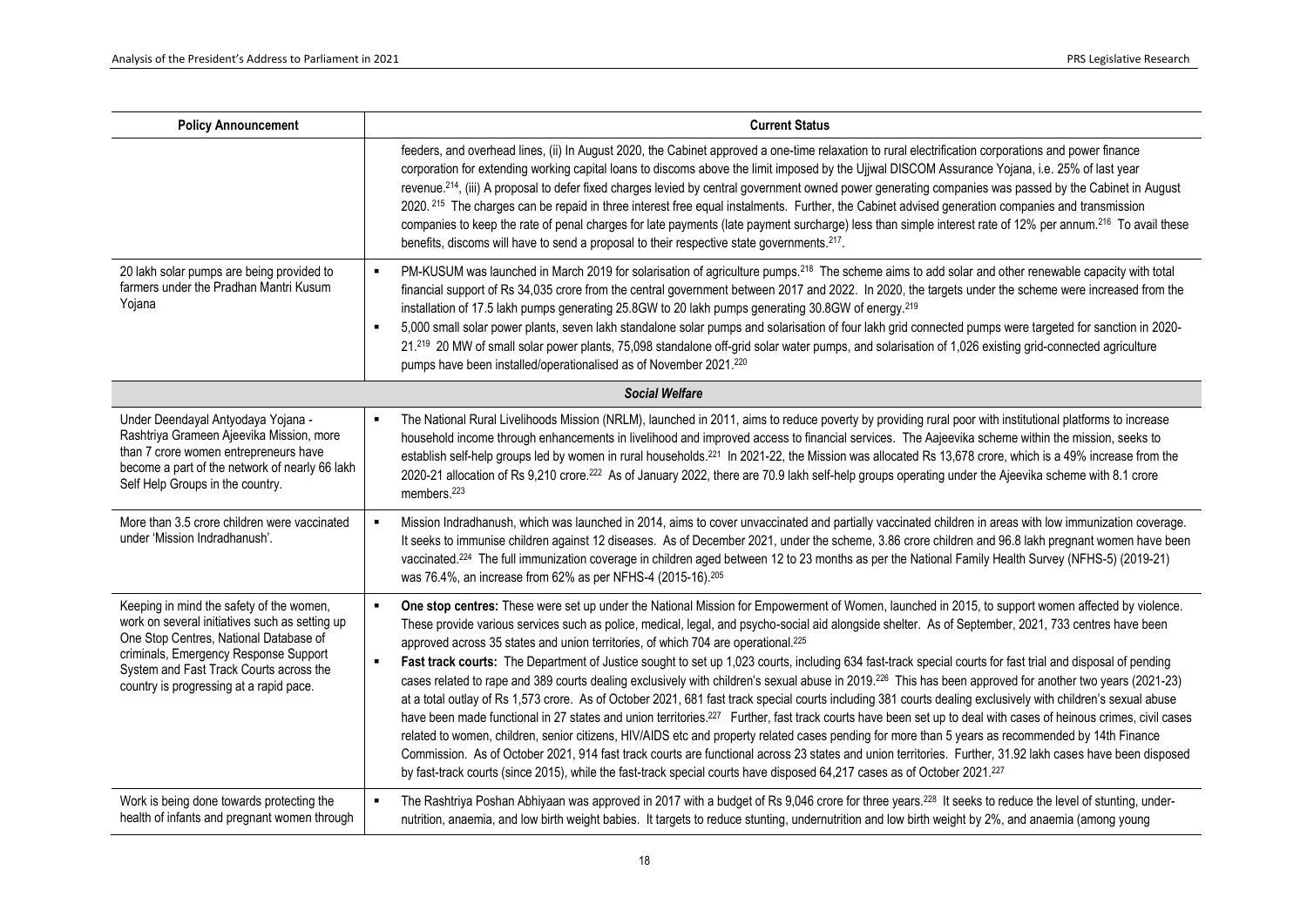| Policy Announcement | Current Status |
|---|---|
| | feeders, and overhead lines, (ii) In August 2020, the Cabinet approved a one-time relaxation to rural electrification corporations and power finance corporation for extending working capital loans to discoms above the limit imposed by the Ujjwal DISCOM Assurance Yojana, i.e. 25% of last year revenue.[214], (iii) A proposal to defer fixed charges levied by central government owned power generating companies was passed by the Cabinet in August 2020.[215] The charges can be repaid in three interest free equal instalments. Further, the Cabinet advised generation companies and transmission companies to keep the rate of penal charges for late payments (late payment surcharge) less than simple interest rate of 12% per annum.[216] To avail these benefits, discoms will have to send a proposal to their respective state governments.[217]. |
| 20 lakh solar pumps are being provided to farmers under the Pradhan Mantri Kusum Yojana | ▪ PM-KUSUM was launched in March 2019 for solarisation of agriculture pumps.[218] The scheme aims to add solar and other renewable capacity with total financial support of Rs 34,035 crore from the central government between 2017 and 2022. In 2020, the targets under the scheme were increased from the installation of 17.5 lakh pumps generating 25.8GW to 20 lakh pumps generating 30.8GW of energy.[219]<br>▪ 5,000 small solar power plants, seven lakh standalone solar pumps and solarisation of four lakh grid connected pumps were targeted for sanction in 2020-21.[219] 20 MW of small solar power plants, 75,098 standalone off-grid solar water pumps, and solarisation of 1,026 existing grid-connected agriculture pumps have been installed/operationalised as of November 2021.[220] |
| ***Social Welfare*** | |
| Under Deendayal Antyodaya Yojana - Rashtriya Grameen Ajeevika Mission, more than 7 crore women entrepreneurs have become a part of the network of nearly 66 lakh Self Help Groups in the country. | ▪ The National Rural Livelihoods Mission (NRLM), launched in 2011, aims to reduce poverty by providing rural poor with institutional platforms to increase household income through enhancements in livelihood and improved access to financial services. The Aajeevika scheme within the mission, seeks to establish self-help groups led by women in rural households.[221] In 2021-22, the Mission was allocated Rs 13,678 crore, which is a 49% increase from the 2020-21 allocation of Rs 9,210 crore.[222] As of January 2022, there are 70.9 lakh self-help groups operating under the Ajeevika scheme with 8.1 crore members.[223] |
| More than 3.5 crore children were vaccinated under 'Mission Indradhanush'. | ▪ Mission Indradhanush, which was launched in 2014, aims to cover unvaccinated and partially vaccinated children in areas with low immunization coverage. It seeks to immunise children against 12 diseases. As of December 2021, under the scheme, 3.86 crore children and 96.8 lakh pregnant women have been vaccinated.[224] The full immunization coverage in children aged between 12 to 23 months as per the National Family Health Survey (NFHS-5) (2019-21) was 76.4%, an increase from 62% as per NFHS-4 (2015-16).[205] |
| Keeping in mind the safety of the women, work on several initiatives such as setting up One Stop Centres, National Database of criminals, Emergency Response Support System and Fast Track Courts across the country is progressing at a rapid pace. | ▪ **One stop centres:** These were set up under the National Mission for Empowerment of Women, launched in 2015, to support women affected by violence. These provide various services such as police, medical, legal, and psycho-social aid alongside shelter. As of September, 2021, 733 centres have been approved across 35 states and union territories, of which 704 are operational.[225]<br>▪ **Fast track courts:** The Department of Justice sought to set up 1,023 courts, including 634 fast-track special courts for fast trial and disposal of pending cases related to rape and 389 courts dealing exclusively with children's sexual abuse in 2019.[226] This has been approved for another two years (2021-23) at a total outlay of Rs 1,573 crore. As of October 2021, 681 fast track special courts including 381 courts dealing exclusively with children's sexual abuse have been made functional in 27 states and union territories.[227] Further, fast track courts have been set up to deal with cases of heinous crimes, civil cases related to women, children, senior citizens, HIV/AIDS etc and property related cases pending for more than 5 years as recommended by 14th Finance Commission. As of October 2021, 914 fast track courts are functional across 23 states and union territories. Further, 31.92 lakh cases have been disposed by fast-track courts (since 2015), while the fast-track special courts have disposed 64,217 cases as of October 2021.[227] |
| Work is being done towards protecting the health of infants and pregnant women through | ▪ The Rashtriya Poshan Abhiyaan was approved in 2017 with a budget of Rs 9,046 crore for three years.[228] It seeks to reduce the level of stunting, under-nutrition, anaemia, and low birth weight babies. It targets to reduce stunting, undernutrition and low birth weight by 2%, and anaemia (among young |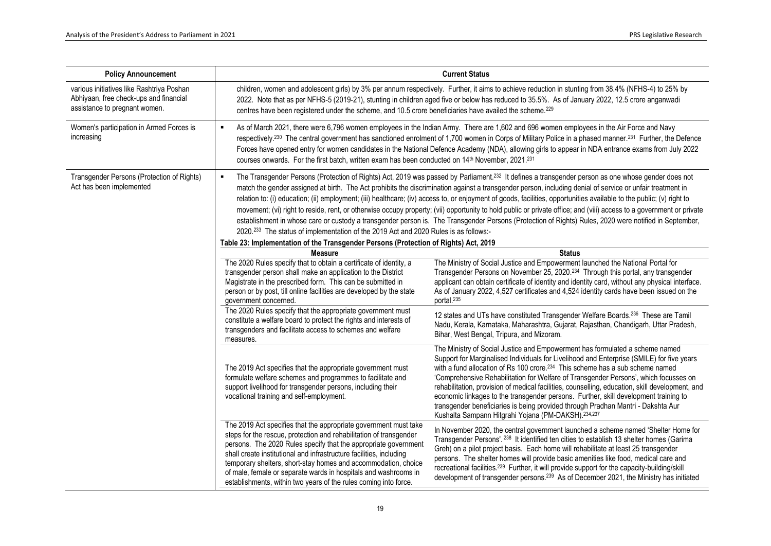| Policy Announcement | Current Status |
|---|---|
| various initiatives like Rashtriya Poshan Abhiyaan, free check-ups and financial assistance to pregnant women. | children, women and adolescent girls) by 3% per annum respectively. Further, it aims to achieve reduction in stunting from 38.4% (NFHS-4) to 25% by 2022. Note that as per NFHS-5 (2019-21), stunting in children aged five or below has reduced to 35.5%. As of January 2022, 12.5 crore anganwadi centres have been registered under the scheme, and 10.5 crore beneficiaries have availed the scheme.[229] |
| Women's participation in Armed Forces is increasing | ▪ As of March 2021, there were 6,796 women employees in the Indian Army. There are 1,602 and 696 women employees in the Air Force and Navy respectively.[230] The central government has sanctioned enrolment of 1,700 women in Corps of Military Police in a phased manner.[231] Further, the Defence Forces have opened entry for women candidates in the National Defence Academy (NDA), allowing girls to appear in NDA entrance exams from July 2022 courses onwards. For the first batch, written exam has been conducted on 14th November, 2021.[231] |
| Transgender Persons (Protection of Rights) Act has been implemented | ▪ The Transgender Persons (Protection of Rights) Act, 2019 was passed by Parliament.[232] It defines a transgender person as one whose gender does not match the gender assigned at birth. The Act prohibits the discrimination against a transgender person, including denial of service or unfair treatment in relation to: (i) education; (ii) employment; (iii) healthcare; (iv) access to, or enjoyment of goods, facilities, opportunities available to the public; (v) right to movement; (vi) right to reside, rent, or otherwise occupy property; (vii) opportunity to hold public or private office; and (viii) access to a government or private establishment in whose care or custody a transgender person is. The Transgender Persons (Protection of Rights) Rules, 2020 were notified in September, 2020.[233] The status of implementation of the 2019 Act and 2020 Rules is as follows:- |

**Table 23: Implementation of the Transgender Persons (Protection of Rights) Act, 2019**

| Measure | Status |
|---|---|
| The 2020 Rules specify that to obtain a certificate of identity, a transgender person shall make an application to the District Magistrate in the prescribed form. This can be submitted in person or by post, till online facilities are developed by the state government concerned. | The Ministry of Social Justice and Empowerment launched the National Portal for Transgender Persons on November 25, 2020.[234] Through this portal, any transgender applicant can obtain certificate of identity and identity card, without any physical interface. As of January 2022, 4,527 certificates and 4,524 identity cards have been issued on the portal.[235] |
| The 2020 Rules specify that the appropriate government must constitute a welfare board to protect the rights and interests of transgenders and facilitate access to schemes and welfare measures. | 12 states and UTs have constituted Transgender Welfare Boards.[236] These are Tamil Nadu, Kerala, Karnataka, Maharashtra, Gujarat, Rajasthan, Chandigarh, Uttar Pradesh, Bihar, West Bengal, Tripura, and Mizoram. |
| The 2019 Act specifies that the appropriate government must formulate welfare schemes and programmes to facilitate and support livelihood for transgender persons, including their vocational training and self-employment. | The Ministry of Social Justice and Empowerment has formulated a scheme named Support for Marginalised Individuals for Livelihood and Enterprise (SMILE) for five years with a fund allocation of Rs 100 crore.[234] This scheme has a sub scheme named 'Comprehensive Rehabilitation for Welfare of Transgender Persons', which focusses on rehabilitation, provision of medical facilities, counselling, education, skill development, and economic linkages to the transgender persons. Further, skill development training to transgender beneficiaries is being provided through Pradhan Mantri - Dakshta Aur Kushalta Sampann Hitgrahi Yojana (PM-DAKSH).[234,237] |
| The 2019 Act specifies that the appropriate government must take steps for the rescue, protection and rehabilitation of transgender persons. The 2020 Rules specify that the appropriate government shall create institutional and infrastructure facilities, including temporary shelters, short-stay homes and accommodation, choice of male, female or separate wards in hospitals and washrooms in establishments, within two years of the rules coming into force. | In November 2020, the central government launched a scheme named 'Shelter Home for Transgender Persons'.[238] It identified ten cities to establish 13 shelter homes (Garima Greh) on a pilot project basis. Each home will rehabilitate at least 25 transgender persons. The shelter homes will provide basic amenities like food, medical care and recreational facilities.[239] Further, it will provide support for the capacity-building/skill development of transgender persons.[239] As of December 2021, the Ministry has initiated |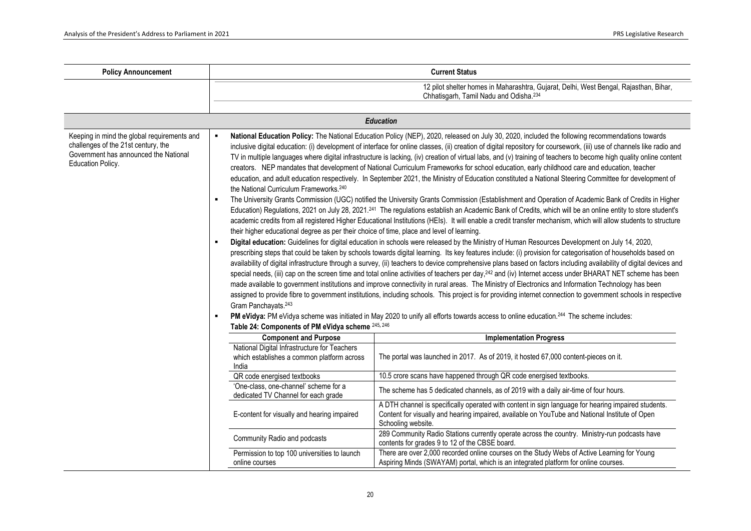| Policy Announcement | Current Status |
|---|---|
| | 12 pilot shelter homes in Maharashtra, Gujarat, Delhi, West Bengal, Rajasthan, Bihar, Chhatisgarh, Tamil Nadu and Odisha.[234] |

***Education***

| Policy Announcement | Current Status |
|---|---|
| Keeping in mind the global requirements and challenges of the 21st century, the Government has announced the National Education Policy. | ▪ **National Education Policy:** The National Education Policy (NEP), 2020, released on July 30, 2020, included the following recommendations towards inclusive digital education: (i) development of interface for online classes, (ii) creation of digital repository for coursework, (iii) use of channels like radio and TV in multiple languages where digital infrastructure is lacking, (iv) creation of virtual labs, and (v) training of teachers to become high quality online content creators. NEP mandates that development of National Curriculum Frameworks for school education, early childhood care and education, teacher education, and adult education respectively. In September 2021, the Ministry of Education constituted a National Steering Committee for development of the National Curriculum Frameworks.[240] <br> ▪ The University Grants Commission (UGC) notified the University Grants Commission (Establishment and Operation of Academic Bank of Credits in Higher Education) Regulations, 2021 on July 28, 2021.[241] The regulations establish an Academic Bank of Credits, which will be an online entity to store student's academic credits from all registered Higher Educational Institutions (HEIs). It will enable a credit transfer mechanism, which will allow students to structure their higher educational degree as per their choice of time, place and level of learning. <br> ▪ **Digital education:** Guidelines for digital education in schools were released by the Ministry of Human Resources Development on July 14, 2020, prescribing steps that could be taken by schools towards digital learning. Its key features include: (i) provision for categorisation of households based on availability of digital infrastructure through a survey, (ii) teachers to device comprehensive plans based on factors including availability of digital devices and special needs, (iii) cap on the screen time and total online activities of teachers per day,[242] and (iv) Internet access under BHARAT NET scheme has been made available to government institutions and improve connectivity in rural areas. The Ministry of Electronics and Information Technology has been assigned to provide fibre to government institutions, including schools. This project is for providing internet connection to government schools in respective Gram Panchayats.[243] <br> ▪ **PM eVidya:** PM eVidya scheme was initiated in May 2020 to unify all efforts towards access to online education.[244] The scheme includes: |

**Table 24: Components of PM eVidya scheme** [245, 246]

| Component and Purpose | Implementation Progress |
|---|---|
| National Digital Infrastructure for Teachers which establishes a common platform across India | The portal was launched in 2017. As of 2019, it hosted 67,000 content-pieces on it. |
| QR code energised textbooks | 10.5 crore scans have happened through QR code energised textbooks. |
| 'One-class, one-channel' scheme for a dedicated TV Channel for each grade | The scheme has 5 dedicated channels, as of 2019 with a daily air-time of four hours. |
| E-content for visually and hearing impaired | A DTH channel is specifically operated with content in sign language for hearing impaired students. Content for visually and hearing impaired, available on YouTube and National Institute of Open Schooling website. |
| Community Radio and podcasts | 289 Community Radio Stations currently operate across the country. Ministry-run podcasts have contents for grades 9 to 12 of the CBSE board. |
| Permission to top 100 universities to launch online courses | There are over 2,000 recorded online courses on the Study Webs of Active Learning for Young Aspiring Minds (SWAYAM) portal, which is an integrated platform for online courses. |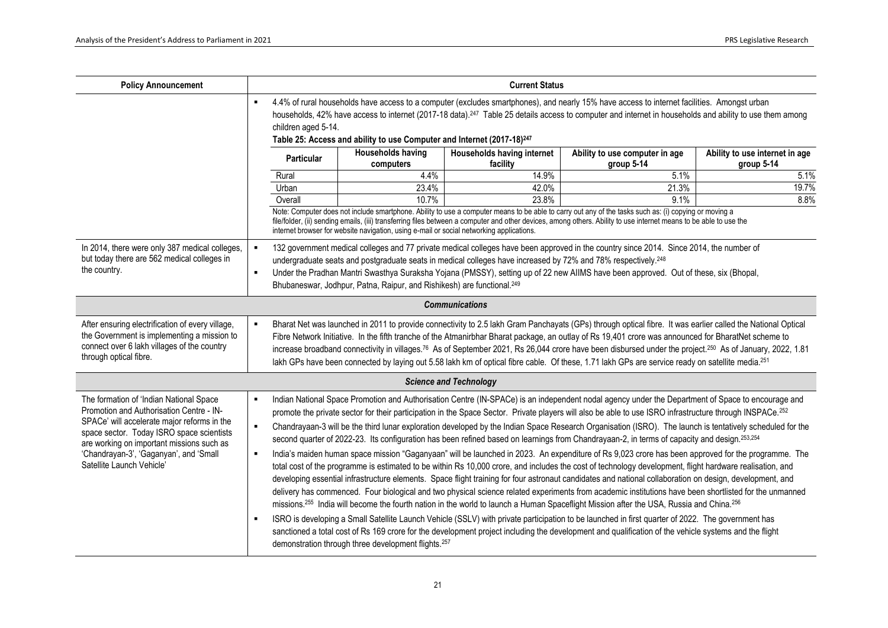| Policy Announcement | Current Status |
|---|---|
| | ▪ 4.4% of rural households have access to a computer (excludes smartphones), and nearly 15% have access to internet facilities. Amongst urban households, 42% have access to internet (2017-18 data).[247] Table 25 details access to computer and internet in households and ability to use them among children aged 5-14. |

**Table 25: Access and ability to use Computer and Internet (2017-18)[247]**

| Particular | Households having computers | Households having internet facility | Ability to use computer in age group 5-14 | Ability to use internet in age group 5-14 |
|---|---|---|---|---|
| Rural | 4.4% | 14.9% | 5.1% | 5.1% |
| Urban | 23.4% | 42.0% | 21.3% | 19.7% |
| Overall | 10.7% | 23.8% | 9.1% | 8.8% |

Note: Computer does not include smartphone. Ability to use a computer means to be able to carry out any of the tasks such as: (i) copying or moving a file/folder, (ii) sending emails, (iii) transferring files between a computer and other devices, among others. Ability to use internet means to be able to use the internet browser for website navigation, using e-mail or social networking applications.

| Policy Announcement | Current Status |
|---|---|
| In 2014, there were only 387 medical colleges, but today there are 562 medical colleges in the country. | ▪ 132 government medical colleges and 77 private medical colleges have been approved in the country since 2014. Since 2014, the number of undergraduate seats and postgraduate seats in medical colleges have increased by 72% and 78% respectively.[248] <br> ▪ Under the Pradhan Mantri Swasthya Suraksha Yojana (PMSSY), setting up of 22 new AIIMS have been approved. Out of these, six (Bhopal, Bhubaneswar, Jodhpur, Patna, Raipur, and Rishikesh) are functional.[249] |
| ***Communications*** | |
| After ensuring electrification of every village, the Government is implementing a mission to connect over 6 lakh villages of the country through optical fibre. | ▪ Bharat Net was launched in 2011 to provide connectivity to 2.5 lakh Gram Panchayats (GPs) through optical fibre. It was earlier called the National Optical Fibre Network Initiative. In the fifth tranche of the Atmanirbhar Bharat package, an outlay of Rs 19,401 crore was announced for BharatNet scheme to increase broadband connectivity in villages.[76] As of September 2021, Rs 26,044 crore have been disbursed under the project.[250] As of January, 2022, 1.81 lakh GPs have been connected by laying out 5.58 lakh km of optical fibre cable. Of these, 1.71 lakh GPs are service ready on satellite media.[251] |
| ***Science and Technology*** | |
| The formation of 'Indian National Space Promotion and Authorisation Centre - IN-SPACe' will accelerate major reforms in the space sector. Today ISRO space scientists are working on important missions such as 'Chandrayan-3', 'Gaganyan', and 'Small Satellite Launch Vehicle' | ▪ Indian National Space Promotion and Authorisation Centre (IN-SPACe) is an independent nodal agency under the Department of Space to encourage and promote the private sector for their participation in the Space Sector. Private players will also be able to use ISRO infrastructure through INSPACe.[252] <br> ▪ Chandrayaan-3 will be the third lunar exploration developed by the Indian Space Research Organisation (ISRO). The launch is tentatively scheduled for the second quarter of 2022-23. Its configuration has been refined based on learnings from Chandrayaan-2, in terms of capacity and design.[253,254] <br> ▪ India's maiden human space mission "Gaganyaan" will be launched in 2023. An expenditure of Rs 9,023 crore has been approved for the programme. The total cost of the programme is estimated to be within Rs 10,000 crore, and includes the cost of technology development, flight hardware realisation, and developing essential infrastructure elements. Space flight training for four astronaut candidates and national collaboration on design, development, and delivery has commenced. Four biological and two physical science related experiments from academic institutions have been shortlisted for the unmanned missions.[255] India will become the fourth nation in the world to launch a Human Spaceflight Mission after the USA, Russia and China.[256] <br> ▪ ISRO is developing a Small Satellite Launch Vehicle (SSLV) with private participation to be launched in first quarter of 2022. The government has sanctioned a total cost of Rs 169 crore for the development project including the development and qualification of the vehicle systems and the flight demonstration through three development flights.[257] |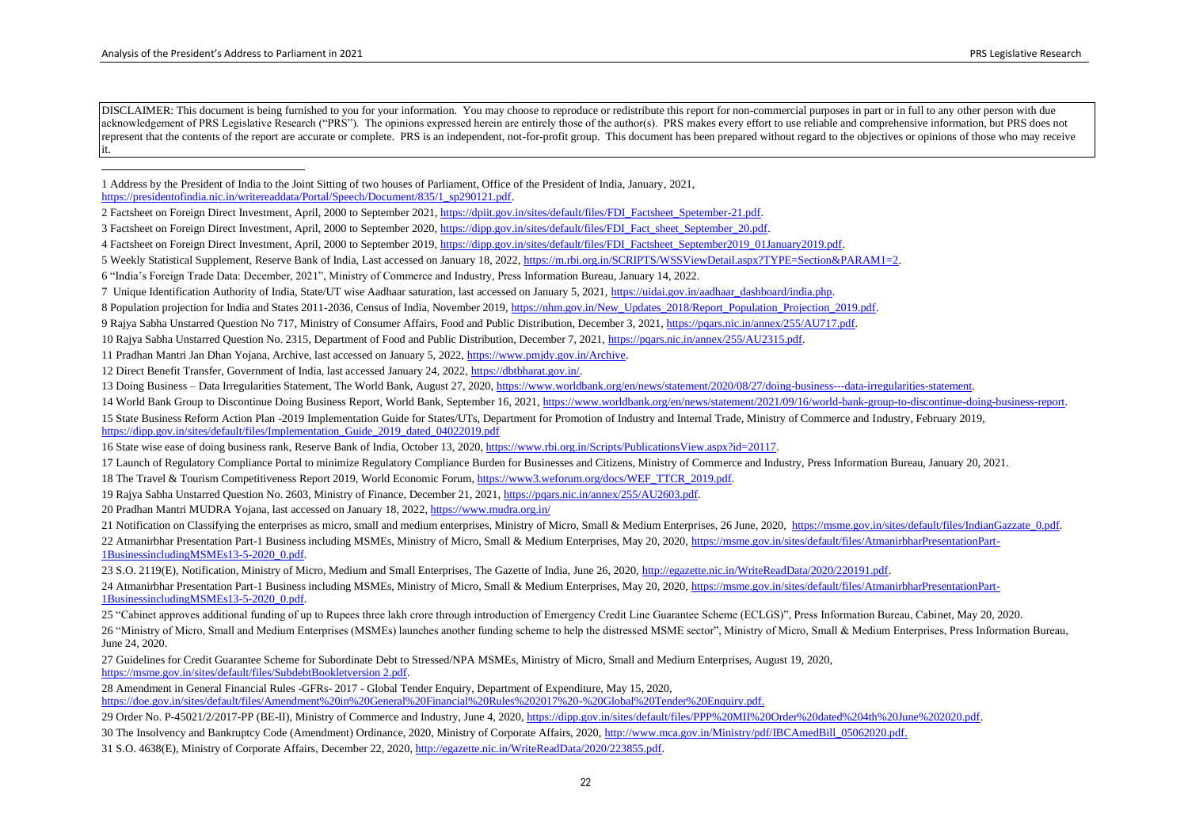DISCLAIMER: This document is being furnished to you for your information. You may choose to reproduce or redistribute this report for non-commercial purposes in part or in full to any other person with due acknowledgement of PRS Legislative Research ("PRS"). The opinions expressed herein are entirely those of the author(s). PRS makes every effort to use reliable and comprehensive information, but PRS does not represent that the contents of the report are accurate or complete. PRS is an independent, not-for-profit group. This document has been prepared without regard to the objectives or opinions of those who may receive it.

---

1 Address by the President of India to the Joint Sitting of two houses of Parliament, Office of the President of India, January, 2021, https://presidentofindia.nic.in/writereaddata/Portal/Speech/Document/835/1_sp290121.pdf.

2 Factsheet on Foreign Direct Investment, April, 2000 to September 2021, https://dpiit.gov.in/sites/default/files/FDI_Factsheet_Spetember-21.pdf.

3 Factsheet on Foreign Direct Investment, April, 2000 to September 2020, https://dipp.gov.in/sites/default/files/FDI_Fact_sheet_September_20.pdf.

4 Factsheet on Foreign Direct Investment, April, 2000 to September 2019, https://dipp.gov.in/sites/default/files/FDI_Factsheet_September2019_01January2019.pdf.

5 Weekly Statistical Supplement, Reserve Bank of India, Last accessed on January 18, 2022, https://m.rbi.org.in/SCRIPTS/WSSViewDetail.aspx?TYPE=Section&PARAM1=2.

6 "India's Foreign Trade Data: December, 2021", Ministry of Commerce and Industry, Press Information Bureau, January 14, 2022.

7 Unique Identification Authority of India, State/UT wise Aadhaar saturation, last accessed on January 5, 2021, https://uidai.gov.in/aadhaar_dashboard/india.php.

8 Population projection for India and States 2011-2036, Census of India, November 2019, https://nhm.gov.in/New_Updates_2018/Report_Population_Projection_2019.pdf.

9 Rajya Sabha Unstarred Question No 717, Ministry of Consumer Affairs, Food and Public Distribution, December 3, 2021, https://pqars.nic.in/annex/255/AU717.pdf.

10 Rajya Sabha Unstarred Question No. 2315, Department of Food and Public Distribution, December 7, 2021, https://pqars.nic.in/annex/255/AU2315.pdf.

11 Pradhan Mantri Jan Dhan Yojana, Archive, last accessed on January 5, 2022, https://www.pmjdy.gov.in/Archive.

12 Direct Benefit Transfer, Government of India, last accessed January 24, 2022, https://dbtbharat.gov.in/.

13 Doing Business – Data Irregularities Statement, The World Bank, August 27, 2020, https://www.worldbank.org/en/news/statement/2020/08/27/doing-business---data-irregularities-statement.

14 World Bank Group to Discontinue Doing Business Report, World Bank, September 16, 2021, https://www.worldbank.org/en/news/statement/2021/09/16/world-bank-group-to-discontinue-doing-business-report.

15 State Business Reform Action Plan -2019 Implementation Guide for States/UTs, Department for Promotion of Industry and Internal Trade, Ministry of Commerce and Industry, February 2019, https://dipp.gov.in/sites/default/files/Implementation_Guide_2019_dated_04022019.pdf

16 State wise ease of doing business rank, Reserve Bank of India, October 13, 2020, https://www.rbi.org.in/Scripts/PublicationsView.aspx?id=20117.

17 Launch of Regulatory Compliance Portal to minimize Regulatory Compliance Burden for Businesses and Citizens, Ministry of Commerce and Industry, Press Information Bureau, January 20, 2021.

18 The Travel & Tourism Competitiveness Report 2019, World Economic Forum, https://www3.weforum.org/docs/WEF_TTCR_2019.pdf.

19 Rajya Sabha Unstarred Question No. 2603, Ministry of Finance, December 21, 2021, https://pqars.nic.in/annex/255/AU2603.pdf.

20 Pradhan Mantri MUDRA Yojana, last accessed on January 18, 2022, https://www.mudra.org.in/

21 Notification on Classifying the enterprises as micro, small and medium enterprises, Ministry of Micro, Small & Medium Enterprises, 26 June, 2020, https://msme.gov.in/sites/default/files/IndianGazzate_0.pdf.

22 Atmanirbhar Presentation Part-1 Business including MSMEs, Ministry of Micro, Small & Medium Enterprises, May 20, 2020, https://msme.gov.in/sites/default/files/AtmanirbharPresentationPart-1BusinessincludingMSMEs13-5-2020_0.pdf.

23 S.O. 2119(E), Notification, Ministry of Micro, Medium and Small Enterprises, The Gazette of India, June 26, 2020, http://egazette.nic.in/WriteReadData/2020/220191.pdf.

24 Atmanirbhar Presentation Part-1 Business including MSMEs, Ministry of Micro, Small & Medium Enterprises, May 20, 2020, https://msme.gov.in/sites/default/files/AtmanirbharPresentationPart-1BusinessincludingMSMEs13-5-2020_0.pdf.

25 "Cabinet approves additional funding of up to Rupees three lakh crore through introduction of Emergency Credit Line Guarantee Scheme (ECLGS)", Press Information Bureau, Cabinet, May 20, 2020.

26 "Ministry of Micro, Small and Medium Enterprises (MSMEs) launches another funding scheme to help the distressed MSME sector", Ministry of Micro, Small & Medium Enterprises, Press Information Bureau, June 24, 2020.

27 Guidelines for Credit Guarantee Scheme for Subordinate Debt to Stressed/NPA MSMEs, Ministry of Micro, Small and Medium Enterprises, August 19, 2020, https://msme.gov.in/sites/default/files/SubdebtBookletversion 2.pdf.

28 Amendment in General Financial Rules -GFRs- 2017 - Global Tender Enquiry, Department of Expenditure, May 15, 2020, https://doe.gov.in/sites/default/files/Amendment%20in%20General%20Financial%20Rules%202017%20-%20Global%20Tender%20Enquiry.pdf.

29 Order No. P-45021/2/2017-PP (BE-II), Ministry of Commerce and Industry, June 4, 2020, https://dipp.gov.in/sites/default/files/PPP%20MII%20Order%20dated%204th%20June%202020.pdf.

30 The Insolvency and Bankruptcy Code (Amendment) Ordinance, 2020, Ministry of Corporate Affairs, 2020, http://www.mca.gov.in/Ministry/pdf/IBCAmedBill_05062020.pdf.

31 S.O. 4638(E), Ministry of Corporate Affairs, December 22, 2020, http://egazette.nic.in/WriteReadData/2020/223855.pdf.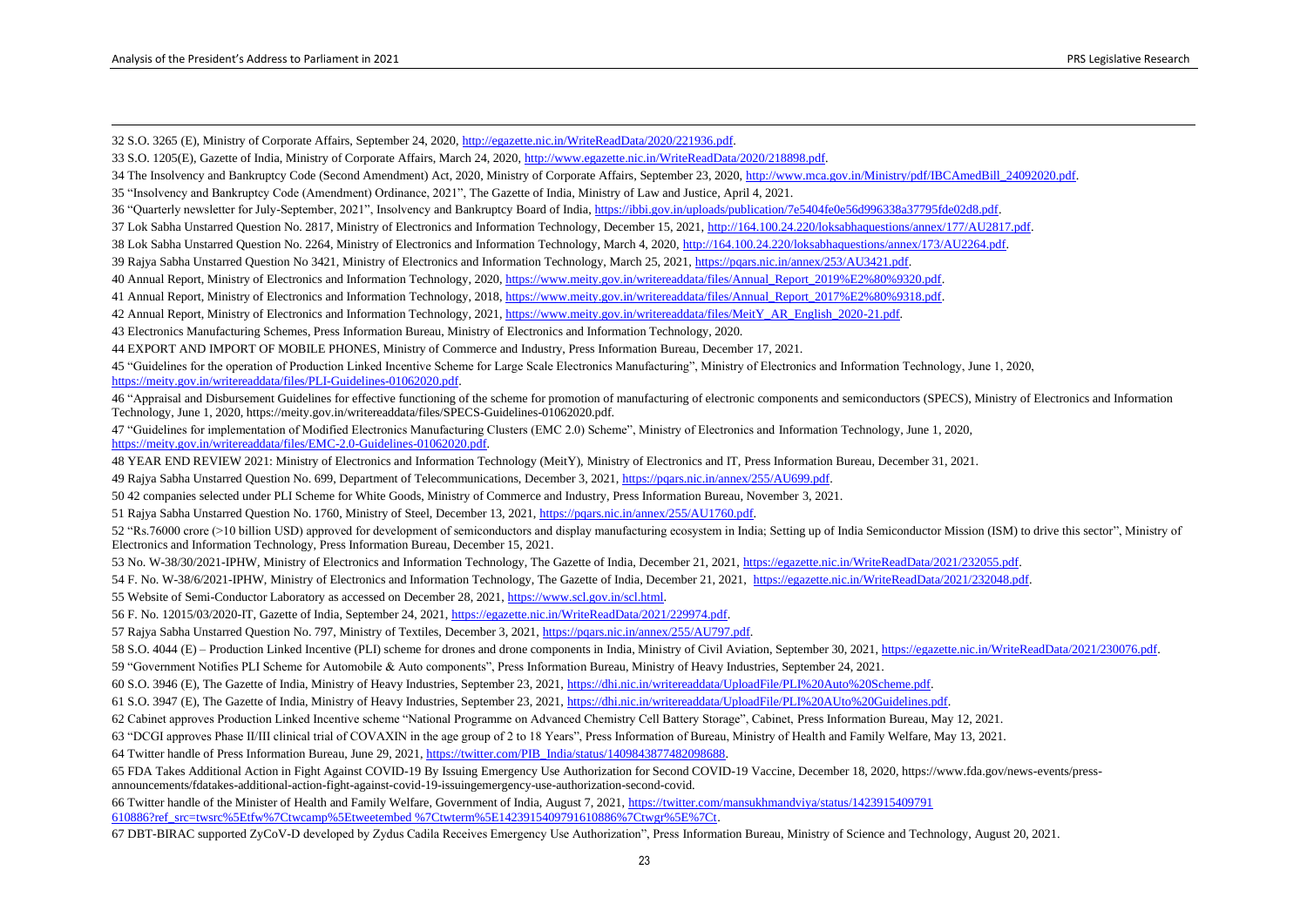32 S.O. 3265 (E), Ministry of Corporate Affairs, September 24, 2020, http://egazette.nic.in/WriteReadData/2020/221936.pdf.

33 S.O. 1205(E), Gazette of India, Ministry of Corporate Affairs, March 24, 2020, http://www.egazette.nic.in/WriteReadData/2020/218898.pdf.

34 The Insolvency and Bankruptcy Code (Second Amendment) Act, 2020, Ministry of Corporate Affairs, September 23, 2020, http://www.mca.gov.in/Ministry/pdf/IBCAmedBill_24092020.pdf.

35 "Insolvency and Bankruptcy Code (Amendment) Ordinance, 2021", The Gazette of India, Ministry of Law and Justice, April 4, 2021.

36 "Quarterly newsletter for July-September, 2021", Insolvency and Bankruptcy Board of India, https://ibbi.gov.in/uploads/publication/7e5404fe0e56d996338a37795fde02d8.pdf.

37 Lok Sabha Unstarred Question No. 2817, Ministry of Electronics and Information Technology, December 15, 2021, http://164.100.24.220/loksabhaquestions/annex/177/AU2817.pdf.

38 Lok Sabha Unstarred Question No. 2264, Ministry of Electronics and Information Technology, March 4, 2020, http://164.100.24.220/loksabhaquestions/annex/173/AU2264.pdf.

39 Rajya Sabha Unstarred Question No 3421, Ministry of Electronics and Information Technology, March 25, 2021, https://pqars.nic.in/annex/253/AU3421.pdf.

40 Annual Report, Ministry of Electronics and Information Technology, 2020, https://www.meity.gov.in/writereaddata/files/Annual_Report_2019%E2%80%9320.pdf.

41 Annual Report, Ministry of Electronics and Information Technology, 2018, https://www.meity.gov.in/writereaddata/files/Annual_Report_2017%E2%80%9318.pdf.

42 Annual Report, Ministry of Electronics and Information Technology, 2021, https://www.meity.gov.in/writereaddata/files/MeitY_AR_English_2020-21.pdf.

43 Electronics Manufacturing Schemes, Press Information Bureau, Ministry of Electronics and Information Technology, 2020.

44 EXPORT AND IMPORT OF MOBILE PHONES, Ministry of Commerce and Industry, Press Information Bureau, December 17, 2021.

45 "Guidelines for the operation of Production Linked Incentive Scheme for Large Scale Electronics Manufacturing", Ministry of Electronics and Information Technology, June 1, 2020, https://meity.gov.in/writereaddata/files/PLI-Guidelines-01062020.pdf.

46 "Appraisal and Disbursement Guidelines for effective functioning of the scheme for promotion of manufacturing of electronic components and semiconductors (SPECS), Ministry of Electronics and Information Technology, June 1, 2020, https://meity.gov.in/writereaddata/files/SPECS-Guidelines-01062020.pdf.

47 "Guidelines for implementation of Modified Electronics Manufacturing Clusters (EMC 2.0) Scheme", Ministry of Electronics and Information Technology, June 1, 2020, https://meity.gov.in/writereaddata/files/EMC-2.0-Guidelines-01062020.pdf.

48 YEAR END REVIEW 2021: Ministry of Electronics and Information Technology (MeitY), Ministry of Electronics and IT, Press Information Bureau, December 31, 2021.

49 Rajya Sabha Unstarred Question No. 699, Department of Telecommunications, December 3, 2021, https://pqars.nic.in/annex/255/AU699.pdf.

50 42 companies selected under PLI Scheme for White Goods, Ministry of Commerce and Industry, Press Information Bureau, November 3, 2021.

51 Rajya Sabha Unstarred Question No. 1760, Ministry of Steel, December 13, 2021, https://pqars.nic.in/annex/255/AU1760.pdf.

52 "Rs.76000 crore (>10 billion USD) approved for development of semiconductors and display manufacturing ecosystem in India; Setting up of India Semiconductor Mission (ISM) to drive this sector", Ministry of Electronics and Information Technology, Press Information Bureau, December 15, 2021.

53 No. W-38/30/2021-IPHW, Ministry of Electronics and Information Technology, The Gazette of India, December 21, 2021, https://egazette.nic.in/WriteReadData/2021/232055.pdf.

54 F. No. W-38/6/2021-IPHW, Ministry of Electronics and Information Technology, The Gazette of India, December 21, 2021, https://egazette.nic.in/WriteReadData/2021/232048.pdf.

55 Website of Semi-Conductor Laboratory as accessed on December 28, 2021, https://www.scl.gov.in/scl.html.

56 F. No. 12015/03/2020-IT, Gazette of India, September 24, 2021, https://egazette.nic.in/WriteReadData/2021/229974.pdf.

57 Rajya Sabha Unstarred Question No. 797, Ministry of Textiles, December 3, 2021, https://pqars.nic.in/annex/255/AU797.pdf.

58 S.O. 4044 (E) – Production Linked Incentive (PLI) scheme for drones and drone components in India, Ministry of Civil Aviation, September 30, 2021, https://egazette.nic.in/WriteReadData/2021/230076.pdf.

59 "Government Notifies PLI Scheme for Automobile & Auto components", Press Information Bureau, Ministry of Heavy Industries, September 24, 2021.

60 S.O. 3946 (E), The Gazette of India, Ministry of Heavy Industries, September 23, 2021, https://dhi.nic.in/writereaddata/UploadFile/PLI%20Auto%20Scheme.pdf.

61 S.O. 3947 (E), The Gazette of India, Ministry of Heavy Industries, September 23, 2021, https://dhi.nic.in/writereaddata/UploadFile/PLI%20AUto%20Guidelines.pdf.

62 Cabinet approves Production Linked Incentive scheme "National Programme on Advanced Chemistry Cell Battery Storage", Cabinet, Press Information Bureau, May 12, 2021.

63 "DCGI approves Phase II/III clinical trial of COVAXIN in the age group of 2 to 18 Years", Press Information of Bureau, Ministry of Health and Family Welfare, May 13, 2021.

64 Twitter handle of Press Information Bureau, June 29, 2021, https://twitter.com/PIB_India/status/1409843877482098688.

65 FDA Takes Additional Action in Fight Against COVID-19 By Issuing Emergency Use Authorization for Second COVID-19 Vaccine, December 18, 2020, https://www.fda.gov/news-events/press-announcements/fdatakes-additional-action-fight-against-covid-19-issuingemergency-use-authorization-second-covid.

66 Twitter handle of the Minister of Health and Family Welfare, Government of India, August 7, 2021, https://twitter.com/mansukhmandviya/status/1423915409791610886?ref_src=twsrc%5Etfw%7Ctwcamp%5Etweetembed %7Ctwterm%5E1423915409791610886%7Ctwgr%5E%7Ct.

67 DBT-BIRAC supported ZyCoV-D developed by Zydus Cadila Receives Emergency Use Authorization", Press Information Bureau, Ministry of Science and Technology, August 20, 2021.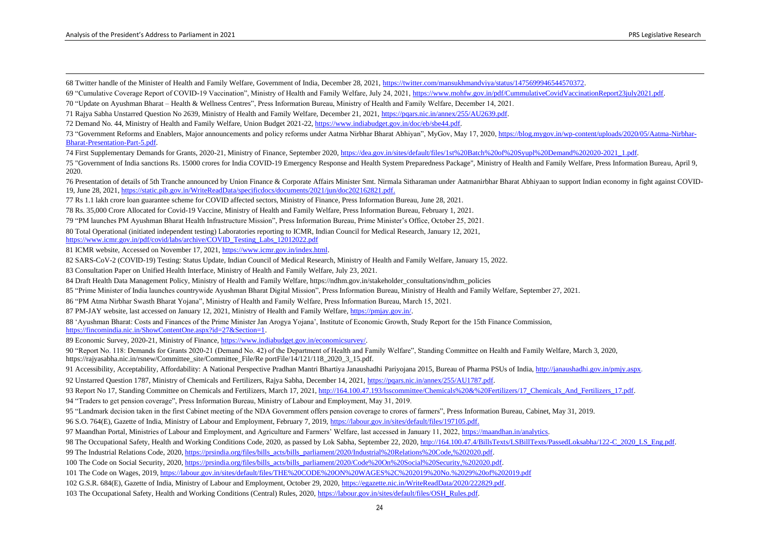68 Twitter handle of the Minister of Health and Family Welfare, Government of India, December 28, 2021, https://twitter.com/mansukhmandviya/status/1475699946544570372.

69 "Cumulative Coverage Report of COVID-19 Vaccination", Ministry of Health and Family Welfare, July 24, 2021, https://www.mohfw.gov.in/pdf/CummulativeCovidVaccinationReport23july2021.pdf.

70 "Update on Ayushman Bharat – Health & Wellness Centres", Press Information Bureau, Ministry of Health and Family Welfare, December 14, 2021.

71 Rajya Sabha Unstarred Question No 2639, Ministry of Health and Family Welfare, December 21, 2021, https://pqars.nic.in/annex/255/AU2639.pdf.

72 Demand No. 44, Ministry of Health and Family Welfare, Union Budget 2021-22, https://www.indiabudget.gov.in/doc/eb/sbe44.pdf.

73 "Government Reforms and Enablers, Major announcements and policy reforms under Aatma Nirbhar Bharat Abhiyan", MyGov, May 17, 2020, https://blog.mygov.in/wp-content/uploads/2020/05/Aatma-Nirbhar-Bharat-Presentation-Part-5.pdf.

74 First Supplementary Demands for Grants, 2020-21, Ministry of Finance, September 2020, https://dea.gov.in/sites/default/files/1st%20Batch%20of%20Syupl%20Demand%202020-2021_1.pdf.

75 "Government of India sanctions Rs. 15000 crores for India COVID-19 Emergency Response and Health System Preparedness Package", Ministry of Health and Family Welfare, Press Information Bureau, April 9, 2020.

76 Presentation of details of 5th Tranche announced by Union Finance & Corporate Affairs Minister Smt. Nirmala Sitharaman under Aatmanirbhar Bharat Abhiyaan to support Indian economy in fight against COVID-19, June 28, 2021, https://static.pib.gov.in/WriteReadData/specificdocs/documents/2021/jun/doc202162821.pdf.

77 Rs 1.1 lakh crore loan guarantee scheme for COVID affected sectors, Ministry of Finance, Press Information Bureau, June 28, 2021.

78 Rs. 35,000 Crore Allocated for Covid-19 Vaccine, Ministry of Health and Family Welfare, Press Information Bureau, February 1, 2021.

79 "PM launches PM Ayushman Bharat Health Infrastructure Mission", Press Information Bureau, Prime Minister's Office, October 25, 2021.

80 Total Operational (initiated independent testing) Laboratories reporting to ICMR, Indian Council for Medical Research, January 12, 2021, https://www.icmr.gov.in/pdf/covid/labs/archive/COVID_Testing_Labs_12012022.pdf

81 ICMR website, Accessed on November 17, 2021, https://www.icmr.gov.in/index.html.

82 SARS-CoV-2 (COVID-19) Testing: Status Update, Indian Council of Medical Research, Ministry of Health and Family Welfare, January 15, 2022.

83 Consultation Paper on Unified Health Interface, Ministry of Health and Family Welfare, July 23, 2021.

84 Draft Health Data Management Policy, Ministry of Health and Family Welfare, https://ndhm.gov.in/stakeholder_consultations/ndhm_policies

85 "Prime Minister of India launches countrywide Ayushman Bharat Digital Mission", Press Information Bureau, Ministry of Health and Family Welfare, September 27, 2021.

86 "PM Atma Nirbhar Swasth Bharat Yojana", Ministry of Health and Family Welfare, Press Information Bureau, March 15, 2021.

87 PM-JAY website, last accessed on January 12, 2021, Ministry of Health and Family Welfare, https://pmjay.gov.in/.

88 'Ayushman Bharat: Costs and Finances of the Prime Minister Jan Arogya Yojana', Institute of Economic Growth, Study Report for the 15th Finance Commission, https://fincomindia.nic.in/ShowContentOne.aspx?id=27&Section=1.

89 Economic Survey, 2020-21, Ministry of Finance, https://www.indiabudget.gov.in/economicsurvey/.

90 "Report No. 118: Demands for Grants 2020-21 (Demand No. 42) of the Department of Health and Family Welfare", Standing Committee on Health and Family Welfare, March 3, 2020, https://rajyasabha.nic.in/rsnew/Committee_site/Committee_File/Re portFile/14/121/118_2020_3_15.pdf.

91 Accessibility, Acceptability, Affordability: A National Perspective Pradhan Mantri Bhartiya Janaushadhi Pariyojana 2015, Bureau of Pharma PSUs of India, http://janaushadhi.gov.in/pmjy.aspx.

92 Unstarred Question 1787, Ministry of Chemicals and Fertilizers, Rajya Sabha, December 14, 2021, https://pqars.nic.in/annex/255/AU1787.pdf.

93 Report No 17, Standing Committee on Chemicals and Fertilizers, March 17, 2021, http://164.100.47.193/lsscommittee/Chemicals%20&%20Fertilizers/17_Chemicals_And_Fertilizers_17.pdf.

94 "Traders to get pension coverage", Press Information Bureau, Ministry of Labour and Employment, May 31, 2019.

95 "Landmark decision taken in the first Cabinet meeting of the NDA Government offers pension coverage to crores of farmers", Press Information Bureau, Cabinet, May 31, 2019.

96 S.O. 764(E), Gazette of India, Ministry of Labour and Employment, February 7, 2019, https://labour.gov.in/sites/default/files/197105.pdf.

97 Maandhan Portal, Ministries of Labour and Employment, and Agriculture and Farmers' Welfare, last accessed in January 11, 2022, https://maandhan.in/analytics.

98 The Occupational Safety, Health and Working Conditions Code, 2020, as passed by Lok Sabha, September 22, 2020, http://164.100.47.4/BillsTexts/LSBillTexts/PassedLoksabha/122-C_2020_LS_Eng.pdf.

99 The Industrial Relations Code, 2020, https://prsindia.org/files/bills_acts/bills_parliament/2020/Industrial%20Relations%20Code,%202020.pdf.

100 The Code on Social Security, 2020, https://prsindia.org/files/bills_acts/bills_parliament/2020/Code%20On%20Social%20Security,%202020.pdf.

101 The Code on Wages, 2019, https://labour.gov.in/sites/default/files/THE%20CODE%20ON%20WAGES%2C%202019%20No.%2029%20of%202019.pdf

102 G.S.R. 684(E), Gazette of India, Ministry of Labour and Employment, October 29, 2020, https://egazette.nic.in/WriteReadData/2020/222829.pdf.

103 The Occupational Safety, Health and Working Conditions (Central) Rules, 2020, https://labour.gov.in/sites/default/files/OSH_Rules.pdf.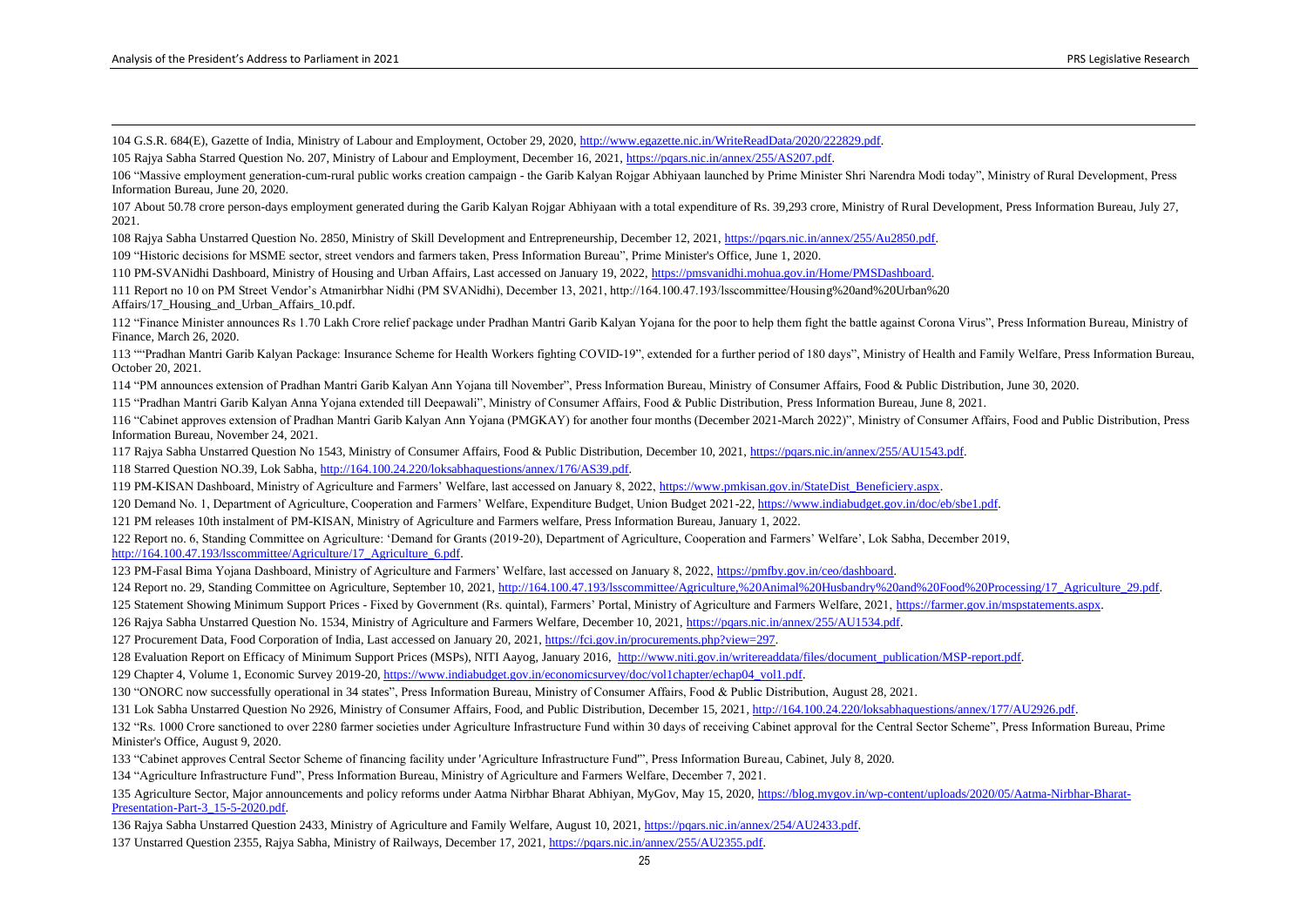104 G.S.R. 684(E), Gazette of India, Ministry of Labour and Employment, October 29, 2020, http://www.egazette.nic.in/WriteReadData/2020/222829.pdf.

105 Rajya Sabha Starred Question No. 207, Ministry of Labour and Employment, December 16, 2021, https://pqars.nic.in/annex/255/AS207.pdf.

106 "Massive employment generation-cum-rural public works creation campaign - the Garib Kalyan Rojgar Abhiyaan launched by Prime Minister Shri Narendra Modi today", Ministry of Rural Development, Press Information Bureau, June 20, 2020.

107 About 50.78 crore person-days employment generated during the Garib Kalyan Rojgar Abhiyaan with a total expenditure of Rs. 39,293 crore, Ministry of Rural Development, Press Information Bureau, July 27, 2021.

108 Rajya Sabha Unstarred Question No. 2850, Ministry of Skill Development and Entrepreneurship, December 12, 2021, https://pqars.nic.in/annex/255/Au2850.pdf.

109 "Historic decisions for MSME sector, street vendors and farmers taken, Press Information Bureau", Prime Minister's Office, June 1, 2020.

110 PM-SVANidhi Dashboard, Ministry of Housing and Urban Affairs, Last accessed on January 19, 2022, https://pmsvanidhi.mohua.gov.in/Home/PMSDashboard.

111 Report no 10 on PM Street Vendor's Atmanirbhar Nidhi (PM SVANidhi), December 13, 2021, http://164.100.47.193/lsscommittee/Housing%20and%20Urban%20Affairs/17_Housing_and_Urban_Affairs_10.pdf.

112 "Finance Minister announces Rs 1.70 Lakh Crore relief package under Pradhan Mantri Garib Kalyan Yojana for the poor to help them fight the battle against Corona Virus", Press Information Bureau, Ministry of Finance, March 26, 2020.

113 ""Pradhan Mantri Garib Kalyan Package: Insurance Scheme for Health Workers fighting COVID-19", extended for a further period of 180 days", Ministry of Health and Family Welfare, Press Information Bureau, October 20, 2021.

114 "PM announces extension of Pradhan Mantri Garib Kalyan Ann Yojana till November", Press Information Bureau, Ministry of Consumer Affairs, Food & Public Distribution, June 30, 2020.

115 "Pradhan Mantri Garib Kalyan Anna Yojana extended till Deepawali", Ministry of Consumer Affairs, Food & Public Distribution, Press Information Bureau, June 8, 2021.

116 "Cabinet approves extension of Pradhan Mantri Garib Kalyan Ann Yojana (PMGKAY) for another four months (December 2021-March 2022)", Ministry of Consumer Affairs, Food and Public Distribution, Press Information Bureau, November 24, 2021.

117 Rajya Sabha Unstarred Question No 1543, Ministry of Consumer Affairs, Food & Public Distribution, December 10, 2021, https://pqars.nic.in/annex/255/AU1543.pdf.

118 Starred Question NO.39, Lok Sabha, http://164.100.24.220/loksabhaquestions/annex/176/AS39.pdf.

119 PM-KISAN Dashboard, Ministry of Agriculture and Farmers' Welfare, last accessed on January 8, 2022, https://www.pmkisan.gov.in/StateDist_Beneficiery.aspx.

120 Demand No. 1, Department of Agriculture, Cooperation and Farmers' Welfare, Expenditure Budget, Union Budget 2021-22, https://www.indiabudget.gov.in/doc/eb/sbe1.pdf.

121 PM releases 10th instalment of PM-KISAN, Ministry of Agriculture and Farmers welfare, Press Information Bureau, January 1, 2022.

122 Report no. 6, Standing Committee on Agriculture: 'Demand for Grants (2019-20), Department of Agriculture, Cooperation and Farmers' Welfare', Lok Sabha, December 2019, http://164.100.47.193/lsscommittee/Agriculture/17_Agriculture_6.pdf.

123 PM-Fasal Bima Yojana Dashboard, Ministry of Agriculture and Farmers' Welfare, last accessed on January 8, 2022, https://pmfby.gov.in/ceo/dashboard.

124 Report no. 29, Standing Committee on Agriculture, September 10, 2021, http://164.100.47.193/lsscommittee/Agriculture,%20Animal%20Husbandry%20and%20Food%20Processing/17_Agriculture_29.pdf.

125 Statement Showing Minimum Support Prices - Fixed by Government (Rs. quintal), Farmers' Portal, Ministry of Agriculture and Farmers Welfare, 2021, https://farmer.gov.in/mspstatements.aspx.

126 Rajya Sabha Unstarred Question No. 1534, Ministry of Agriculture and Farmers Welfare, December 10, 2021, https://pqars.nic.in/annex/255/AU1534.pdf.

127 Procurement Data, Food Corporation of India, Last accessed on January 20, 2021, https://fci.gov.in/procurements.php?view=297.

128 Evaluation Report on Efficacy of Minimum Support Prices (MSPs), NITI Aayog, January 2016, http://www.niti.gov.in/writereaddata/files/document_publication/MSP-report.pdf.

129 Chapter 4, Volume 1, Economic Survey 2019-20, https://www.indiabudget.gov.in/economicsurvey/doc/vol1chapter/echap04_vol1.pdf.

130 "ONORC now successfully operational in 34 states", Press Information Bureau, Ministry of Consumer Affairs, Food & Public Distribution, August 28, 2021.

131 Lok Sabha Unstarred Question No 2926, Ministry of Consumer Affairs, Food, and Public Distribution, December 15, 2021, http://164.100.24.220/loksabhaquestions/annex/177/AU2926.pdf.

132 "Rs. 1000 Crore sanctioned to over 2280 farmer societies under Agriculture Infrastructure Fund within 30 days of receiving Cabinet approval for the Central Sector Scheme", Press Information Bureau, Prime Minister's Office, August 9, 2020.

133 "Cabinet approves Central Sector Scheme of financing facility under 'Agriculture Infrastructure Fund'", Press Information Bureau, Cabinet, July 8, 2020.

134 "Agriculture Infrastructure Fund", Press Information Bureau, Ministry of Agriculture and Farmers Welfare, December 7, 2021.

135 Agriculture Sector, Major announcements and policy reforms under Aatma Nirbhar Bharat Abhiyan, MyGov, May 15, 2020, https://blog.mygov.in/wp-content/uploads/2020/05/Aatma-Nirbhar-Bharat-Presentation-Part-3_15-5-2020.pdf.

136 Rajya Sabha Unstarred Question 2433, Ministry of Agriculture and Family Welfare, August 10, 2021, https://pqars.nic.in/annex/254/AU2433.pdf.

137 Unstarred Question 2355, Rajya Sabha, Ministry of Railways, December 17, 2021, https://pqars.nic.in/annex/255/AU2355.pdf.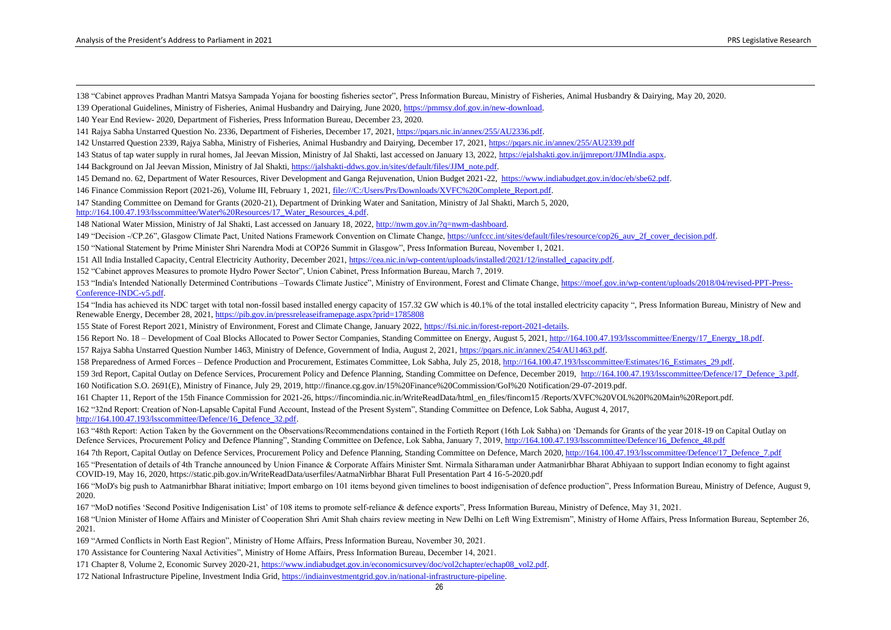138 "Cabinet approves Pradhan Mantri Matsya Sampada Yojana for boosting fisheries sector", Press Information Bureau, Ministry of Fisheries, Animal Husbandry & Dairying, May 20, 2020.

139 Operational Guidelines, Ministry of Fisheries, Animal Husbandry and Dairying, June 2020, https://pmmsy.dof.gov.in/new-download.

140 Year End Review- 2020, Department of Fisheries, Press Information Bureau, December 23, 2020.

141 Rajya Sabha Unstarred Question No. 2336, Department of Fisheries, December 17, 2021, https://pqars.nic.in/annex/255/AU2336.pdf.

142 Unstarred Question 2339, Rajya Sabha, Ministry of Fisheries, Animal Husbandry and Dairying, December 17, 2021, https://pqars.nic.in/annex/255/AU2339.pdf

143 Status of tap water supply in rural homes, Jal Jeevan Mission, Ministry of Jal Shakti, last accessed on January 13, 2022, https://ejalshakti.gov.in/jjmreport/JJMIndia.aspx.

144 Background on Jal Jeevan Mission, Ministry of Jal Shakti, https://jalshakti-ddws.gov.in/sites/default/files/JJM_note.pdf.

145 Demand no. 62, Department of Water Resources, River Development and Ganga Rejuvenation, Union Budget 2021-22, https://www.indiabudget.gov.in/doc/eb/sbe62.pdf.

146 Finance Commission Report (2021-26), Volume III, February 1, 2021, file:///C:/Users/Prs/Downloads/XVFC%20Complete_Report.pdf.

147 Standing Committee on Demand for Grants (2020-21), Department of Drinking Water and Sanitation, Ministry of Jal Shakti, March 5, 2020, http://164.100.47.193/lsscommittee/Water%20Resources/17_Water_Resources_4.pdf.

148 National Water Mission, Ministry of Jal Shakti, Last accessed on January 18, 2022, http://nwm.gov.in/?q=nwm-dashboard.

149 "Decision -/CP.26", Glasgow Climate Pact, United Nations Framework Convention on Climate Change, https://unfccc.int/sites/default/files/resource/cop26_auv_2f_cover_decision.pdf.

150 "National Statement by Prime Minister Shri Narendra Modi at COP26 Summit in Glasgow", Press Information Bureau, November 1, 2021.

151 All India Installed Capacity, Central Electricity Authority, December 2021, https://cea.nic.in/wp-content/uploads/installed/2021/12/installed_capacity.pdf.

152 "Cabinet approves Measures to promote Hydro Power Sector", Union Cabinet, Press Information Bureau, March 7, 2019.

153 "India's Intended Nationally Determined Contributions –Towards Climate Justice", Ministry of Environment, Forest and Climate Change, https://moef.gov.in/wp-content/uploads/2018/04/revised-PPT-Press-Conference-INDC-v5.pdf.

154 "India has achieved its NDC target with total non-fossil based installed energy capacity of 157.32 GW which is 40.1% of the total installed electricity capacity ", Press Information Bureau, Ministry of New and Renewable Energy, December 28, 2021, https://pib.gov.in/pressreleaseiframepage.aspx?prid=1785808

155 State of Forest Report 2021, Ministry of Environment, Forest and Climate Change, January 2022, https://fsi.nic.in/forest-report-2021-details.

156 Report No. 18 – Development of Coal Blocks Allocated to Power Sector Companies, Standing Committee on Energy, August 5, 2021, http://164.100.47.193/lsscommittee/Energy/17_Energy_18.pdf.

157 Rajya Sabha Unstarred Question Number 1463, Ministry of Defence, Government of India, August 2, 2021, https://pqars.nic.in/annex/254/AU1463.pdf.

158 Preparedness of Armed Forces – Defence Production and Procurement, Estimates Committee, Lok Sabha, July 25, 2018, http://164.100.47.193/lsscommittee/Estimates/16_Estimates_29.pdf.

159 3rd Report, Capital Outlay on Defence Services, Procurement Policy and Defence Planning, Standing Committee on Defence, December 2019, http://164.100.47.193/lsscommittee/Defence/17_Defence_3.pdf.

160 Notification S.O. 2691(E), Ministry of Finance, July 29, 2019, http://finance.cg.gov.in/15%20Finance%20Commission/GoI%20 Notification/29-07-2019.pdf.

161 Chapter 11, Report of the 15th Finance Commission for 2021-26, https://fincomindia.nic.in/WriteReadData/html_en_files/fincom15 /Reports/XVFC%20VOL%20I%20Main%20Report.pdf.

162 "32nd Report: Creation of Non-Lapsable Capital Fund Account, Instead of the Present System", Standing Committee on Defence, Lok Sabha, August 4, 2017, http://164.100.47.193/lsscommittee/Defence/16_Defence_32.pdf.

163 "48th Report: Action Taken by the Government on the Observations/Recommendations contained in the Fortieth Report (16th Lok Sabha) on 'Demands for Grants of the year 2018-19 on Capital Outlay on Defence Services, Procurement Policy and Defence Planning", Standing Committee on Defence, Lok Sabha, January 7, 2019, http://164.100.47.193/lsscommittee/Defence/16_Defence_48.pdf

164 7th Report, Capital Outlay on Defence Services, Procurement Policy and Defence Planning, Standing Committee on Defence, March 2020, http://164.100.47.193/lsscommittee/Defence/17_Defence_7.pdf

165 "Presentation of details of 4th Tranche announced by Union Finance & Corporate Affairs Minister Smt. Nirmala Sitharaman under Aatmanirbhar Bharat Abhiyaan to support Indian economy to fight against COVID-19, May 16, 2020, https://static.pib.gov.in/WriteReadData/userfiles/AatmaNirbhar Bharat Full Presentation Part 4 16-5-2020.pdf

166 "MoD's big push to Aatmanirbhar Bharat initiative; Import embargo on 101 items beyond given timelines to boost indigenisation of defence production", Press Information Bureau, Ministry of Defence, August 9, 2020.

167 "MoD notifies 'Second Positive Indigenisation List' of 108 items to promote self-reliance & defence exports", Press Information Bureau, Ministry of Defence, May 31, 2021.

168 "Union Minister of Home Affairs and Minister of Cooperation Shri Amit Shah chairs review meeting in New Delhi on Left Wing Extremism", Ministry of Home Affairs, Press Information Bureau, September 26, 2021.

169 "Armed Conflicts in North East Region", Ministry of Home Affairs, Press Information Bureau, November 30, 2021.

170 Assistance for Countering Naxal Activities", Ministry of Home Affairs, Press Information Bureau, December 14, 2021.

171 Chapter 8, Volume 2, Economic Survey 2020-21, https://www.indiabudget.gov.in/economicsurvey/doc/vol2chapter/echap08_vol2.pdf.

172 National Infrastructure Pipeline, Investment India Grid, https://indiainvestmentgrid.gov.in/national-infrastructure-pipeline.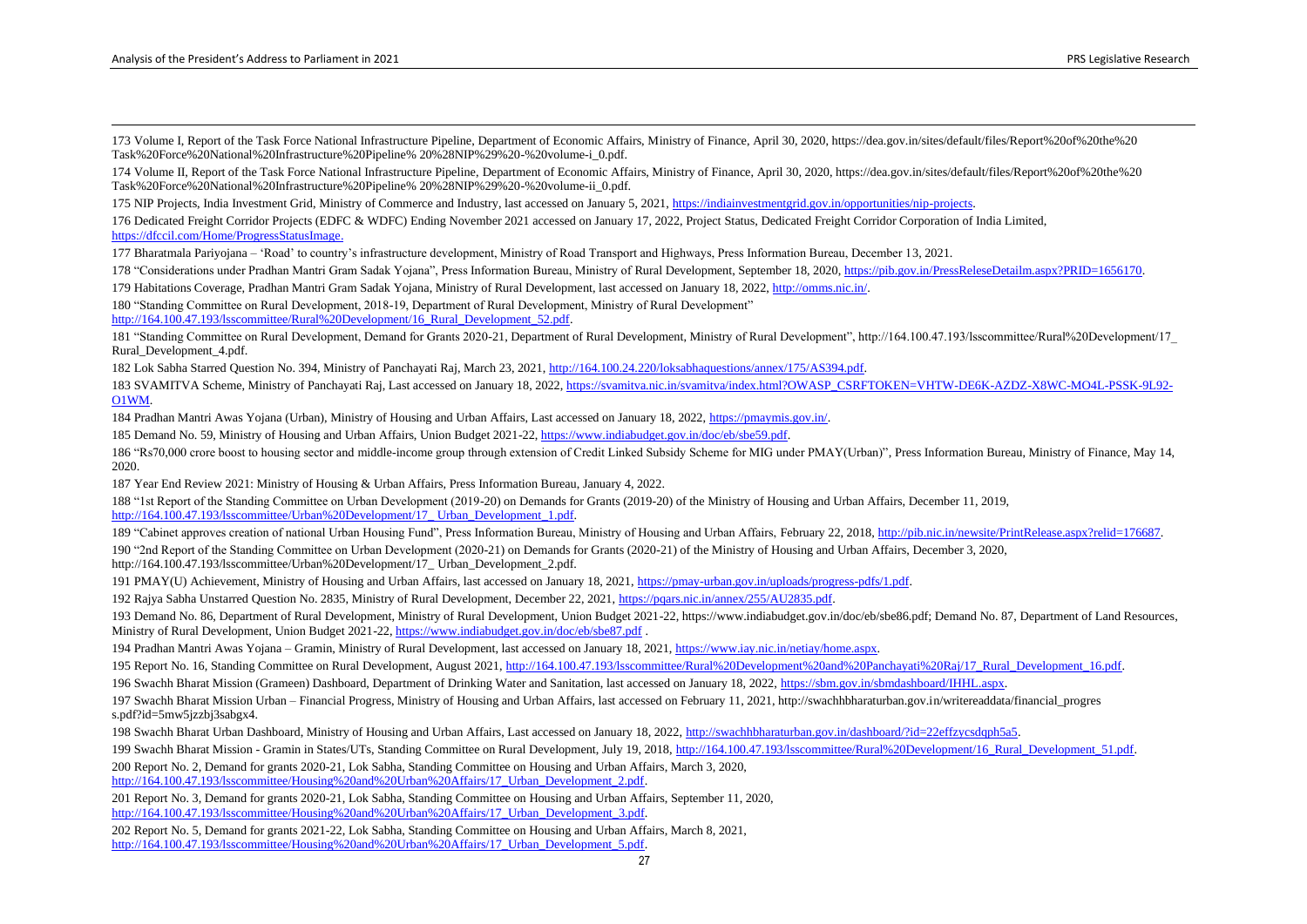173 Volume I, Report of the Task Force National Infrastructure Pipeline, Department of Economic Affairs, Ministry of Finance, April 30, 2020, https://dea.gov.in/sites/default/files/Report%20of%20the%20 Task%20Force%20National%20Infrastructure%20Pipeline% 20%28NIP%29%20-%20volume-i_0.pdf.

174 Volume II, Report of the Task Force National Infrastructure Pipeline, Department of Economic Affairs, Ministry of Finance, April 30, 2020, https://dea.gov.in/sites/default/files/Report%20of%20the%20 Task%20Force%20National%20Infrastructure%20Pipeline% 20%28NIP%29%20-%20volume-ii_0.pdf.

175 NIP Projects, India Investment Grid, Ministry of Commerce and Industry, last accessed on January 5, 2021, https://indiainvestmentgrid.gov.in/opportunities/nip-projects.

176 Dedicated Freight Corridor Projects (EDFC & WDFC) Ending November 2021 accessed on January 17, 2022, Project Status, Dedicated Freight Corridor Corporation of India Limited, https://dfccil.com/Home/ProgressStatusImage.

177 Bharatmala Pariyojana – 'Road' to country's infrastructure development, Ministry of Road Transport and Highways, Press Information Bureau, December 13, 2021.

178 "Considerations under Pradhan Mantri Gram Sadak Yojana", Press Information Bureau, Ministry of Rural Development, September 18, 2020, https://pib.gov.in/PressReleseDetailm.aspx?PRID=1656170.

179 Habitations Coverage, Pradhan Mantri Gram Sadak Yojana, Ministry of Rural Development, last accessed on January 18, 2022, http://omms.nic.in/.

180 "Standing Committee on Rural Development, 2018-19, Department of Rural Development, Ministry of Rural Development" http://164.100.47.193/lsscommittee/Rural%20Development/16_Rural_Development_52.pdf.

181 "Standing Committee on Rural Development, Demand for Grants 2020-21, Department of Rural Development, Ministry of Rural Development", http://164.100.47.193/lsscommittee/Rural%20Development/17_ Rural_Development_4.pdf.

182 Lok Sabha Starred Question No. 394, Ministry of Panchayati Raj, March 23, 2021, http://164.100.24.220/loksabhaquestions/annex/175/AS394.pdf.

183 SVAMITVA Scheme, Ministry of Panchayati Raj, Last accessed on January 18, 2022, https://svamitva.nic.in/svamitva/index.html?OWASP_CSRFTOKEN=VHTW-DE6K-AZDZ-X8WC-MO4L-PSSK-9L92-O1WM.

184 Pradhan Mantri Awas Yojana (Urban), Ministry of Housing and Urban Affairs, Last accessed on January 18, 2022, https://pmaymis.gov.in/.

185 Demand No. 59, Ministry of Housing and Urban Affairs, Union Budget 2021-22, https://www.indiabudget.gov.in/doc/eb/sbe59.pdf.

186 "Rs70,000 crore boost to housing sector and middle-income group through extension of Credit Linked Subsidy Scheme for MIG under PMAY(Urban)", Press Information Bureau, Ministry of Finance, May 14, 2020.

187 Year End Review 2021: Ministry of Housing & Urban Affairs, Press Information Bureau, January 4, 2022.

188 "1st Report of the Standing Committee on Urban Development (2019-20) on Demands for Grants (2019-20) of the Ministry of Housing and Urban Affairs, December 11, 2019, http://164.100.47.193/lsscommittee/Urban%20Development/17_ Urban_Development_1.pdf.

189 "Cabinet approves creation of national Urban Housing Fund", Press Information Bureau, Ministry of Housing and Urban Affairs, February 22, 2018, http://pib.nic.in/newsite/PrintRelease.aspx?relid=176687.

190 "2nd Report of the Standing Committee on Urban Development (2020-21) on Demands for Grants (2020-21) of the Ministry of Housing and Urban Affairs, December 3, 2020, http://164.100.47.193/lsscommittee/Urban%20Development/17_ Urban_Development_2.pdf.

191 PMAY(U) Achievement, Ministry of Housing and Urban Affairs, last accessed on January 18, 2021, https://pmay-urban.gov.in/uploads/progress-pdfs/1.pdf.

192 Rajya Sabha Unstarred Question No. 2835, Ministry of Rural Development, December 22, 2021, https://pqars.nic.in/annex/255/AU2835.pdf.

193 Demand No. 86, Department of Rural Development, Ministry of Rural Development, Union Budget 2021-22, https://www.indiabudget.gov.in/doc/eb/sbe86.pdf; Demand No. 87, Department of Land Resources, Ministry of Rural Development, Union Budget 2021-22, https://www.indiabudget.gov.in/doc/eb/sbe87.pdf .

194 Pradhan Mantri Awas Yojana – Gramin, Ministry of Rural Development, last accessed on January 18, 2021, https://www.iay.nic.in/netiay/home.aspx.

195 Report No. 16, Standing Committee on Rural Development, August 2021, http://164.100.47.193/lsscommittee/Rural%20Development%20and%20Panchayati%20Raj/17_Rural_Development_16.pdf.

196 Swachh Bharat Mission (Grameen) Dashboard, Department of Drinking Water and Sanitation, last accessed on January 18, 2022, https://sbm.gov.in/sbmdashboard/IHHL.aspx.

197 Swachh Bharat Mission Urban – Financial Progress, Ministry of Housing and Urban Affairs, last accessed on February 11, 2021, http://swachhbharaturban.gov.in/writereaddata/financial_progres s.pdf?id=5mw5jzzbj3sabgx4.

198 Swachh Bharat Urban Dashboard, Ministry of Housing and Urban Affairs, Last accessed on January 18, 2022, http://swachhbharaturban.gov.in/dashboard/?id=22effzycsdqph5a5.

199 Swachh Bharat Mission - Gramin in States/UTs, Standing Committee on Rural Development, July 19, 2018, http://164.100.47.193/lsscommittee/Rural%20Development/16_Rural_Development_51.pdf.

200 Report No. 2, Demand for grants 2020-21, Lok Sabha, Standing Committee on Housing and Urban Affairs, March 3, 2020, http://164.100.47.193/lsscommittee/Housing%20and%20Urban%20Affairs/17_Urban_Development_2.pdf.

201 Report No. 3, Demand for grants 2020-21, Lok Sabha, Standing Committee on Housing and Urban Affairs, September 11, 2020, http://164.100.47.193/lsscommittee/Housing%20and%20Urban%20Affairs/17_Urban_Development_3.pdf.

202 Report No. 5, Demand for grants 2021-22, Lok Sabha, Standing Committee on Housing and Urban Affairs, March 8, 2021, http://164.100.47.193/lsscommittee/Housing%20and%20Urban%20Affairs/17_Urban_Development_5.pdf.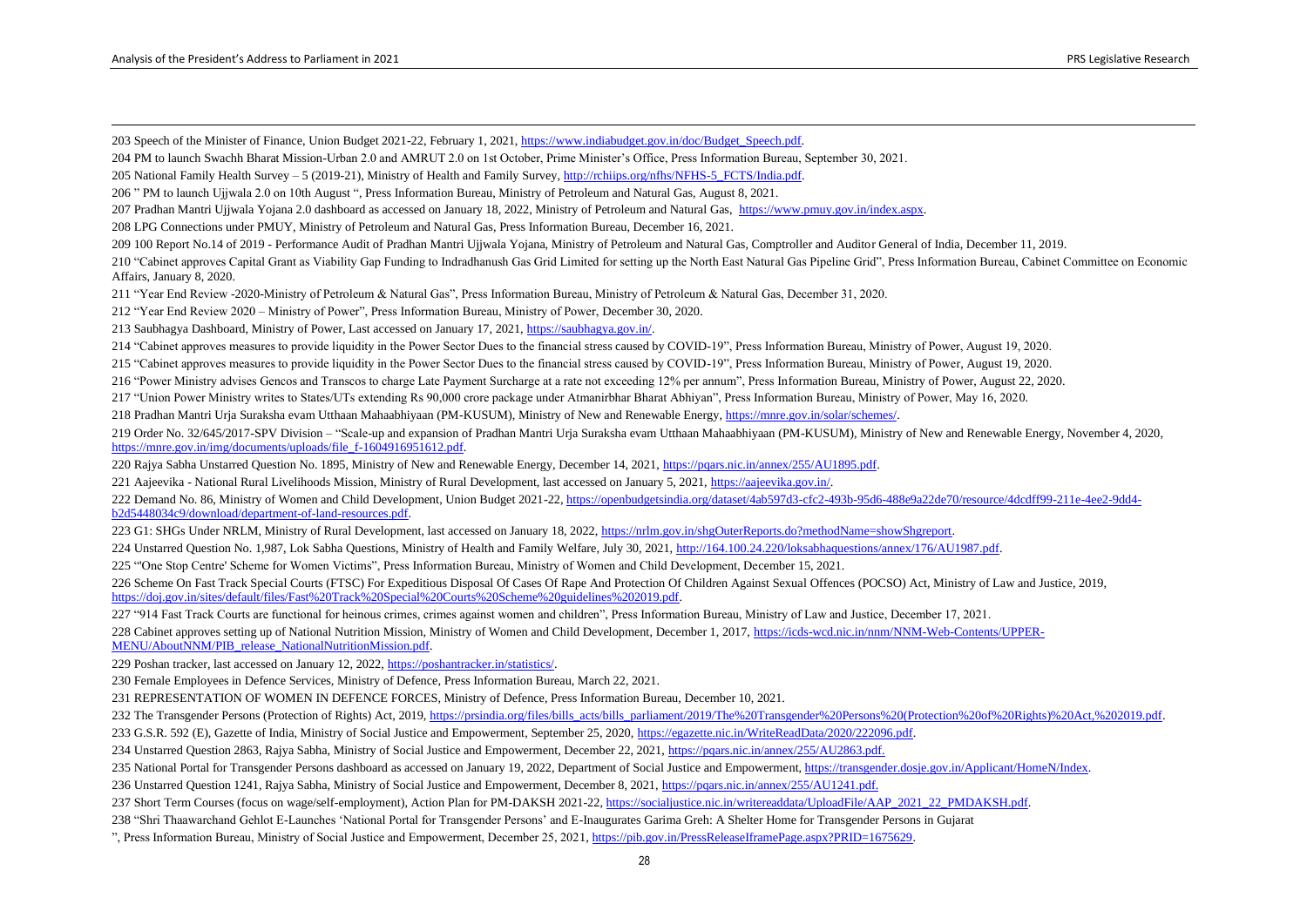203 Speech of the Minister of Finance, Union Budget 2021-22, February 1, 2021, https://www.indiabudget.gov.in/doc/Budget_Speech.pdf.

204 PM to launch Swachh Bharat Mission-Urban 2.0 and AMRUT 2.0 on 1st October, Prime Minister's Office, Press Information Bureau, September 30, 2021.

205 National Family Health Survey – 5 (2019-21), Ministry of Health and Family Survey, http://rchiips.org/nfhs/NFHS-5_FCTS/India.pdf.

206 " PM to launch Ujjwala 2.0 on 10th August ", Press Information Bureau, Ministry of Petroleum and Natural Gas, August 8, 2021.

207 Pradhan Mantri Ujjwala Yojana 2.0 dashboard as accessed on January 18, 2022, Ministry of Petroleum and Natural Gas, https://www.pmuy.gov.in/index.aspx.

208 LPG Connections under PMUY, Ministry of Petroleum and Natural Gas, Press Information Bureau, December 16, 2021.

209 100 Report No.14 of 2019 - Performance Audit of Pradhan Mantri Ujjwala Yojana, Ministry of Petroleum and Natural Gas, Comptroller and Auditor General of India, December 11, 2019.

210 "Cabinet approves Capital Grant as Viability Gap Funding to Indradhanush Gas Grid Limited for setting up the North East Natural Gas Pipeline Grid", Press Information Bureau, Cabinet Committee on Economic Affairs, January 8, 2020.

211 "Year End Review -2020-Ministry of Petroleum & Natural Gas", Press Information Bureau, Ministry of Petroleum & Natural Gas, December 31, 2020.

212 "Year End Review 2020 – Ministry of Power", Press Information Bureau, Ministry of Power, December 30, 2020.

213 Saubhagya Dashboard, Ministry of Power, Last accessed on January 17, 2021, https://saubhagya.gov.in/.

214 "Cabinet approves measures to provide liquidity in the Power Sector Dues to the financial stress caused by COVID-19", Press Information Bureau, Ministry of Power, August 19, 2020.

215 "Cabinet approves measures to provide liquidity in the Power Sector Dues to the financial stress caused by COVID-19", Press Information Bureau, Ministry of Power, August 19, 2020.

216 "Power Ministry advises Gencos and Transcos to charge Late Payment Surcharge at a rate not exceeding 12% per annum", Press Information Bureau, Ministry of Power, August 22, 2020.

217 "Union Power Ministry writes to States/UTs extending Rs 90,000 crore package under Atmanirbhar Bharat Abhiyan", Press Information Bureau, Ministry of Power, May 16, 2020.

218 Pradhan Mantri Urja Suraksha evam Utthaan Mahaabhiyaan (PM-KUSUM), Ministry of New and Renewable Energy, https://mnre.gov.in/solar/schemes/.

219 Order No. 32/645/2017-SPV Division – "Scale-up and expansion of Pradhan Mantri Urja Suraksha evam Utthaan Mahaabhiyaan (PM-KUSUM), Ministry of New and Renewable Energy, November 4, 2020, https://mnre.gov.in/img/documents/uploads/file_f-1604916951612.pdf.

220 Rajya Sabha Unstarred Question No. 1895, Ministry of New and Renewable Energy, December 14, 2021, https://pqars.nic.in/annex/255/AU1895.pdf.

221 Aajeevika - National Rural Livelihoods Mission, Ministry of Rural Development, last accessed on January 5, 2021, https://aajeevika.gov.in/.

222 Demand No. 86, Ministry of Women and Child Development, Union Budget 2021-22, https://openbudgetsindia.org/dataset/4ab597d3-cfc2-493b-95d6-488e9a22de70/resource/4dcdff99-211e-4ee2-9dd4-b2d5448034c9/download/department-of-land-resources.pdf.

223 G1: SHGs Under NRLM, Ministry of Rural Development, last accessed on January 18, 2022, https://nrlm.gov.in/shgOuterReports.do?methodName=showShgreport.

224 Unstarred Question No. 1,987, Lok Sabha Questions, Ministry of Health and Family Welfare, July 30, 2021, http://164.100.24.220/loksabhaquestions/annex/176/AU1987.pdf.

225 "'One Stop Centre' Scheme for Women Victims", Press Information Bureau, Ministry of Women and Child Development, December 15, 2021.

226 Scheme On Fast Track Special Courts (FTSC) For Expeditious Disposal Of Cases Of Rape And Protection Of Children Against Sexual Offences (POCSO) Act, Ministry of Law and Justice, 2019, https://doj.gov.in/sites/default/files/Fast%20Track%20Special%20Courts%20Scheme%20guidelines%202019.pdf.

227 "914 Fast Track Courts are functional for heinous crimes, crimes against women and children", Press Information Bureau, Ministry of Law and Justice, December 17, 2021.

228 Cabinet approves setting up of National Nutrition Mission, Ministry of Women and Child Development, December 1, 2017, https://icds-wcd.nic.in/nnm/NNM-Web-Contents/UPPER-MENU/AboutNNM/PIB_release_NationalNutritionMission.pdf.

229 Poshan tracker, last accessed on January 12, 2022, https://poshantracker.in/statistics/.

230 Female Employees in Defence Services, Ministry of Defence, Press Information Bureau, March 22, 2021.

231 REPRESENTATION OF WOMEN IN DEFENCE FORCES, Ministry of Defence, Press Information Bureau, December 10, 2021.

232 The Transgender Persons (Protection of Rights) Act, 2019, https://prsindia.org/files/bills_acts/bills_parliament/2019/The%20Transgender%20Persons%20(Protection%20of%20Rights)%20Act,%202019.pdf.

233 G.S.R. 592 (E), Gazette of India, Ministry of Social Justice and Empowerment, September 25, 2020, https://egazette.nic.in/WriteReadData/2020/222096.pdf.

234 Unstarred Question 2863, Rajya Sabha, Ministry of Social Justice and Empowerment, December 22, 2021, https://pqars.nic.in/annex/255/AU2863.pdf.

235 National Portal for Transgender Persons dashboard as accessed on January 19, 2022, Department of Social Justice and Empowerment, https://transgender.dosje.gov.in/Applicant/HomeN/Index.

236 Unstarred Question 1241, Rajya Sabha, Ministry of Social Justice and Empowerment, December 8, 2021, https://pqars.nic.in/annex/255/AU1241.pdf.

237 Short Term Courses (focus on wage/self-employment), Action Plan for PM-DAKSH 2021-22, https://socialjustice.nic.in/writereaddata/UploadFile/AAP_2021_22_PMDAKSH.pdf.

238 "Shri Thaawarchand Gehlot E-Launches 'National Portal for Transgender Persons' and E-Inaugurates Garima Greh: A Shelter Home for Transgender Persons in Gujarat
", Press Information Bureau, Ministry of Social Justice and Empowerment, December 25, 2021, https://pib.gov.in/PressReleaseIframePage.aspx?PRID=1675629.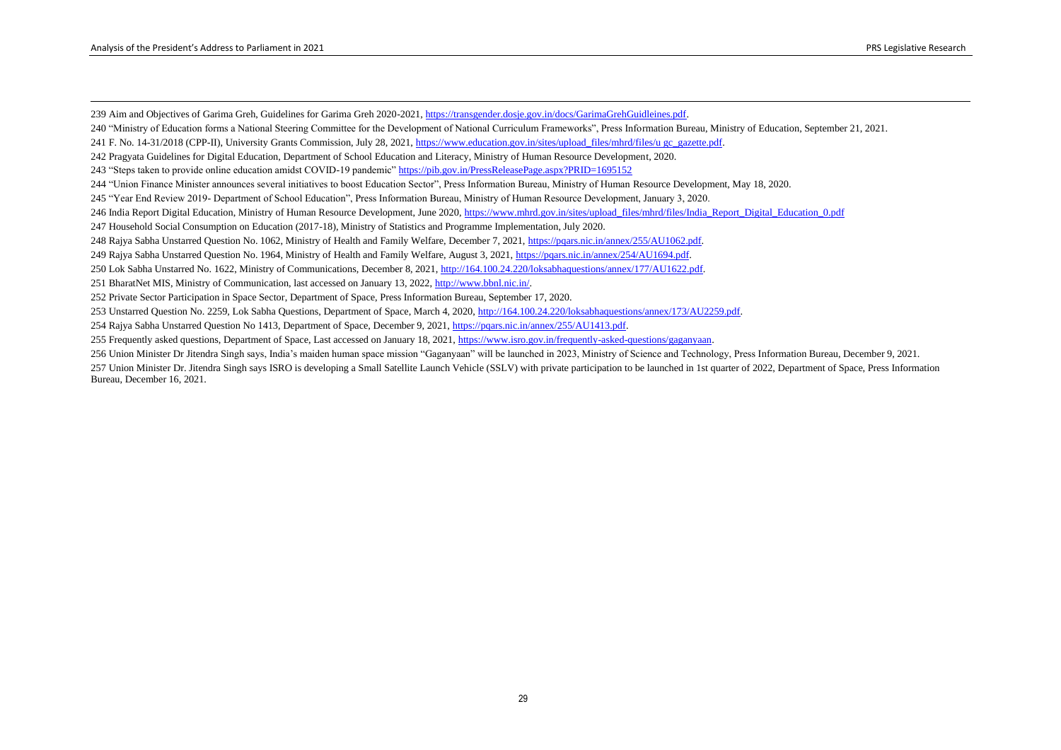239 Aim and Objectives of Garima Greh, Guidelines for Garima Greh 2020-2021, https://transgender.dosje.gov.in/docs/GarimaGrehGuidleines.pdf.

240 "Ministry of Education forms a National Steering Committee for the Development of National Curriculum Frameworks", Press Information Bureau, Ministry of Education, September 21, 2021.

241 F. No. 14-31/2018 (CPP-II), University Grants Commission, July 28, 2021, https://www.education.gov.in/sites/upload_files/mhrd/files/u gc_gazette.pdf.

242 Pragyata Guidelines for Digital Education, Department of School Education and Literacy, Ministry of Human Resource Development, 2020.

243 "Steps taken to provide online education amidst COVID-19 pandemic" https://pib.gov.in/PressReleasePage.aspx?PRID=1695152

244 "Union Finance Minister announces several initiatives to boost Education Sector", Press Information Bureau, Ministry of Human Resource Development, May 18, 2020.

245 "Year End Review 2019- Department of School Education", Press Information Bureau, Ministry of Human Resource Development, January 3, 2020.

246 India Report Digital Education, Ministry of Human Resource Development, June 2020, https://www.mhrd.gov.in/sites/upload_files/mhrd/files/India_Report_Digital_Education_0.pdf

247 Household Social Consumption on Education (2017-18), Ministry of Statistics and Programme Implementation, July 2020.

248 Rajya Sabha Unstarred Question No. 1062, Ministry of Health and Family Welfare, December 7, 2021, https://pqars.nic.in/annex/255/AU1062.pdf.

249 Rajya Sabha Unstarred Question No. 1964, Ministry of Health and Family Welfare, August 3, 2021, https://pqars.nic.in/annex/254/AU1694.pdf.

250 Lok Sabha Unstarred No. 1622, Ministry of Communications, December 8, 2021, http://164.100.24.220/loksabhaquestions/annex/177/AU1622.pdf.

251 BharatNet MIS, Ministry of Communication, last accessed on January 13, 2022, http://www.bbnl.nic.in/.

252 Private Sector Participation in Space Sector, Department of Space, Press Information Bureau, September 17, 2020.

253 Unstarred Question No. 2259, Lok Sabha Questions, Department of Space, March 4, 2020, http://164.100.24.220/loksabhaquestions/annex/173/AU2259.pdf.

254 Rajya Sabha Unstarred Question No 1413, Department of Space, December 9, 2021, https://pqars.nic.in/annex/255/AU1413.pdf.

255 Frequently asked questions, Department of Space, Last accessed on January 18, 2021, https://www.isro.gov.in/frequently-asked-questions/gaganyaan.

256 Union Minister Dr Jitendra Singh says, India's maiden human space mission "Gaganyaan" will be launched in 2023, Ministry of Science and Technology, Press Information Bureau, December 9, 2021.

257 Union Minister Dr. Jitendra Singh says ISRO is developing a Small Satellite Launch Vehicle (SSLV) with private participation to be launched in 1st quarter of 2022, Department of Space, Press Information Bureau, December 16, 2021.